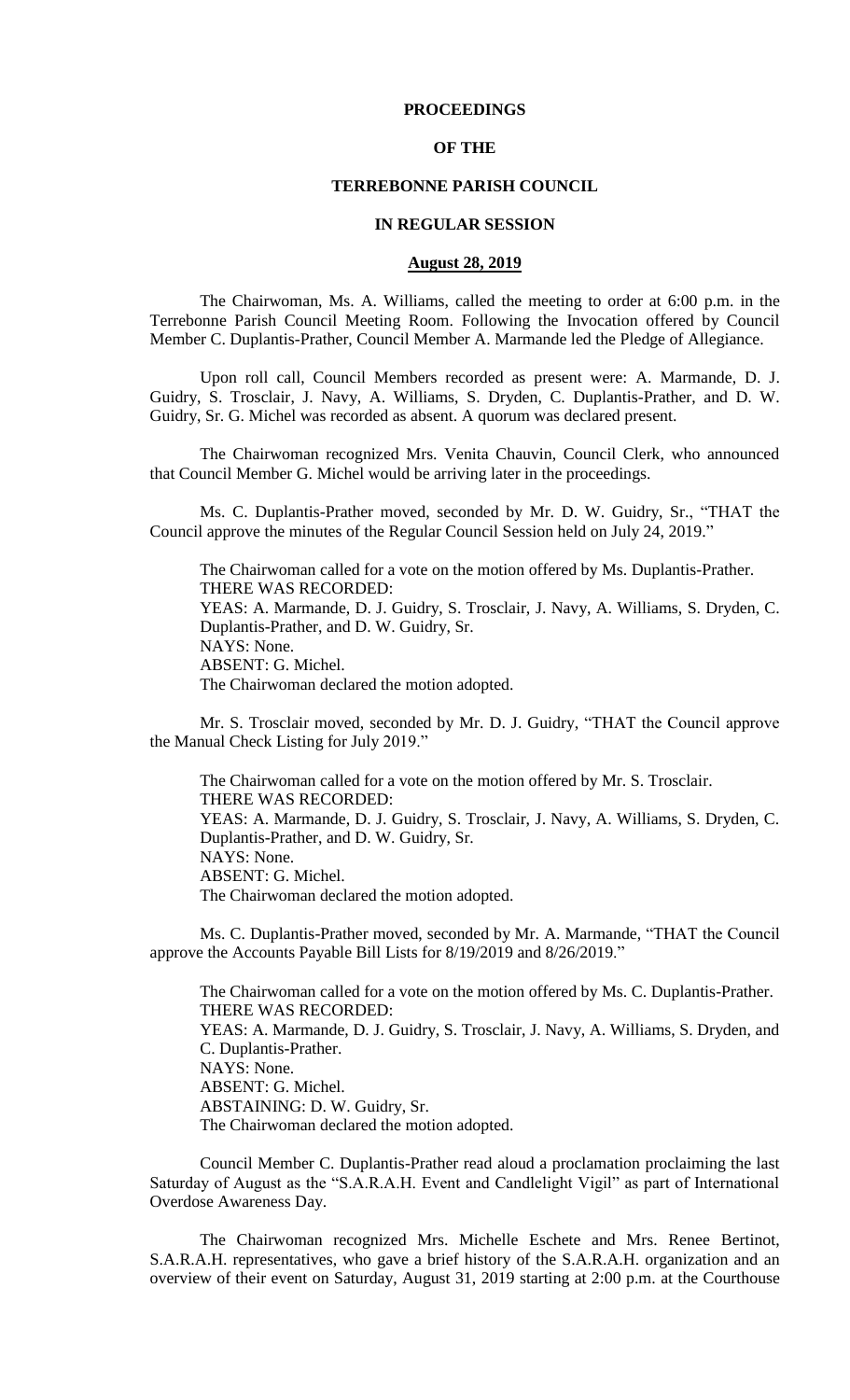**PROCEEDINGS**

**OF THE**

**TERREBONNE PARISH COUNCIL**

**IN REGULAR SESSION**

**August 28, 2019**

The Chairwoman, Ms. A. Williams, called the meeting to order at 6:00 p.m. in the Terrebonne Parish Council Meeting Room. Following the Invocation offered by Council Member C. Duplantis-Prather, Council Member A. Marmande led the Pledge of Allegiance.

Upon roll call, Council Members recorded as present were: A. Marmande, D. J. Guidry, S. Trosclair, J. Navy, A. Williams, S. Dryden, C. Duplantis-Prather, and D. W. Guidry, Sr. G. Michel was recorded as absent. A quorum was declared present.

The Chairwoman recognized Mrs. Venita Chauvin, Council Clerk, who announced that Council Member G. Michel would be arriving later in the proceedings.

Ms. C. Duplantis-Prather moved, seconded by Mr. D. W. Guidry, Sr., "THAT the Council approve the minutes of the Regular Council Session held on July 24, 2019."

The Chairwoman called for a vote on the motion offered by Ms. Duplantis-Prather.
THERE WAS RECORDED:
YEAS: A. Marmande, D. J. Guidry, S. Trosclair, J. Navy, A. Williams, S. Dryden, C. Duplantis-Prather, and D. W. Guidry, Sr.
NAYS: None.
ABSENT: G. Michel.
The Chairwoman declared the motion adopted.

Mr. S. Trosclair moved, seconded by Mr. D. J. Guidry, "THAT the Council approve the Manual Check Listing for July 2019."

The Chairwoman called for a vote on the motion offered by Mr. S. Trosclair.
THERE WAS RECORDED:
YEAS: A. Marmande, D. J. Guidry, S. Trosclair, J. Navy, A. Williams, S. Dryden, C. Duplantis-Prather, and D. W. Guidry, Sr.
NAYS: None.
ABSENT: G. Michel.
The Chairwoman declared the motion adopted.

Ms. C. Duplantis-Prather moved, seconded by Mr. A. Marmande, "THAT the Council approve the Accounts Payable Bill Lists for 8/19/2019 and 8/26/2019."

The Chairwoman called for a vote on the motion offered by Ms. C. Duplantis-Prather.
THERE WAS RECORDED:
YEAS: A. Marmande, D. J. Guidry, S. Trosclair, J. Navy, A. Williams, S. Dryden, and C. Duplantis-Prather.
NAYS: None.
ABSENT: G. Michel.
ABSTAINING: D. W. Guidry, Sr.
The Chairwoman declared the motion adopted.

Council Member C. Duplantis-Prather read aloud a proclamation proclaiming the last Saturday of August as the "S.A.R.A.H. Event and Candlelight Vigil" as part of International Overdose Awareness Day.

The Chairwoman recognized Mrs. Michelle Eschete and Mrs. Renee Bertinot, S.A.R.A.H. representatives, who gave a brief history of the S.A.R.A.H. organization and an overview of their event on Saturday, August 31, 2019 starting at 2:00 p.m. at the Courthouse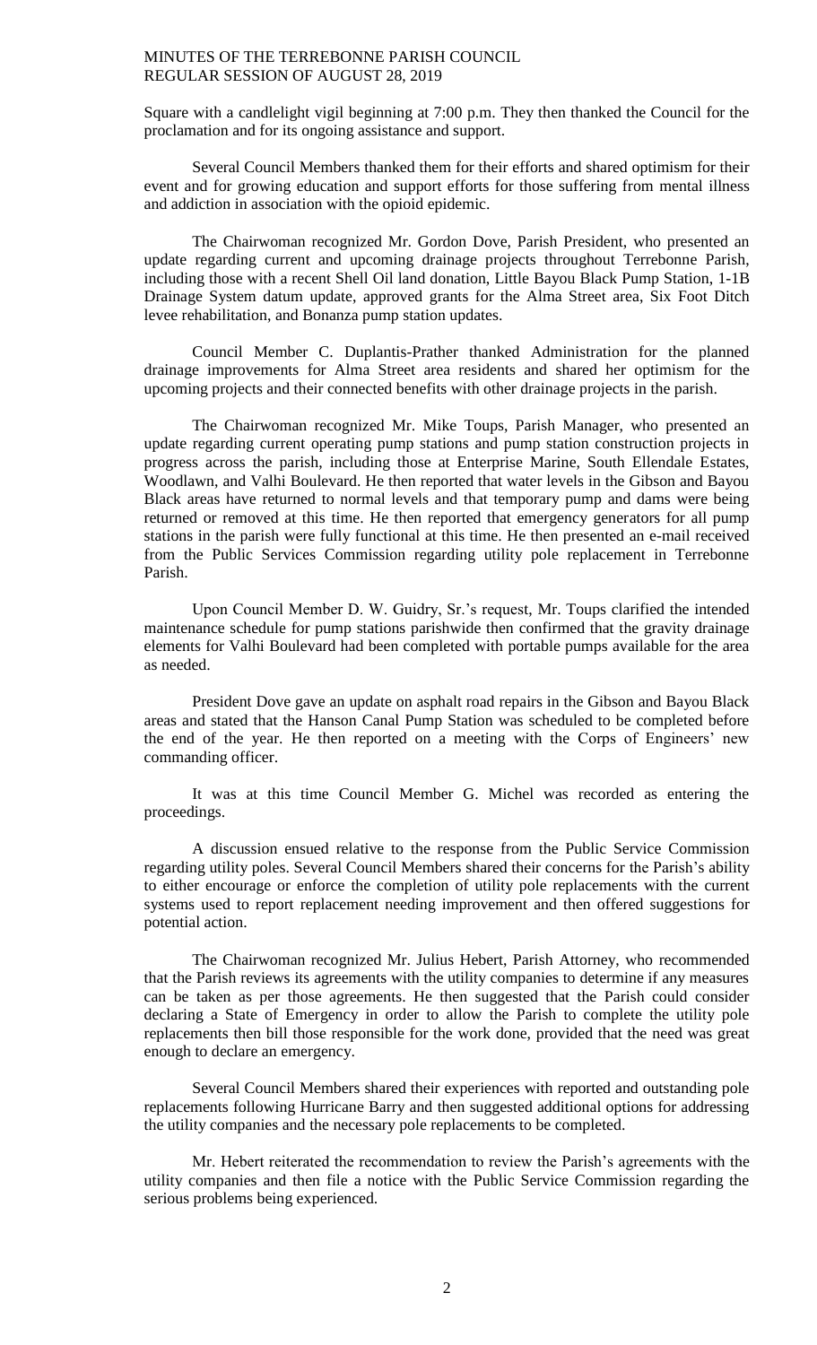Square with a candlelight vigil beginning at 7:00 p.m. They then thanked the Council for the proclamation and for its ongoing assistance and support.

Several Council Members thanked them for their efforts and shared optimism for their event and for growing education and support efforts for those suffering from mental illness and addiction in association with the opioid epidemic.

The Chairwoman recognized Mr. Gordon Dove, Parish President, who presented an update regarding current and upcoming drainage projects throughout Terrebonne Parish, including those with a recent Shell Oil land donation, Little Bayou Black Pump Station, 1-1B Drainage System datum update, approved grants for the Alma Street area, Six Foot Ditch levee rehabilitation, and Bonanza pump station updates.

Council Member C. Duplantis-Prather thanked Administration for the planned drainage improvements for Alma Street area residents and shared her optimism for the upcoming projects and their connected benefits with other drainage projects in the parish.

The Chairwoman recognized Mr. Mike Toups, Parish Manager, who presented an update regarding current operating pump stations and pump station construction projects in progress across the parish, including those at Enterprise Marine, South Ellendale Estates, Woodlawn, and Valhi Boulevard. He then reported that water levels in the Gibson and Bayou Black areas have returned to normal levels and that temporary pump and dams were being returned or removed at this time. He then reported that emergency generators for all pump stations in the parish were fully functional at this time. He then presented an e-mail received from the Public Services Commission regarding utility pole replacement in Terrebonne Parish.

Upon Council Member D. W. Guidry, Sr.'s request, Mr. Toups clarified the intended maintenance schedule for pump stations parishwide then confirmed that the gravity drainage elements for Valhi Boulevard had been completed with portable pumps available for the area as needed.

President Dove gave an update on asphalt road repairs in the Gibson and Bayou Black areas and stated that the Hanson Canal Pump Station was scheduled to be completed before the end of the year. He then reported on a meeting with the Corps of Engineers' new commanding officer.

It was at this time Council Member G. Michel was recorded as entering the proceedings.

A discussion ensued relative to the response from the Public Service Commission regarding utility poles. Several Council Members shared their concerns for the Parish's ability to either encourage or enforce the completion of utility pole replacements with the current systems used to report replacement needing improvement and then offered suggestions for potential action.

The Chairwoman recognized Mr. Julius Hebert, Parish Attorney, who recommended that the Parish reviews its agreements with the utility companies to determine if any measures can be taken as per those agreements. He then suggested that the Parish could consider declaring a State of Emergency in order to allow the Parish to complete the utility pole replacements then bill those responsible for the work done, provided that the need was great enough to declare an emergency.

Several Council Members shared their experiences with reported and outstanding pole replacements following Hurricane Barry and then suggested additional options for addressing the utility companies and the necessary pole replacements to be completed.

Mr. Hebert reiterated the recommendation to review the Parish's agreements with the utility companies and then file a notice with the Public Service Commission regarding the serious problems being experienced.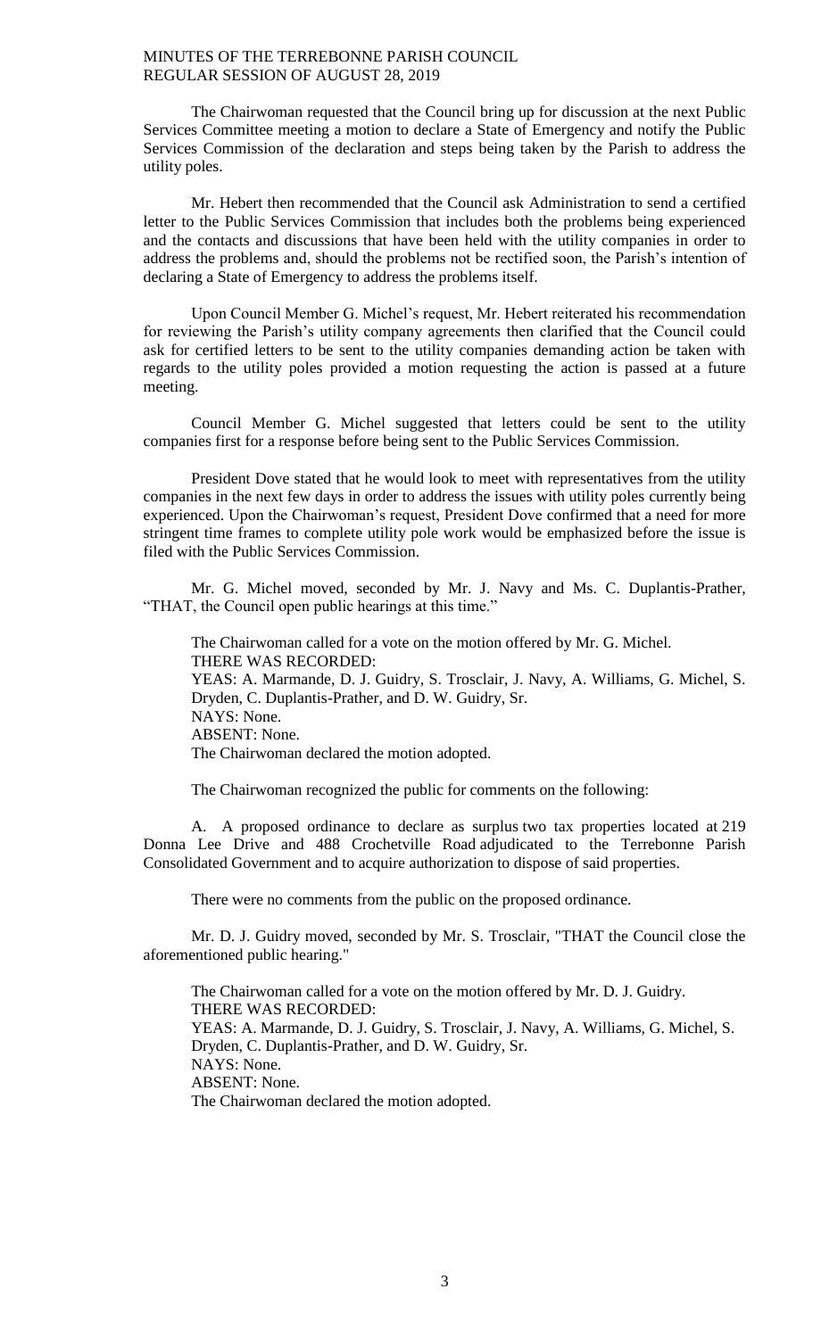The Chairwoman requested that the Council bring up for discussion at the next Public Services Committee meeting a motion to declare a State of Emergency and notify the Public Services Commission of the declaration and steps being taken by the Parish to address the utility poles.

Mr. Hebert then recommended that the Council ask Administration to send a certified letter to the Public Services Commission that includes both the problems being experienced and the contacts and discussions that have been held with the utility companies in order to address the problems and, should the problems not be rectified soon, the Parish's intention of declaring a State of Emergency to address the problems itself.

Upon Council Member G. Michel's request, Mr. Hebert reiterated his recommendation for reviewing the Parish's utility company agreements then clarified that the Council could ask for certified letters to be sent to the utility companies demanding action be taken with regards to the utility poles provided a motion requesting the action is passed at a future meeting.

Council Member G. Michel suggested that letters could be sent to the utility companies first for a response before being sent to the Public Services Commission.

President Dove stated that he would look to meet with representatives from the utility companies in the next few days in order to address the issues with utility poles currently being experienced. Upon the Chairwoman's request, President Dove confirmed that a need for more stringent time frames to complete utility pole work would be emphasized before the issue is filed with the Public Services Commission.

Mr. G. Michel moved, seconded by Mr. J. Navy and Ms. C. Duplantis-Prather, "THAT, the Council open public hearings at this time."

The Chairwoman called for a vote on the motion offered by Mr. G. Michel.
THERE WAS RECORDED:
YEAS: A. Marmande, D. J. Guidry, S. Trosclair, J. Navy, A. Williams, G. Michel, S. Dryden, C. Duplantis-Prather, and D. W. Guidry, Sr.
NAYS: None.
ABSENT: None.
The Chairwoman declared the motion adopted.

The Chairwoman recognized the public for comments on the following:

A. A proposed ordinance to declare as surplus two tax properties located at 219 Donna Lee Drive and 488 Crochetville Road adjudicated to the Terrebonne Parish Consolidated Government and to acquire authorization to dispose of said properties.

There were no comments from the public on the proposed ordinance.

Mr. D. J. Guidry moved, seconded by Mr. S. Trosclair, "THAT the Council close the aforementioned public hearing."

The Chairwoman called for a vote on the motion offered by Mr. D. J. Guidry.
THERE WAS RECORDED:
YEAS: A. Marmande, D. J. Guidry, S. Trosclair, J. Navy, A. Williams, G. Michel, S. Dryden, C. Duplantis-Prather, and D. W. Guidry, Sr.
NAYS: None.
ABSENT: None.
The Chairwoman declared the motion adopted.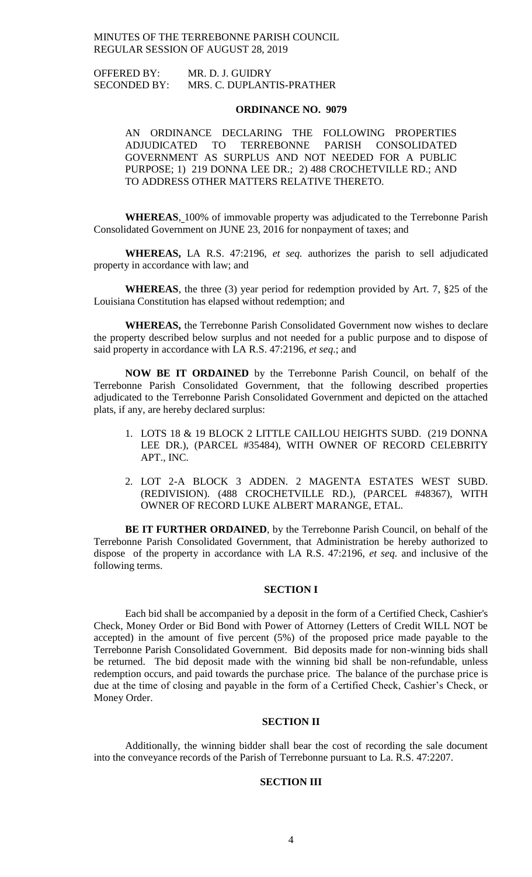OFFERED BY: MR. D. J. GUIDRY
SECONDED BY: MRS. C. DUPLANTIS-PRATHER

**ORDINANCE NO. 9079**

AN ORDINANCE DECLARING THE FOLLOWING PROPERTIES ADJUDICATED TO TERREBONNE PARISH CONSOLIDATED GOVERNMENT AS SURPLUS AND NOT NEEDED FOR A PUBLIC PURPOSE; 1) 219 DONNA LEE DR.; 2) 488 CROCHETVILLE RD.; AND TO ADDRESS OTHER MATTERS RELATIVE THERETO.

**WHEREAS**, 100% of immovable property was adjudicated to the Terrebonne Parish Consolidated Government on JUNE 23, 2016 for nonpayment of taxes; and

**WHEREAS,** LA R.S. 47:2196, *et seq.* authorizes the parish to sell adjudicated property in accordance with law; and

**WHEREAS**, the three (3) year period for redemption provided by Art. 7, §25 of the Louisiana Constitution has elapsed without redemption; and

**WHEREAS,** the Terrebonne Parish Consolidated Government now wishes to declare the property described below surplus and not needed for a public purpose and to dispose of said property in accordance with LA R.S. 47:2196, *et seq*.; and

**NOW BE IT ORDAINED** by the Terrebonne Parish Council, on behalf of the Terrebonne Parish Consolidated Government, that the following described properties adjudicated to the Terrebonne Parish Consolidated Government and depicted on the attached plats, if any, are hereby declared surplus:

1. LOTS 18 & 19 BLOCK 2 LITTLE CAILLOU HEIGHTS SUBD. (219 DONNA LEE DR.), (PARCEL #35484), WITH OWNER OF RECORD CELEBRITY APT., INC.

2. LOT 2-A BLOCK 3 ADDEN. 2 MAGENTA ESTATES WEST SUBD. (REDIVISION). (488 CROCHETVILLE RD.), (PARCEL #48367), WITH OWNER OF RECORD LUKE ALBERT MARANGE, ETAL.

**BE IT FURTHER ORDAINED**, by the Terrebonne Parish Council, on behalf of the Terrebonne Parish Consolidated Government, that Administration be hereby authorized to dispose of the property in accordance with LA R.S. 47:2196, *et seq.* and inclusive of the following terms.

**SECTION I**

Each bid shall be accompanied by a deposit in the form of a Certified Check, Cashier's Check, Money Order or Bid Bond with Power of Attorney (Letters of Credit WILL NOT be accepted) in the amount of five percent (5%) of the proposed price made payable to the Terrebonne Parish Consolidated Government. Bid deposits made for non-winning bids shall be returned. The bid deposit made with the winning bid shall be non-refundable, unless redemption occurs, and paid towards the purchase price. The balance of the purchase price is due at the time of closing and payable in the form of a Certified Check, Cashier's Check, or Money Order.

**SECTION II**

Additionally, the winning bidder shall bear the cost of recording the sale document into the conveyance records of the Parish of Terrebonne pursuant to La. R.S. 47:2207.

**SECTION III**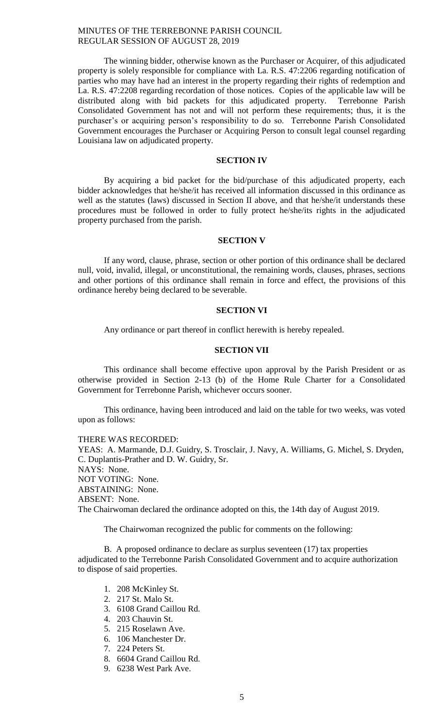The winning bidder, otherwise known as the Purchaser or Acquirer, of this adjudicated property is solely responsible for compliance with La. R.S. 47:2206 regarding notification of parties who may have had an interest in the property regarding their rights of redemption and La. R.S. 47:2208 regarding recordation of those notices. Copies of the applicable law will be distributed along with bid packets for this adjudicated property. Terrebonne Parish Consolidated Government has not and will not perform these requirements; thus, it is the purchaser's or acquiring person's responsibility to do so. Terrebonne Parish Consolidated Government encourages the Purchaser or Acquiring Person to consult legal counsel regarding Louisiana law on adjudicated property.

## SECTION IV

By acquiring a bid packet for the bid/purchase of this adjudicated property, each bidder acknowledges that he/she/it has received all information discussed in this ordinance as well as the statutes (laws) discussed in Section II above, and that he/she/it understands these procedures must be followed in order to fully protect he/she/its rights in the adjudicated property purchased from the parish.

## SECTION V

If any word, clause, phrase, section or other portion of this ordinance shall be declared null, void, invalid, illegal, or unconstitutional, the remaining words, clauses, phrases, sections and other portions of this ordinance shall remain in force and effect, the provisions of this ordinance hereby being declared to be severable.

## SECTION VI

Any ordinance or part thereof in conflict herewith is hereby repealed.

## SECTION VII

This ordinance shall become effective upon approval by the Parish President or as otherwise provided in Section 2-13 (b) of the Home Rule Charter for a Consolidated Government for Terrebonne Parish, whichever occurs sooner.

This ordinance, having been introduced and laid on the table for two weeks, was voted upon as follows:

THERE WAS RECORDED:
YEAS: A. Marmande, D.J. Guidry, S. Trosclair, J. Navy, A. Williams, G. Michel, S. Dryden, C. Duplantis-Prather and D. W. Guidry, Sr.
NAYS: None.
NOT VOTING: None.
ABSTAINING: None.
ABSENT: None.
The Chairwoman declared the ordinance adopted on this, the 14th day of August 2019.

The Chairwoman recognized the public for comments on the following:

B. A proposed ordinance to declare as surplus seventeen (17) tax properties adjudicated to the Terrebonne Parish Consolidated Government and to acquire authorization to dispose of said properties.

1. 208 McKinley St.
2. 217 St. Malo St.
3. 6108 Grand Caillou Rd.
4. 203 Chauvin St.
5. 215 Roselawn Ave.
6. 106 Manchester Dr.
7. 224 Peters St.
8. 6604 Grand Caillou Rd.
9. 6238 West Park Ave.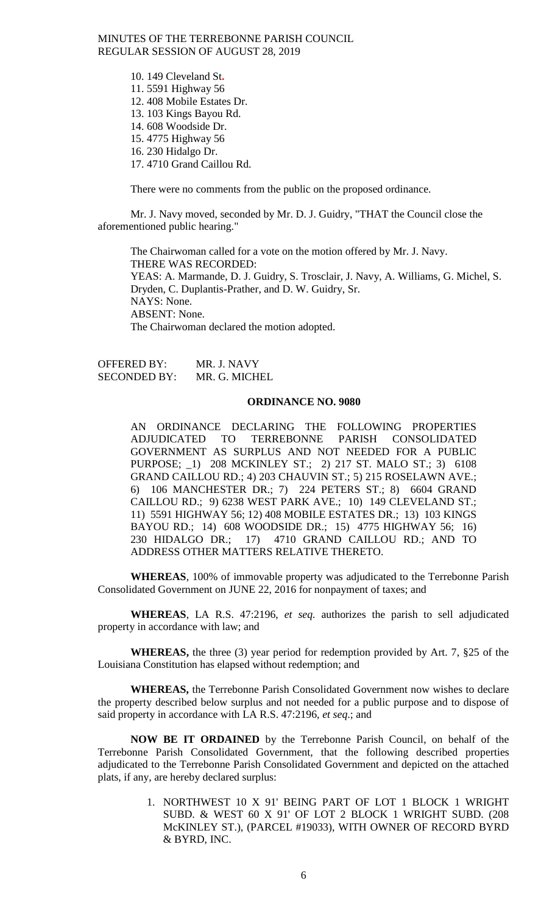10. 149 Cleveland St.
11. 5591 Highway 56
12. 408 Mobile Estates Dr.
13. 103 Kings Bayou Rd.
14. 608 Woodside Dr.
15. 4775 Highway 56
16. 230 Hidalgo Dr.
17. 4710 Grand Caillou Rd.

There were no comments from the public on the proposed ordinance.

Mr. J. Navy moved, seconded by Mr. D. J. Guidry, "THAT the Council close the aforementioned public hearing."

The Chairwoman called for a vote on the motion offered by Mr. J. Navy.
THERE WAS RECORDED:
YEAS: A. Marmande, D. J. Guidry, S. Trosclair, J. Navy, A. Williams, G. Michel, S. Dryden, C. Duplantis-Prather, and D. W. Guidry, Sr.
NAYS: None.
ABSENT: None.
The Chairwoman declared the motion adopted.

OFFERED BY: MR. J. NAVY
SECONDED BY: MR. G. MICHEL

## ORDINANCE NO. 9080

AN ORDINANCE DECLARING THE FOLLOWING PROPERTIES ADJUDICATED TO TERREBONNE PARISH CONSOLIDATED GOVERNMENT AS SURPLUS AND NOT NEEDED FOR A PUBLIC PURPOSE; _1) 208 MCKINLEY ST.; 2) 217 ST. MALO ST.; 3) 6108 GRAND CAILLOU RD.; 4) 203 CHAUVIN ST.; 5) 215 ROSELAWN AVE.; 6) 106 MANCHESTER DR.; 7) 224 PETERS ST.; 8) 6604 GRAND CAILLOU RD.; 9) 6238 WEST PARK AVE.; 10) 149 CLEVELAND ST.; 11) 5591 HIGHWAY 56; 12) 408 MOBILE ESTATES DR.; 13) 103 KINGS BAYOU RD.; 14) 608 WOODSIDE DR.; 15) 4775 HIGHWAY 56; 16) 230 HIDALGO DR.; 17) 4710 GRAND CAILLOU RD.; AND TO ADDRESS OTHER MATTERS RELATIVE THERETO.

**WHEREAS**, 100% of immovable property was adjudicated to the Terrebonne Parish Consolidated Government on JUNE 22, 2016 for nonpayment of taxes; and

**WHEREAS**, LA R.S. 47:2196, *et seq.* authorizes the parish to sell adjudicated property in accordance with law; and

**WHEREAS,** the three (3) year period for redemption provided by Art. 7, §25 of the Louisiana Constitution has elapsed without redemption; and

**WHEREAS,** the Terrebonne Parish Consolidated Government now wishes to declare the property described below surplus and not needed for a public purpose and to dispose of said property in accordance with LA R.S. 47:2196, *et seq.*; and

**NOW BE IT ORDAINED** by the Terrebonne Parish Council, on behalf of the Terrebonne Parish Consolidated Government, that the following described properties adjudicated to the Terrebonne Parish Consolidated Government and depicted on the attached plats, if any, are hereby declared surplus:

1. NORTHWEST 10 X 91' BEING PART OF LOT 1 BLOCK 1 WRIGHT SUBD. & WEST 60 X 91' OF LOT 2 BLOCK 1 WRIGHT SUBD. (208 McKINLEY ST.), (PARCEL #19033), WITH OWNER OF RECORD BYRD & BYRD, INC.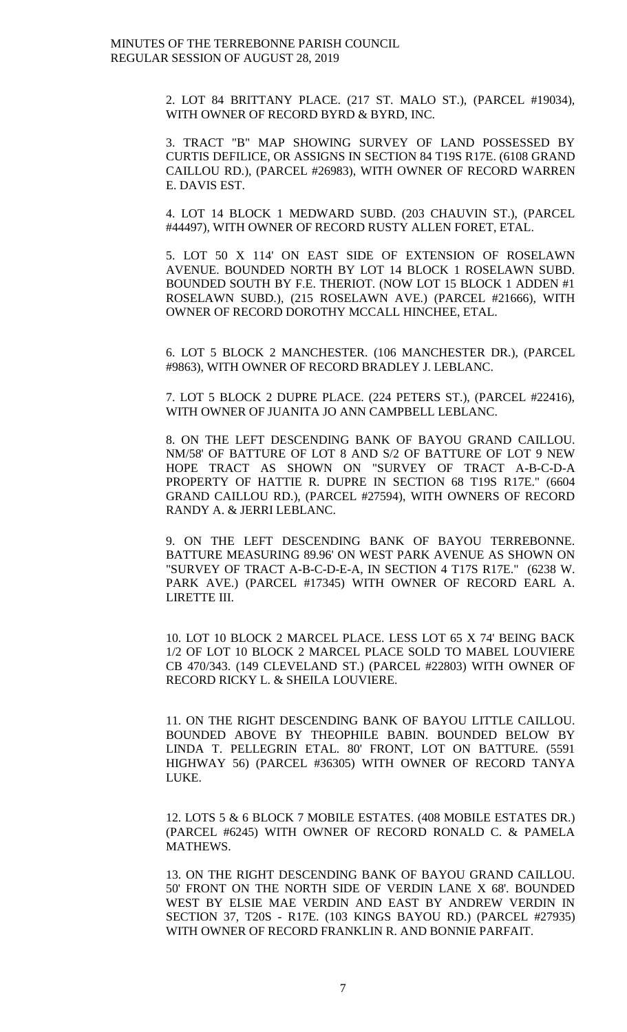2. LOT 84 BRITTANY PLACE. (217 ST. MALO ST.), (PARCEL #19034), WITH OWNER OF RECORD BYRD & BYRD, INC.

3. TRACT "B" MAP SHOWING SURVEY OF LAND POSSESSED BY CURTIS DEFILICE, OR ASSIGNS IN SECTION 84 T19S R17E. (6108 GRAND CAILLOU RD.), (PARCEL #26983), WITH OWNER OF RECORD WARREN E. DAVIS EST.

4. LOT 14 BLOCK 1 MEDWARD SUBD. (203 CHAUVIN ST.), (PARCEL #44497), WITH OWNER OF RECORD RUSTY ALLEN FORET, ETAL.

5. LOT 50 X 114' ON EAST SIDE OF EXTENSION OF ROSELAWN AVENUE. BOUNDED NORTH BY LOT 14 BLOCK 1 ROSELAWN SUBD. BOUNDED SOUTH BY F.E. THERIOT. (NOW LOT 15 BLOCK 1 ADDEN #1 ROSELAWN SUBD.), (215 ROSELAWN AVE.) (PARCEL #21666), WITH OWNER OF RECORD DOROTHY MCCALL HINCHEE, ETAL.

6. LOT 5 BLOCK 2 MANCHESTER. (106 MANCHESTER DR.), (PARCEL #9863), WITH OWNER OF RECORD BRADLEY J. LEBLANC.

7. LOT 5 BLOCK 2 DUPRE PLACE. (224 PETERS ST.), (PARCEL #22416), WITH OWNER OF JUANITA JO ANN CAMPBELL LEBLANC.

8. ON THE LEFT DESCENDING BANK OF BAYOU GRAND CAILLOU. NM/58' OF BATTURE OF LOT 8 AND S/2 OF BATTURE OF LOT 9 NEW HOPE TRACT AS SHOWN ON "SURVEY OF TRACT A-B-C-D-A PROPERTY OF HATTIE R. DUPRE IN SECTION 68 T19S R17E." (6604 GRAND CAILLOU RD.), (PARCEL #27594), WITH OWNERS OF RECORD RANDY A. & JERRI LEBLANC.

9. ON THE LEFT DESCENDING BANK OF BAYOU TERREBONNE. BATTURE MEASURING 89.96' ON WEST PARK AVENUE AS SHOWN ON "SURVEY OF TRACT A-B-C-D-E-A, IN SECTION 4 T17S R17E." (6238 W. PARK AVE.) (PARCEL #17345) WITH OWNER OF RECORD EARL A. LIRETTE III.

10. LOT 10 BLOCK 2 MARCEL PLACE. LESS LOT 65 X 74' BEING BACK 1/2 OF LOT 10 BLOCK 2 MARCEL PLACE SOLD TO MABEL LOUVIERE CB 470/343. (149 CLEVELAND ST.) (PARCEL #22803) WITH OWNER OF RECORD RICKY L. & SHEILA LOUVIERE.

11. ON THE RIGHT DESCENDING BANK OF BAYOU LITTLE CAILLOU. BOUNDED ABOVE BY THEOPHILE BABIN. BOUNDED BELOW BY LINDA T. PELLEGRIN ETAL. 80' FRONT, LOT ON BATTURE. (5591 HIGHWAY 56) (PARCEL #36305) WITH OWNER OF RECORD TANYA LUKE.

12. LOTS 5 & 6 BLOCK 7 MOBILE ESTATES. (408 MOBILE ESTATES DR.) (PARCEL #6245) WITH OWNER OF RECORD RONALD C. & PAMELA MATHEWS.

13. ON THE RIGHT DESCENDING BANK OF BAYOU GRAND CAILLOU. 50' FRONT ON THE NORTH SIDE OF VERDIN LANE X 68'. BOUNDED WEST BY ELSIE MAE VERDIN AND EAST BY ANDREW VERDIN IN SECTION 37, T20S - R17E. (103 KINGS BAYOU RD.) (PARCEL #27935) WITH OWNER OF RECORD FRANKLIN R. AND BONNIE PARFAIT.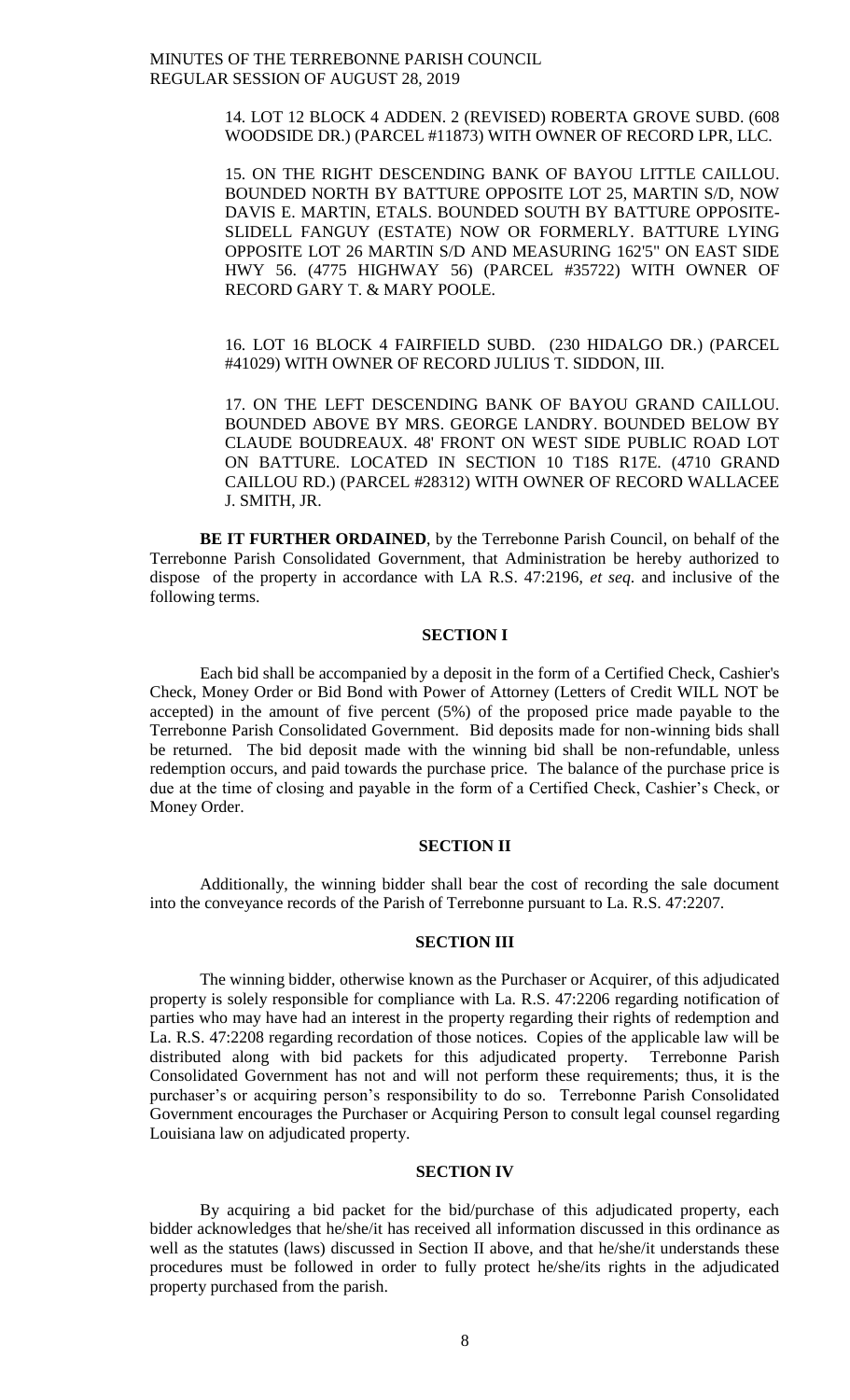14. LOT 12 BLOCK 4 ADDEN. 2 (REVISED) ROBERTA GROVE SUBD. (608 WOODSIDE DR.) (PARCEL #11873) WITH OWNER OF RECORD LPR, LLC.

15. ON THE RIGHT DESCENDING BANK OF BAYOU LITTLE CAILLOU. BOUNDED NORTH BY BATTURE OPPOSITE LOT 25, MARTIN S/D, NOW DAVIS E. MARTIN, ETALS. BOUNDED SOUTH BY BATTURE OPPOSITE-SLIDELL FANGUY (ESTATE) NOW OR FORMERLY. BATTURE LYING OPPOSITE LOT 26 MARTIN S/D AND MEASURING 162'5" ON EAST SIDE HWY 56. (4775 HIGHWAY 56) (PARCEL #35722) WITH OWNER OF RECORD GARY T. & MARY POOLE.

16. LOT 16 BLOCK 4 FAIRFIELD SUBD. (230 HIDALGO DR.) (PARCEL #41029) WITH OWNER OF RECORD JULIUS T. SIDDON, III.

17. ON THE LEFT DESCENDING BANK OF BAYOU GRAND CAILLOU. BOUNDED ABOVE BY MRS. GEORGE LANDRY. BOUNDED BELOW BY CLAUDE BOUDREAUX. 48' FRONT ON WEST SIDE PUBLIC ROAD LOT ON BATTURE. LOCATED IN SECTION 10 T18S R17E. (4710 GRAND CAILLOU RD.) (PARCEL #28312) WITH OWNER OF RECORD WALLACEE J. SMITH, JR.

**BE IT FURTHER ORDAINED**, by the Terrebonne Parish Council, on behalf of the Terrebonne Parish Consolidated Government, that Administration be hereby authorized to dispose of the property in accordance with LA R.S. 47:2196, *et seq.* and inclusive of the following terms.

## SECTION I

Each bid shall be accompanied by a deposit in the form of a Certified Check, Cashier's Check, Money Order or Bid Bond with Power of Attorney (Letters of Credit WILL NOT be accepted) in the amount of five percent (5%) of the proposed price made payable to the Terrebonne Parish Consolidated Government. Bid deposits made for non-winning bids shall be returned. The bid deposit made with the winning bid shall be non-refundable, unless redemption occurs, and paid towards the purchase price. The balance of the purchase price is due at the time of closing and payable in the form of a Certified Check, Cashier's Check, or Money Order.

## SECTION II

Additionally, the winning bidder shall bear the cost of recording the sale document into the conveyance records of the Parish of Terrebonne pursuant to La. R.S. 47:2207.

## SECTION III

The winning bidder, otherwise known as the Purchaser or Acquirer, of this adjudicated property is solely responsible for compliance with La. R.S. 47:2206 regarding notification of parties who may have had an interest in the property regarding their rights of redemption and La. R.S. 47:2208 regarding recordation of those notices. Copies of the applicable law will be distributed along with bid packets for this adjudicated property. Terrebonne Parish Consolidated Government has not and will not perform these requirements; thus, it is the purchaser's or acquiring person's responsibility to do so. Terrebonne Parish Consolidated Government encourages the Purchaser or Acquiring Person to consult legal counsel regarding Louisiana law on adjudicated property.

## SECTION IV

By acquiring a bid packet for the bid/purchase of this adjudicated property, each bidder acknowledges that he/she/it has received all information discussed in this ordinance as well as the statutes (laws) discussed in Section II above, and that he/she/it understands these procedures must be followed in order to fully protect he/she/its rights in the adjudicated property purchased from the parish.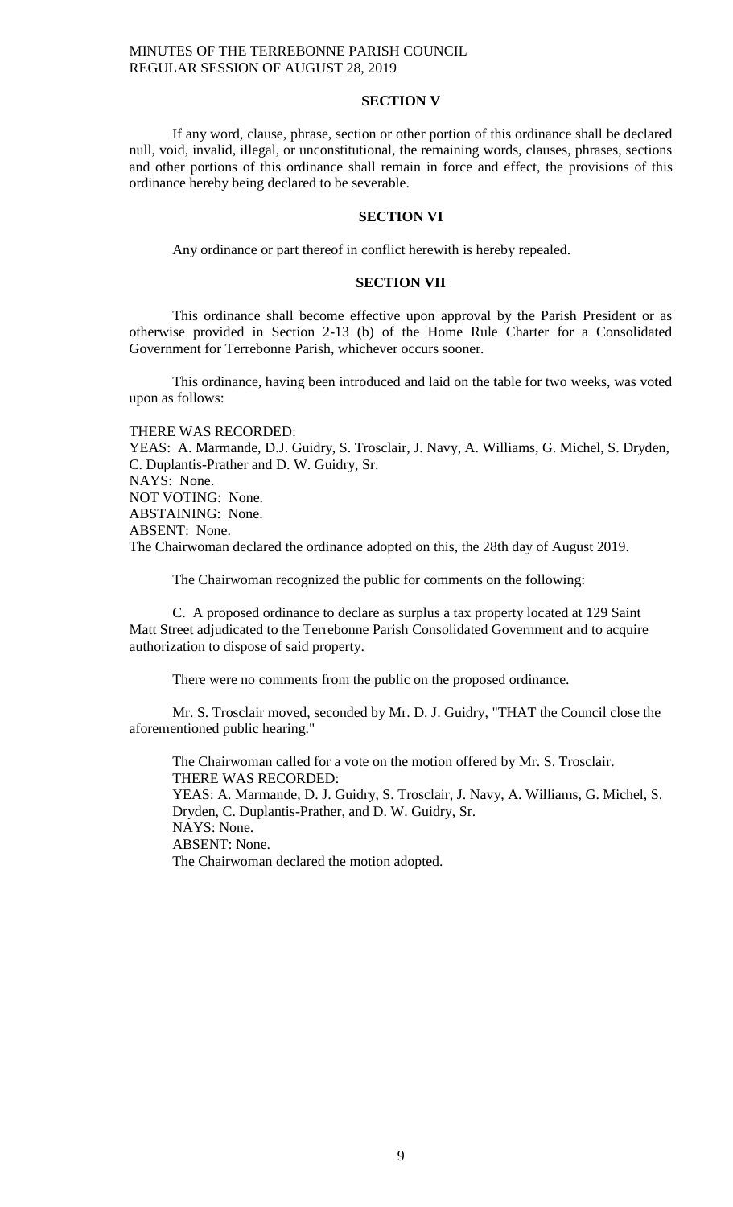## SECTION V

If any word, clause, phrase, section or other portion of this ordinance shall be declared null, void, invalid, illegal, or unconstitutional, the remaining words, clauses, phrases, sections and other portions of this ordinance shall remain in force and effect, the provisions of this ordinance hereby being declared to be severable.

## SECTION VI

Any ordinance or part thereof in conflict herewith is hereby repealed.

## SECTION VII

This ordinance shall become effective upon approval by the Parish President or as otherwise provided in Section 2-13 (b) of the Home Rule Charter for a Consolidated Government for Terrebonne Parish, whichever occurs sooner.

This ordinance, having been introduced and laid on the table for two weeks, was voted upon as follows:

THERE WAS RECORDED:
YEAS: A. Marmande, D.J. Guidry, S. Trosclair, J. Navy, A. Williams, G. Michel, S. Dryden, C. Duplantis-Prather and D. W. Guidry, Sr.
NAYS: None.
NOT VOTING: None.
ABSTAINING: None.
ABSENT: None.
The Chairwoman declared the ordinance adopted on this, the 28th day of August 2019.

The Chairwoman recognized the public for comments on the following:

C. A proposed ordinance to declare as surplus a tax property located at 129 Saint Matt Street adjudicated to the Terrebonne Parish Consolidated Government and to acquire authorization to dispose of said property.

There were no comments from the public on the proposed ordinance.

Mr. S. Trosclair moved, seconded by Mr. D. J. Guidry, "THAT the Council close the aforementioned public hearing."

The Chairwoman called for a vote on the motion offered by Mr. S. Trosclair.
THERE WAS RECORDED:
YEAS: A. Marmande, D. J. Guidry, S. Trosclair, J. Navy, A. Williams, G. Michel, S. Dryden, C. Duplantis-Prather, and D. W. Guidry, Sr.
NAYS: None.
ABSENT: None.
The Chairwoman declared the motion adopted.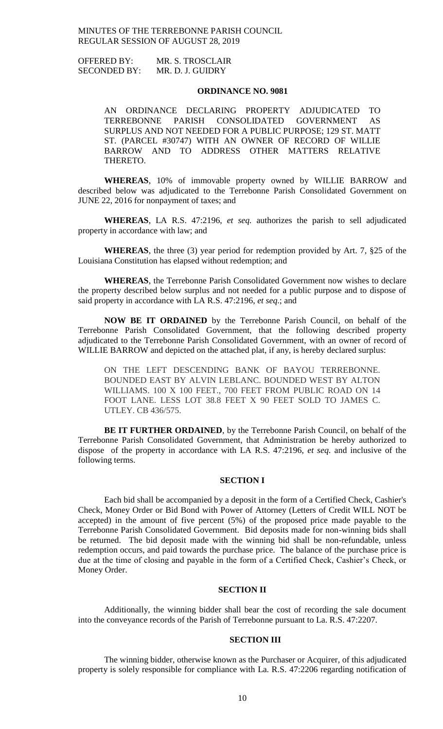OFFERED BY: MR. S. TROSCLAIR
SECONDED BY: MR. D. J. GUIDRY

**ORDINANCE NO. 9081**

AN ORDINANCE DECLARING PROPERTY ADJUDICATED TO TERREBONNE PARISH CONSOLIDATED GOVERNMENT AS SURPLUS AND NOT NEEDED FOR A PUBLIC PURPOSE; 129 ST. MATT ST. (PARCEL #30747) WITH AN OWNER OF RECORD OF WILLIE BARROW AND TO ADDRESS OTHER MATTERS RELATIVE THERETO.

**WHEREAS**, 10% of immovable property owned by WILLIE BARROW and described below was adjudicated to the Terrebonne Parish Consolidated Government on JUNE 22, 2016 for nonpayment of taxes; and

**WHEREAS**, LA R.S. 47:2196, *et seq.* authorizes the parish to sell adjudicated property in accordance with law; and

**WHEREAS**, the three (3) year period for redemption provided by Art. 7, §25 of the Louisiana Constitution has elapsed without redemption; and

**WHEREAS**, the Terrebonne Parish Consolidated Government now wishes to declare the property described below surplus and not needed for a public purpose and to dispose of said property in accordance with LA R.S. 47:2196, *et seq*.; and

**NOW BE IT ORDAINED** by the Terrebonne Parish Council, on behalf of the Terrebonne Parish Consolidated Government, that the following described property adjudicated to the Terrebonne Parish Consolidated Government, with an owner of record of WILLIE BARROW and depicted on the attached plat, if any, is hereby declared surplus:

ON THE LEFT DESCENDING BANK OF BAYOU TERREBONNE. BOUNDED EAST BY ALVIN LEBLANC. BOUNDED WEST BY ALTON WILLIAMS. 100 X 100 FEET., 700 FEET FROM PUBLIC ROAD ON 14 FOOT LANE. LESS LOT 38.8 FEET X 90 FEET SOLD TO JAMES C. UTLEY. CB 436/575.

**BE IT FURTHER ORDAINED**, by the Terrebonne Parish Council, on behalf of the Terrebonne Parish Consolidated Government, that Administration be hereby authorized to dispose of the property in accordance with LA R.S. 47:2196, *et seq.* and inclusive of the following terms.

**SECTION I**

Each bid shall be accompanied by a deposit in the form of a Certified Check, Cashier's Check, Money Order or Bid Bond with Power of Attorney (Letters of Credit WILL NOT be accepted) in the amount of five percent (5%) of the proposed price made payable to the Terrebonne Parish Consolidated Government. Bid deposits made for non-winning bids shall be returned. The bid deposit made with the winning bid shall be non-refundable, unless redemption occurs, and paid towards the purchase price. The balance of the purchase price is due at the time of closing and payable in the form of a Certified Check, Cashier's Check, or Money Order.

**SECTION II**

Additionally, the winning bidder shall bear the cost of recording the sale document into the conveyance records of the Parish of Terrebonne pursuant to La. R.S. 47:2207.

**SECTION III**

The winning bidder, otherwise known as the Purchaser or Acquirer, of this adjudicated property is solely responsible for compliance with La. R.S. 47:2206 regarding notification of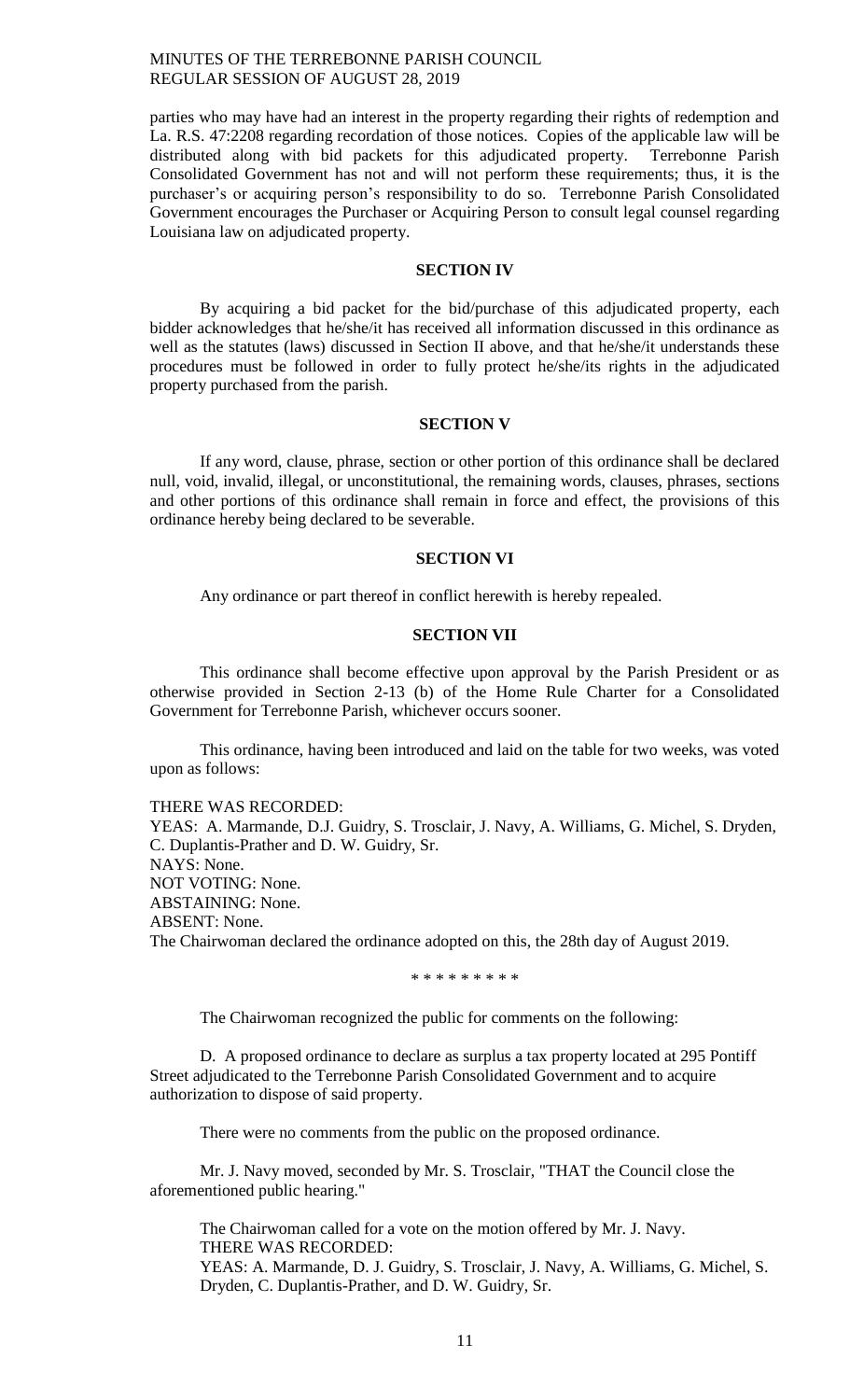parties who may have had an interest in the property regarding their rights of redemption and La. R.S. 47:2208 regarding recordation of those notices. Copies of the applicable law will be distributed along with bid packets for this adjudicated property. Terrebonne Parish Consolidated Government has not and will not perform these requirements; thus, it is the purchaser's or acquiring person's responsibility to do so. Terrebonne Parish Consolidated Government encourages the Purchaser or Acquiring Person to consult legal counsel regarding Louisiana law on adjudicated property.

**SECTION IV**

By acquiring a bid packet for the bid/purchase of this adjudicated property, each bidder acknowledges that he/she/it has received all information discussed in this ordinance as well as the statutes (laws) discussed in Section II above, and that he/she/it understands these procedures must be followed in order to fully protect he/she/its rights in the adjudicated property purchased from the parish.

**SECTION V**

If any word, clause, phrase, section or other portion of this ordinance shall be declared null, void, invalid, illegal, or unconstitutional, the remaining words, clauses, phrases, sections and other portions of this ordinance shall remain in force and effect, the provisions of this ordinance hereby being declared to be severable.

**SECTION VI**

Any ordinance or part thereof in conflict herewith is hereby repealed.

**SECTION VII**

This ordinance shall become effective upon approval by the Parish President or as otherwise provided in Section 2-13 (b) of the Home Rule Charter for a Consolidated Government for Terrebonne Parish, whichever occurs sooner.

This ordinance, having been introduced and laid on the table for two weeks, was voted upon as follows:

THERE WAS RECORDED:
YEAS: A. Marmande, D.J. Guidry, S. Trosclair, J. Navy, A. Williams, G. Michel, S. Dryden, C. Duplantis-Prather and D. W. Guidry, Sr.
NAYS: None.
NOT VOTING: None.
ABSTAINING: None.
ABSENT: None.
The Chairwoman declared the ordinance adopted on this, the 28th day of August 2019.

\* \* \* \* \* \* \* \* \*

The Chairwoman recognized the public for comments on the following:

D. A proposed ordinance to declare as surplus a tax property located at 295 Pontiff Street adjudicated to the Terrebonne Parish Consolidated Government and to acquire authorization to dispose of said property.

There were no comments from the public on the proposed ordinance.

Mr. J. Navy moved, seconded by Mr. S. Trosclair, "THAT the Council close the aforementioned public hearing."

The Chairwoman called for a vote on the motion offered by Mr. J. Navy.
THERE WAS RECORDED:
YEAS: A. Marmande, D. J. Guidry, S. Trosclair, J. Navy, A. Williams, G. Michel, S. Dryden, C. Duplantis-Prather, and D. W. Guidry, Sr.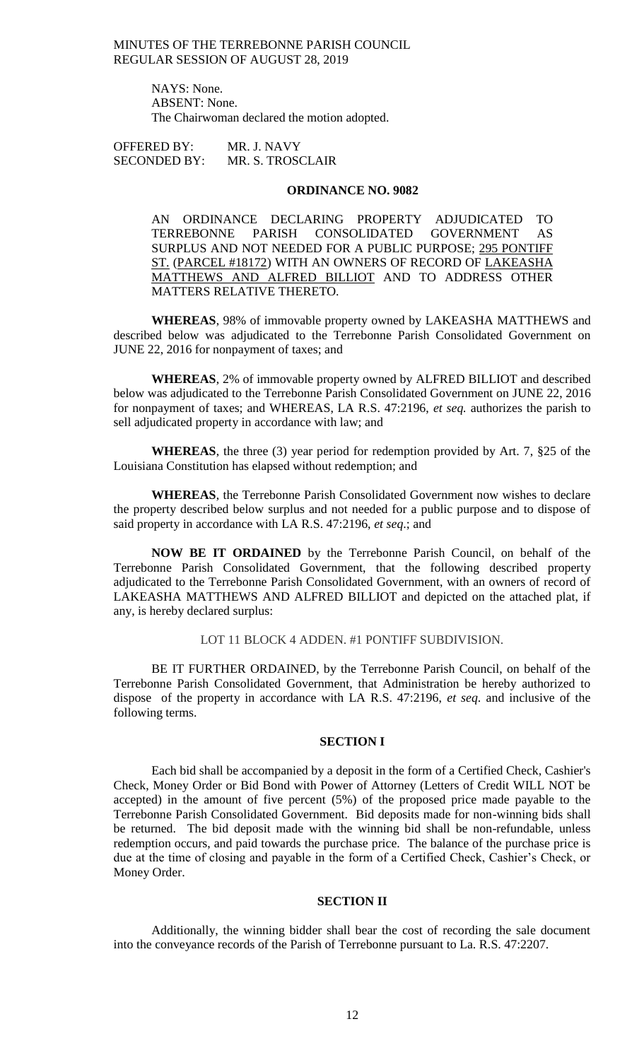NAYS: None.
ABSENT: None.
The Chairwoman declared the motion adopted.

OFFERED BY: MR. J. NAVY
SECONDED BY: MR. S. TROSCLAIR

**ORDINANCE NO. 9082**

AN ORDINANCE DECLARING PROPERTY ADJUDICATED TO TERREBONNE PARISH CONSOLIDATED GOVERNMENT AS SURPLUS AND NOT NEEDED FOR A PUBLIC PURPOSE; 295 PONTIFF ST. (PARCEL #18172) WITH AN OWNERS OF RECORD OF LAKEASHA MATTHEWS AND ALFRED BILLIOT AND TO ADDRESS OTHER MATTERS RELATIVE THERETO.

**WHEREAS**, 98% of immovable property owned by LAKEASHA MATTHEWS and described below was adjudicated to the Terrebonne Parish Consolidated Government on JUNE 22, 2016 for nonpayment of taxes; and

**WHEREAS**, 2% of immovable property owned by ALFRED BILLIOT and described below was adjudicated to the Terrebonne Parish Consolidated Government on JUNE 22, 2016 for nonpayment of taxes; and WHEREAS, LA R.S. 47:2196, *et seq.* authorizes the parish to sell adjudicated property in accordance with law; and

**WHEREAS**, the three (3) year period for redemption provided by Art. 7, §25 of the Louisiana Constitution has elapsed without redemption; and

**WHEREAS**, the Terrebonne Parish Consolidated Government now wishes to declare the property described below surplus and not needed for a public purpose and to dispose of said property in accordance with LA R.S. 47:2196, *et seq*.; and

**NOW BE IT ORDAINED** by the Terrebonne Parish Council, on behalf of the Terrebonne Parish Consolidated Government, that the following described property adjudicated to the Terrebonne Parish Consolidated Government, with an owners of record of LAKEASHA MATTHEWS AND ALFRED BILLIOT and depicted on the attached plat, if any, is hereby declared surplus:

LOT 11 BLOCK 4 ADDEN. #1 PONTIFF SUBDIVISION.

BE IT FURTHER ORDAINED, by the Terrebonne Parish Council, on behalf of the Terrebonne Parish Consolidated Government, that Administration be hereby authorized to dispose of the property in accordance with LA R.S. 47:2196, *et seq.* and inclusive of the following terms.

**SECTION I**

Each bid shall be accompanied by a deposit in the form of a Certified Check, Cashier's Check, Money Order or Bid Bond with Power of Attorney (Letters of Credit WILL NOT be accepted) in the amount of five percent (5%) of the proposed price made payable to the Terrebonne Parish Consolidated Government. Bid deposits made for non-winning bids shall be returned. The bid deposit made with the winning bid shall be non-refundable, unless redemption occurs, and paid towards the purchase price. The balance of the purchase price is due at the time of closing and payable in the form of a Certified Check, Cashier's Check, or Money Order.

**SECTION II**

Additionally, the winning bidder shall bear the cost of recording the sale document into the conveyance records of the Parish of Terrebonne pursuant to La. R.S. 47:2207.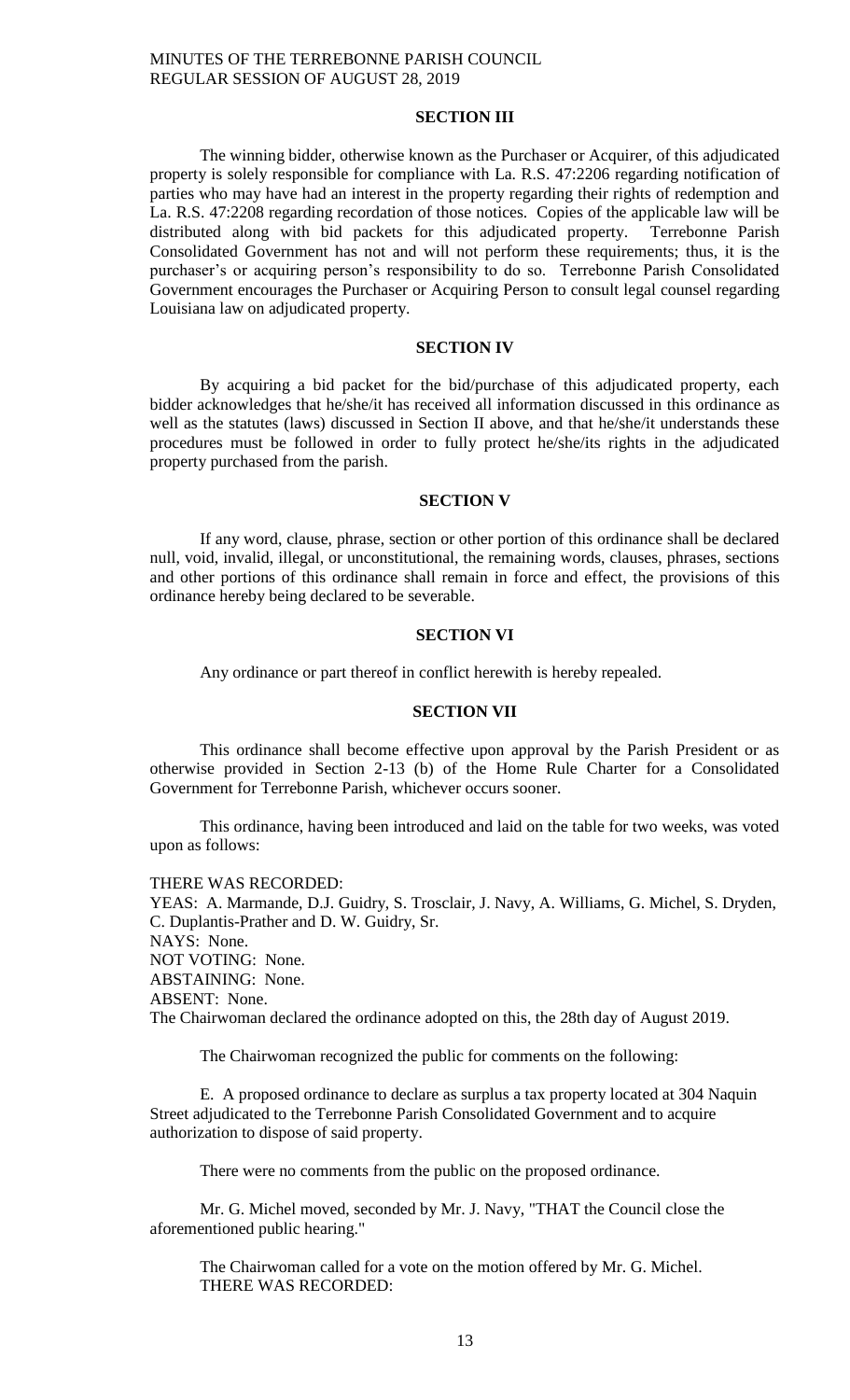#### SECTION III

The winning bidder, otherwise known as the Purchaser or Acquirer, of this adjudicated property is solely responsible for compliance with La. R.S. 47:2206 regarding notification of parties who may have had an interest in the property regarding their rights of redemption and La. R.S. 47:2208 regarding recordation of those notices. Copies of the applicable law will be distributed along with bid packets for this adjudicated property. Terrebonne Parish Consolidated Government has not and will not perform these requirements; thus, it is the purchaser's or acquiring person's responsibility to do so. Terrebonne Parish Consolidated Government encourages the Purchaser or Acquiring Person to consult legal counsel regarding Louisiana law on adjudicated property.

#### SECTION IV

By acquiring a bid packet for the bid/purchase of this adjudicated property, each bidder acknowledges that he/she/it has received all information discussed in this ordinance as well as the statutes (laws) discussed in Section II above, and that he/she/it understands these procedures must be followed in order to fully protect he/she/its rights in the adjudicated property purchased from the parish.

#### SECTION V

If any word, clause, phrase, section or other portion of this ordinance shall be declared null, void, invalid, illegal, or unconstitutional, the remaining words, clauses, phrases, sections and other portions of this ordinance shall remain in force and effect, the provisions of this ordinance hereby being declared to be severable.

#### SECTION VI

Any ordinance or part thereof in conflict herewith is hereby repealed.

#### SECTION VII

This ordinance shall become effective upon approval by the Parish President or as otherwise provided in Section 2-13 (b) of the Home Rule Charter for a Consolidated Government for Terrebonne Parish, whichever occurs sooner.

This ordinance, having been introduced and laid on the table for two weeks, was voted upon as follows:

THERE WAS RECORDED:
YEAS: A. Marmande, D.J. Guidry, S. Trosclair, J. Navy, A. Williams, G. Michel, S. Dryden, C. Duplantis-Prather and D. W. Guidry, Sr.
NAYS: None.
NOT VOTING: None.
ABSTAINING: None.
ABSENT: None.
The Chairwoman declared the ordinance adopted on this, the 28th day of August 2019.

The Chairwoman recognized the public for comments on the following:

E. A proposed ordinance to declare as surplus a tax property located at 304 Naquin Street adjudicated to the Terrebonne Parish Consolidated Government and to acquire authorization to dispose of said property.

There were no comments from the public on the proposed ordinance.

Mr. G. Michel moved, seconded by Mr. J. Navy, "THAT the Council close the aforementioned public hearing."

The Chairwoman called for a vote on the motion offered by Mr. G. Michel.
THERE WAS RECORDED: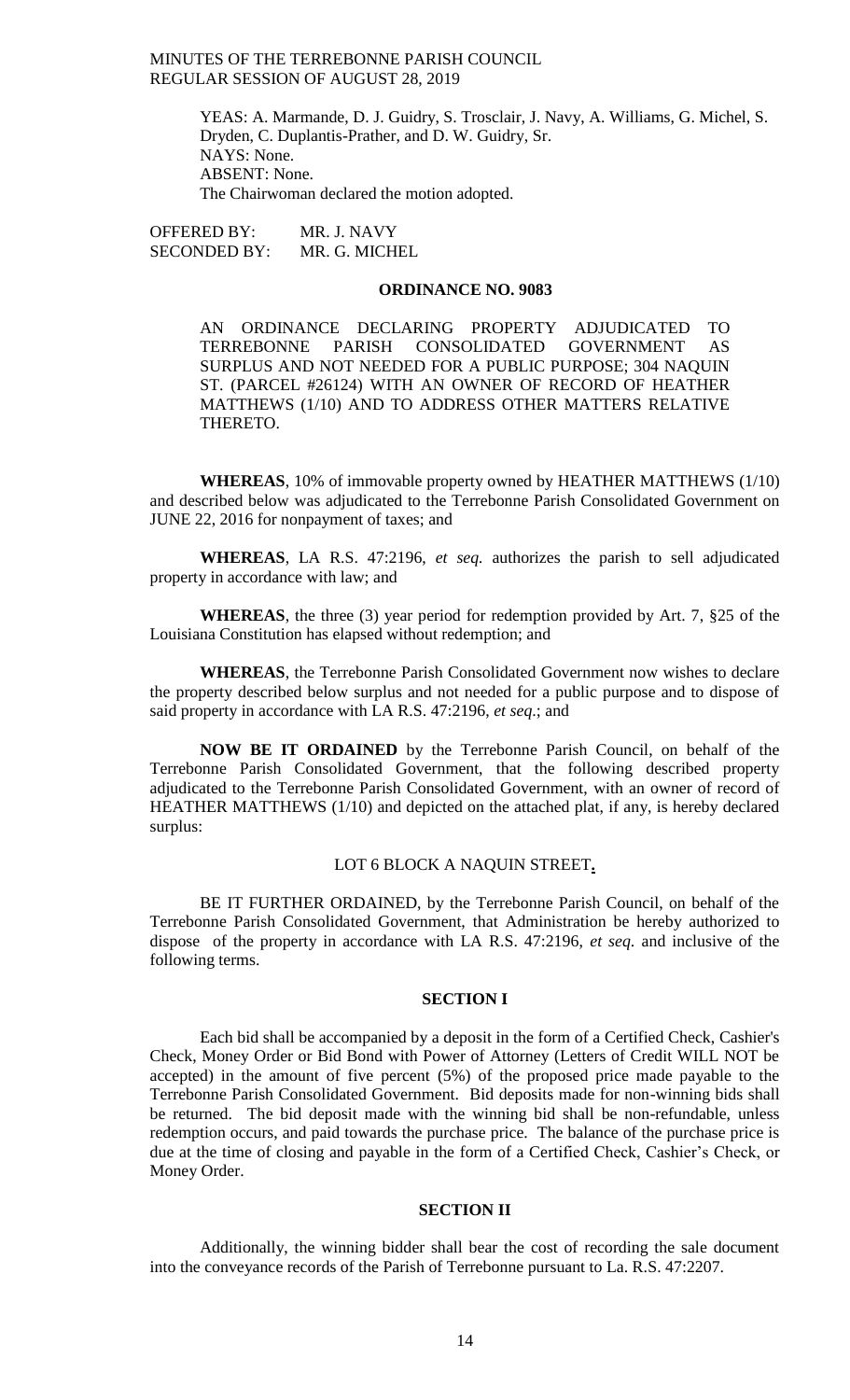YEAS: A. Marmande, D. J. Guidry, S. Trosclair, J. Navy, A. Williams, G. Michel, S. Dryden, C. Duplantis-Prather, and D. W. Guidry, Sr.
NAYS: None.
ABSENT: None.
The Chairwoman declared the motion adopted.

OFFERED BY: MR. J. NAVY
SECONDED BY: MR. G. MICHEL

## ORDINANCE NO. 9083

AN ORDINANCE DECLARING PROPERTY ADJUDICATED TO TERREBONNE PARISH CONSOLIDATED GOVERNMENT AS SURPLUS AND NOT NEEDED FOR A PUBLIC PURPOSE; 304 NAQUIN ST. (PARCEL #26124) WITH AN OWNER OF RECORD OF HEATHER MATTHEWS (1/10) AND TO ADDRESS OTHER MATTERS RELATIVE THERETO.

**WHEREAS**, 10% of immovable property owned by HEATHER MATTHEWS (1/10) and described below was adjudicated to the Terrebonne Parish Consolidated Government on JUNE 22, 2016 for nonpayment of taxes; and

**WHEREAS**, LA R.S. 47:2196, *et seq.* authorizes the parish to sell adjudicated property in accordance with law; and

**WHEREAS**, the three (3) year period for redemption provided by Art. 7, §25 of the Louisiana Constitution has elapsed without redemption; and

**WHEREAS**, the Terrebonne Parish Consolidated Government now wishes to declare the property described below surplus and not needed for a public purpose and to dispose of said property in accordance with LA R.S. 47:2196, *et seq*.; and

**NOW BE IT ORDAINED** by the Terrebonne Parish Council, on behalf of the Terrebonne Parish Consolidated Government, that the following described property adjudicated to the Terrebonne Parish Consolidated Government, with an owner of record of HEATHER MATTHEWS (1/10) and depicted on the attached plat, if any, is hereby declared surplus:

LOT 6 BLOCK A NAQUIN STREET**.**

BE IT FURTHER ORDAINED, by the Terrebonne Parish Council, on behalf of the Terrebonne Parish Consolidated Government, that Administration be hereby authorized to dispose of the property in accordance with LA R.S. 47:2196, *et seq.* and inclusive of the following terms.

### SECTION I

Each bid shall be accompanied by a deposit in the form of a Certified Check, Cashier's Check, Money Order or Bid Bond with Power of Attorney (Letters of Credit WILL NOT be accepted) in the amount of five percent (5%) of the proposed price made payable to the Terrebonne Parish Consolidated Government. Bid deposits made for non-winning bids shall be returned. The bid deposit made with the winning bid shall be non-refundable, unless redemption occurs, and paid towards the purchase price. The balance of the purchase price is due at the time of closing and payable in the form of a Certified Check, Cashier's Check, or Money Order.

### SECTION II

Additionally, the winning bidder shall bear the cost of recording the sale document into the conveyance records of the Parish of Terrebonne pursuant to La. R.S. 47:2207.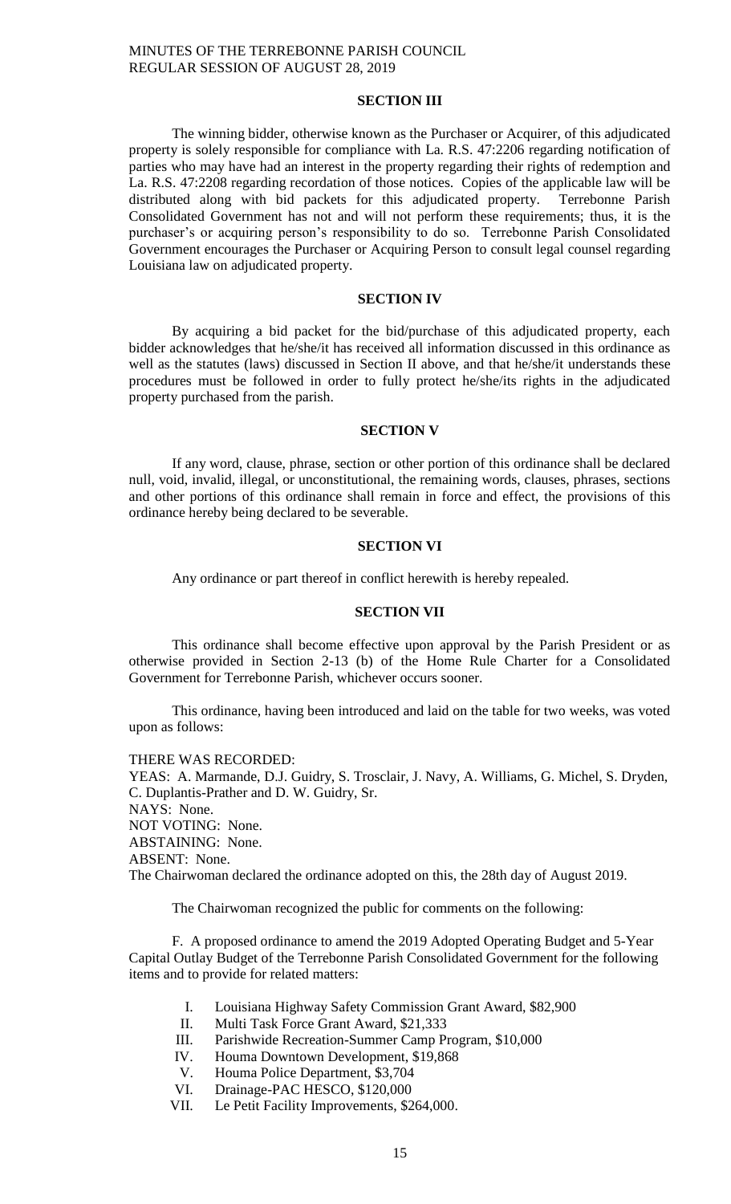## SECTION III

The winning bidder, otherwise known as the Purchaser or Acquirer, of this adjudicated property is solely responsible for compliance with La. R.S. 47:2206 regarding notification of parties who may have had an interest in the property regarding their rights of redemption and La. R.S. 47:2208 regarding recordation of those notices. Copies of the applicable law will be distributed along with bid packets for this adjudicated property. Terrebonne Parish Consolidated Government has not and will not perform these requirements; thus, it is the purchaser's or acquiring person's responsibility to do so. Terrebonne Parish Consolidated Government encourages the Purchaser or Acquiring Person to consult legal counsel regarding Louisiana law on adjudicated property.

## SECTION IV

By acquiring a bid packet for the bid/purchase of this adjudicated property, each bidder acknowledges that he/she/it has received all information discussed in this ordinance as well as the statutes (laws) discussed in Section II above, and that he/she/it understands these procedures must be followed in order to fully protect he/she/its rights in the adjudicated property purchased from the parish.

## SECTION V

If any word, clause, phrase, section or other portion of this ordinance shall be declared null, void, invalid, illegal, or unconstitutional, the remaining words, clauses, phrases, sections and other portions of this ordinance shall remain in force and effect, the provisions of this ordinance hereby being declared to be severable.

## SECTION VI

Any ordinance or part thereof in conflict herewith is hereby repealed.

## SECTION VII

This ordinance shall become effective upon approval by the Parish President or as otherwise provided in Section 2-13 (b) of the Home Rule Charter for a Consolidated Government for Terrebonne Parish, whichever occurs sooner.

This ordinance, having been introduced and laid on the table for two weeks, was voted upon as follows:

THERE WAS RECORDED:
YEAS: A. Marmande, D.J. Guidry, S. Trosclair, J. Navy, A. Williams, G. Michel, S. Dryden, C. Duplantis-Prather and D. W. Guidry, Sr.
NAYS: None.
NOT VOTING: None.
ABSTAINING: None.
ABSENT: None.
The Chairwoman declared the ordinance adopted on this, the 28th day of August 2019.

The Chairwoman recognized the public for comments on the following:

F. A proposed ordinance to amend the 2019 Adopted Operating Budget and 5-Year Capital Outlay Budget of the Terrebonne Parish Consolidated Government for the following items and to provide for related matters:

I. Louisiana Highway Safety Commission Grant Award, $82,900
II. Multi Task Force Grant Award, $21,333
III. Parishwide Recreation-Summer Camp Program, $10,000
IV. Houma Downtown Development, $19,868
V. Houma Police Department, $3,704
VI. Drainage-PAC HESCO, $120,000
VII. Le Petit Facility Improvements, $264,000.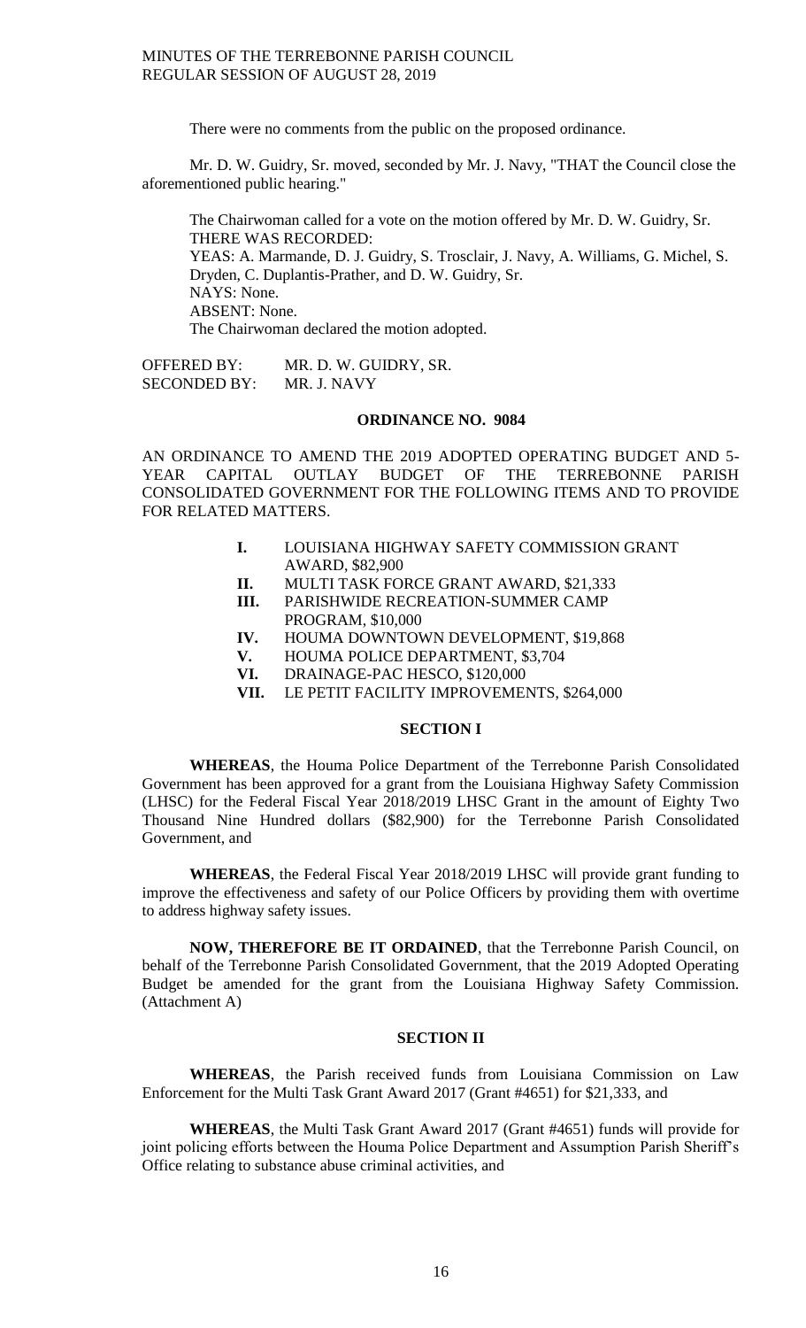There were no comments from the public on the proposed ordinance.

Mr. D. W. Guidry, Sr. moved, seconded by Mr. J. Navy, "THAT the Council close the aforementioned public hearing."

The Chairwoman called for a vote on the motion offered by Mr. D. W. Guidry, Sr.
THERE WAS RECORDED:
YEAS: A. Marmande, D. J. Guidry, S. Trosclair, J. Navy, A. Williams, G. Michel, S. Dryden, C. Duplantis-Prather, and D. W. Guidry, Sr.
NAYS: None.
ABSENT: None.
The Chairwoman declared the motion adopted.

OFFERED BY: MR. D. W. GUIDRY, SR.
SECONDED BY: MR. J. NAVY

## ORDINANCE NO. 9084

AN ORDINANCE TO AMEND THE 2019 ADOPTED OPERATING BUDGET AND 5-YEAR CAPITAL OUTLAY BUDGET OF THE TERREBONNE PARISH CONSOLIDATED GOVERNMENT FOR THE FOLLOWING ITEMS AND TO PROVIDE FOR RELATED MATTERS.

- **I.** LOUISIANA HIGHWAY SAFETY COMMISSION GRANT AWARD, $82,900
- **II.** MULTI TASK FORCE GRANT AWARD, $21,333
- **III.** PARISHWIDE RECREATION-SUMMER CAMP PROGRAM, $10,000
- **IV.** HOUMA DOWNTOWN DEVELOPMENT, $19,868
- **V.** HOUMA POLICE DEPARTMENT, $3,704
- **VI.** DRAINAGE-PAC HESCO, $120,000
- **VII.** LE PETIT FACILITY IMPROVEMENTS, $264,000

### SECTION I

**WHEREAS**, the Houma Police Department of the Terrebonne Parish Consolidated Government has been approved for a grant from the Louisiana Highway Safety Commission (LHSC) for the Federal Fiscal Year 2018/2019 LHSC Grant in the amount of Eighty Two Thousand Nine Hundred dollars ($82,900) for the Terrebonne Parish Consolidated Government, and

**WHEREAS**, the Federal Fiscal Year 2018/2019 LHSC will provide grant funding to improve the effectiveness and safety of our Police Officers by providing them with overtime to address highway safety issues.

**NOW, THEREFORE BE IT ORDAINED**, that the Terrebonne Parish Council, on behalf of the Terrebonne Parish Consolidated Government, that the 2019 Adopted Operating Budget be amended for the grant from the Louisiana Highway Safety Commission. (Attachment A)

### SECTION II

**WHEREAS**, the Parish received funds from Louisiana Commission on Law Enforcement for the Multi Task Grant Award 2017 (Grant #4651) for $21,333, and

**WHEREAS**, the Multi Task Grant Award 2017 (Grant #4651) funds will provide for joint policing efforts between the Houma Police Department and Assumption Parish Sheriff's Office relating to substance abuse criminal activities, and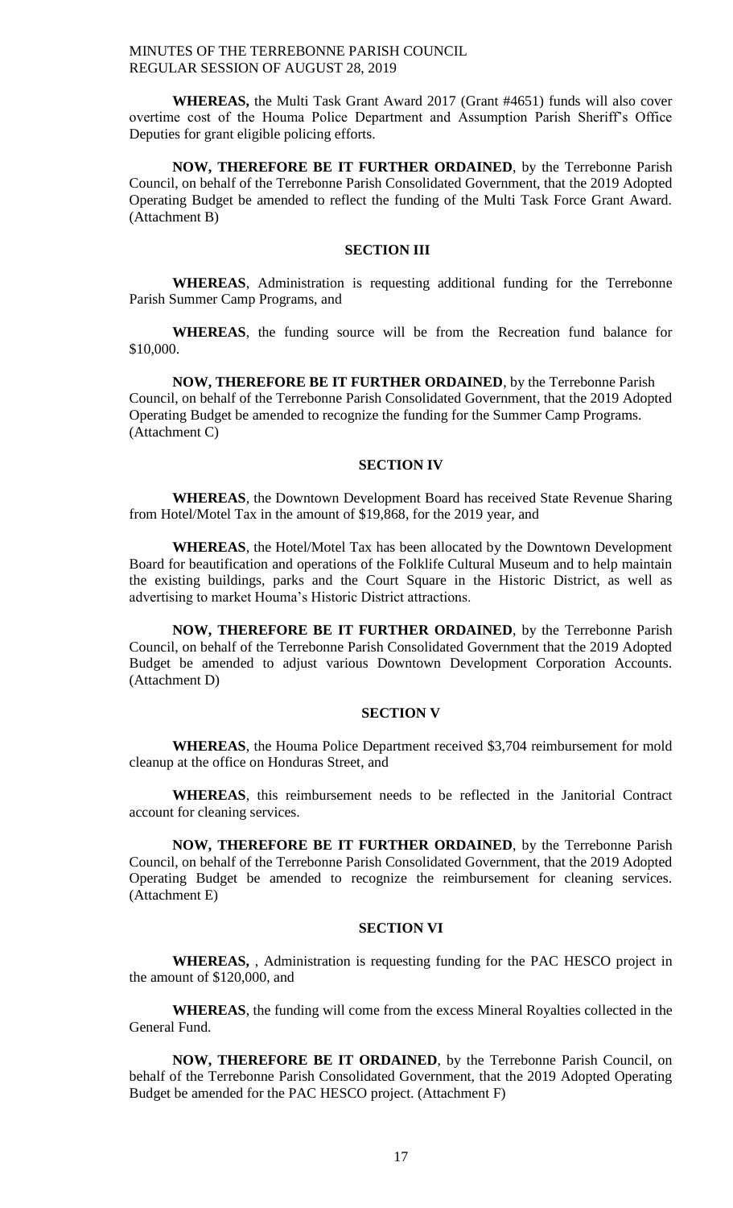**WHEREAS,** the Multi Task Grant Award 2017 (Grant #4651) funds will also cover overtime cost of the Houma Police Department and Assumption Parish Sheriff's Office Deputies for grant eligible policing efforts.

**NOW, THEREFORE BE IT FURTHER ORDAINED**, by the Terrebonne Parish Council, on behalf of the Terrebonne Parish Consolidated Government, that the 2019 Adopted Operating Budget be amended to reflect the funding of the Multi Task Force Grant Award. (Attachment B)

**SECTION III**

**WHEREAS**, Administration is requesting additional funding for the Terrebonne Parish Summer Camp Programs, and

**WHEREAS**, the funding source will be from the Recreation fund balance for $10,000.

**NOW, THEREFORE BE IT FURTHER ORDAINED**, by the Terrebonne Parish Council, on behalf of the Terrebonne Parish Consolidated Government, that the 2019 Adopted Operating Budget be amended to recognize the funding for the Summer Camp Programs. (Attachment C)

**SECTION IV**

**WHEREAS**, the Downtown Development Board has received State Revenue Sharing from Hotel/Motel Tax in the amount of $19,868, for the 2019 year, and

**WHEREAS**, the Hotel/Motel Tax has been allocated by the Downtown Development Board for beautification and operations of the Folklife Cultural Museum and to help maintain the existing buildings, parks and the Court Square in the Historic District, as well as advertising to market Houma's Historic District attractions.

**NOW, THEREFORE BE IT FURTHER ORDAINED**, by the Terrebonne Parish Council, on behalf of the Terrebonne Parish Consolidated Government that the 2019 Adopted Budget be amended to adjust various Downtown Development Corporation Accounts. (Attachment D)

**SECTION V**

**WHEREAS**, the Houma Police Department received $3,704 reimbursement for mold cleanup at the office on Honduras Street, and

**WHEREAS**, this reimbursement needs to be reflected in the Janitorial Contract account for cleaning services.

**NOW, THEREFORE BE IT FURTHER ORDAINED**, by the Terrebonne Parish Council, on behalf of the Terrebonne Parish Consolidated Government, that the 2019 Adopted Operating Budget be amended to recognize the reimbursement for cleaning services. (Attachment E)

**SECTION VI**

**WHEREAS,** , Administration is requesting funding for the PAC HESCO project in the amount of $120,000, and

**WHEREAS**, the funding will come from the excess Mineral Royalties collected in the General Fund.

**NOW, THEREFORE BE IT ORDAINED**, by the Terrebonne Parish Council, on behalf of the Terrebonne Parish Consolidated Government, that the 2019 Adopted Operating Budget be amended for the PAC HESCO project. (Attachment F)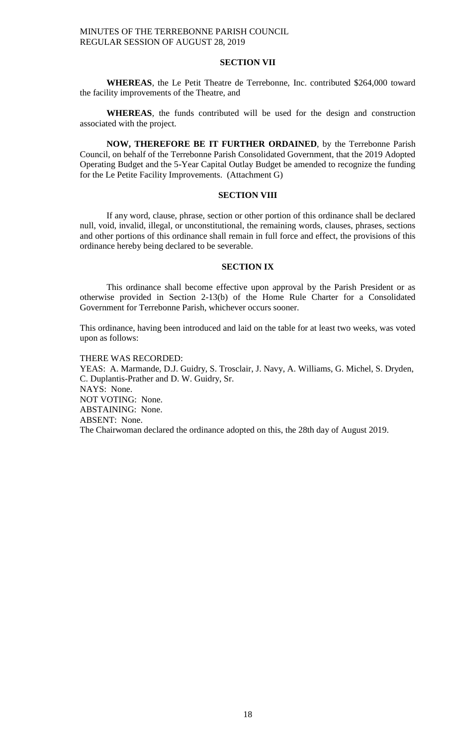### SECTION VII

**WHEREAS**, the Le Petit Theatre de Terrebonne, Inc. contributed $264,000 toward the facility improvements of the Theatre, and

**WHEREAS**, the funds contributed will be used for the design and construction associated with the project.

**NOW, THEREFORE BE IT FURTHER ORDAINED**, by the Terrebonne Parish Council, on behalf of the Terrebonne Parish Consolidated Government, that the 2019 Adopted Operating Budget and the 5-Year Capital Outlay Budget be amended to recognize the funding for the Le Petite Facility Improvements. (Attachment G)

### SECTION VIII

If any word, clause, phrase, section or other portion of this ordinance shall be declared null, void, invalid, illegal, or unconstitutional, the remaining words, clauses, phrases, sections and other portions of this ordinance shall remain in full force and effect, the provisions of this ordinance hereby being declared to be severable.

### SECTION IX

This ordinance shall become effective upon approval by the Parish President or as otherwise provided in Section 2-13(b) of the Home Rule Charter for a Consolidated Government for Terrebonne Parish, whichever occurs sooner.

This ordinance, having been introduced and laid on the table for at least two weeks, was voted upon as follows:

THERE WAS RECORDED:
YEAS: A. Marmande, D.J. Guidry, S. Trosclair, J. Navy, A. Williams, G. Michel, S. Dryden, C. Duplantis-Prather and D. W. Guidry, Sr.
NAYS: None.
NOT VOTING: None.
ABSTAINING: None.
ABSENT: None.
The Chairwoman declared the ordinance adopted on this, the 28th day of August 2019.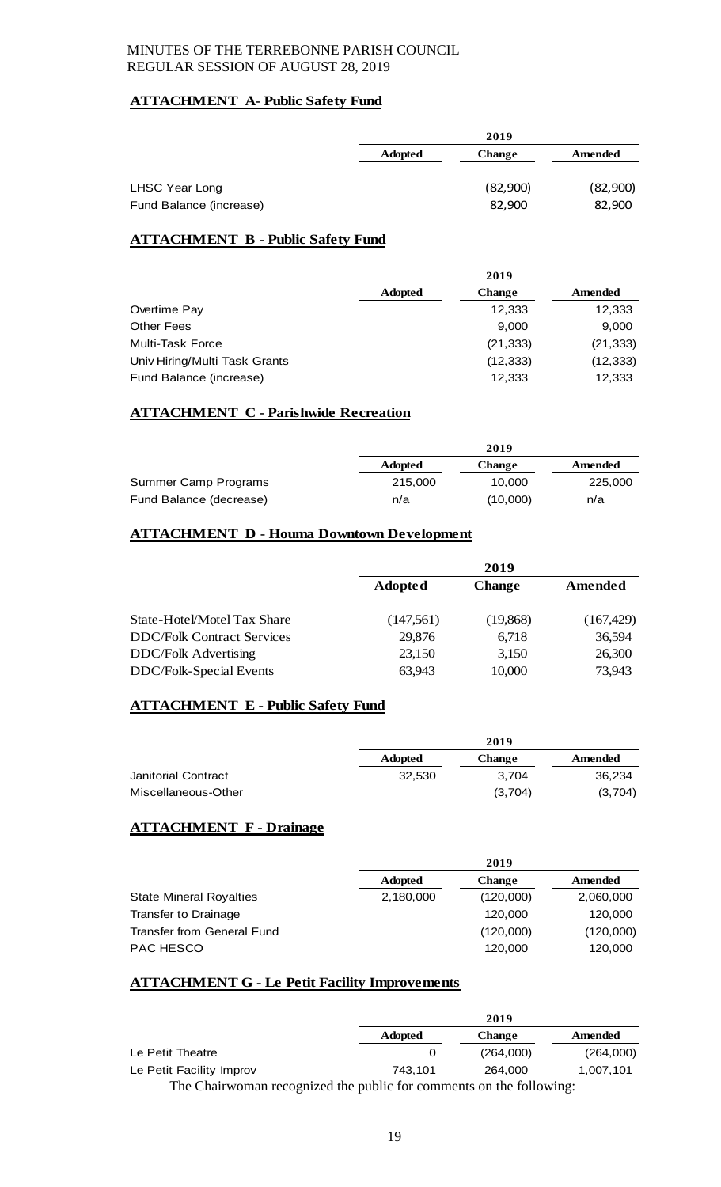MINUTES OF THE TERREBONNE PARISH COUNCIL
REGULAR SESSION OF AUGUST 28, 2019

**ATTACHMENT A- Public Safety Fund**

| | 2019 | | |
|---|---|---|---|
| | Adopted | Change | Amended |
| LHSC Year Long | | (82,900) | (82,900) |
| Fund Balance (increase) | | 82,900 | 82,900 |

**ATTACHMENT B - Public Safety Fund**

| | 2019 | | |
|---|---|---|---|
| | Adopted | Change | Amended |
| Overtime Pay | | 12,333 | 12,333 |
| Other Fees | | 9,000 | 9,000 |
| Multi-Task Force | | (21,333) | (21,333) |
| Univ Hiring/Multi Task Grants | | (12,333) | (12,333) |
| Fund Balance (increase) | | 12,333 | 12,333 |

**ATTACHMENT C - Parishwide Recreation**

| | 2019 | | |
|---|---|---|---|
| | Adopted | Change | Amended |
| Summer Camp Programs | 215,000 | 10,000 | 225,000 |
| Fund Balance (decrease) | n/a | (10,000) | n/a |

**ATTACHMENT D - Houma Downtown Development**

| | 2019 | | |
|---|---|---|---|
| | Adopted | Change | Amended |
| State-Hotel/Motel Tax Share | (147,561) | (19,868) | (167,429) |
| DDC/Folk Contract Services | 29,876 | 6,718 | 36,594 |
| DDC/Folk Advertising | 23,150 | 3,150 | 26,300 |
| DDC/Folk-Special Events | 63,943 | 10,000 | 73,943 |

**ATTACHMENT E - Public Safety Fund**

| | 2019 | | |
|---|---|---|---|
| | Adopted | Change | Amended |
| Janitorial Contract | 32,530 | 3,704 | 36,234 |
| Miscellaneous-Other | | (3,704) | (3,704) |

**ATTACHMENT F - Drainage**

| | 2019 | | |
|---|---|---|---|
| | Adopted | Change | Amended |
| State Mineral Royalties | 2,180,000 | (120,000) | 2,060,000 |
| Transfer to Drainage | | 120,000 | 120,000 |
| Transfer from General Fund | | (120,000) | (120,000) |
| PAC HESCO | | 120,000 | 120,000 |

**ATTACHMENT G - Le Petit Facility Improvements**

| | 2019 | | |
|---|---|---|---|
| | Adopted | Change | Amended |
| Le Petit Theatre | 0 | (264,000) | (264,000) |
| Le Petit Facility Improv | 743,101 | 264,000 | 1,007,101 |

The Chairwoman recognized the public for comments on the following: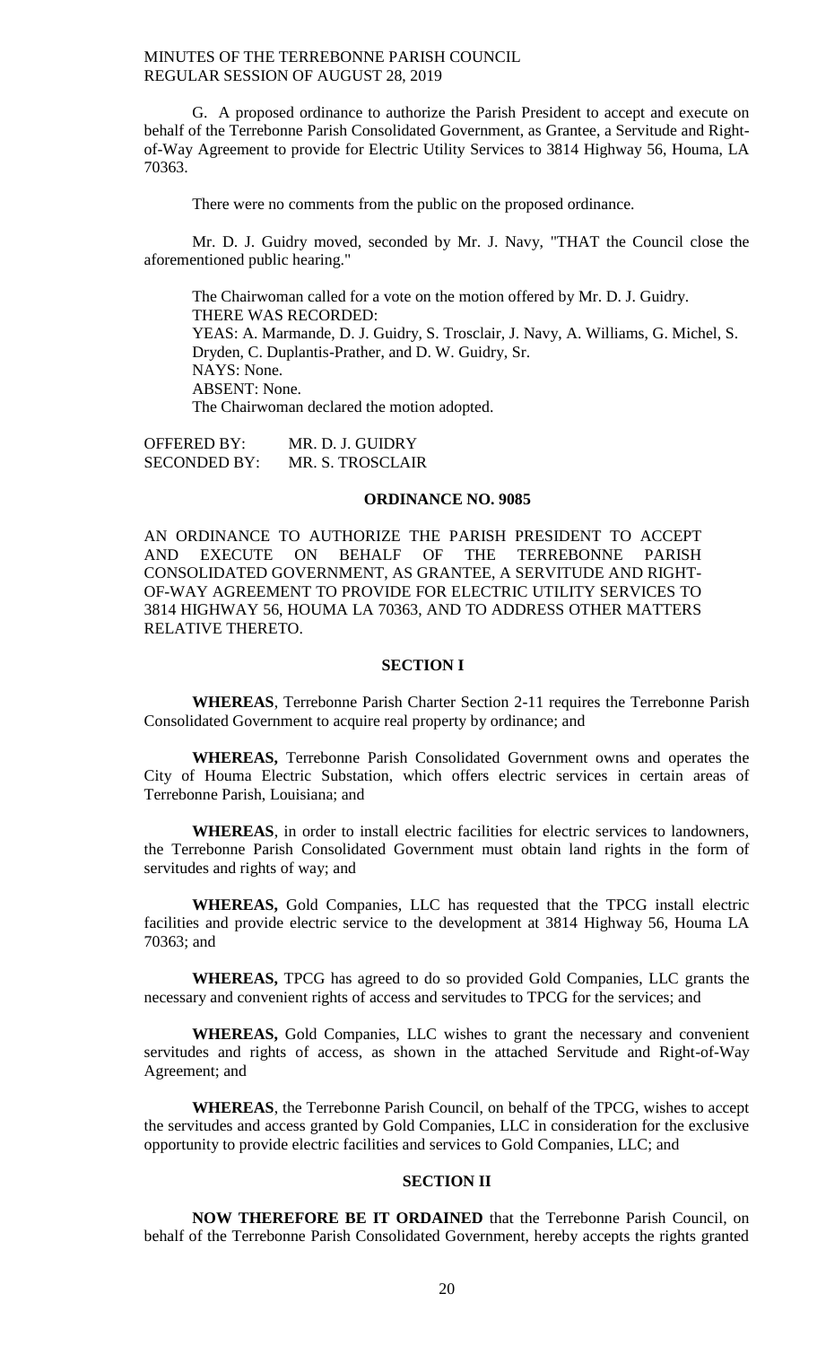G. A proposed ordinance to authorize the Parish President to accept and execute on behalf of the Terrebonne Parish Consolidated Government, as Grantee, a Servitude and Right-of-Way Agreement to provide for Electric Utility Services to 3814 Highway 56, Houma, LA 70363.

There were no comments from the public on the proposed ordinance.

Mr. D. J. Guidry moved, seconded by Mr. J. Navy, "THAT the Council close the aforementioned public hearing."

The Chairwoman called for a vote on the motion offered by Mr. D. J. Guidry.
THERE WAS RECORDED:
YEAS: A. Marmande, D. J. Guidry, S. Trosclair, J. Navy, A. Williams, G. Michel, S. Dryden, C. Duplantis-Prather, and D. W. Guidry, Sr.
NAYS: None.
ABSENT: None.
The Chairwoman declared the motion adopted.

OFFERED BY: MR. D. J. GUIDRY
SECONDED BY: MR. S. TROSCLAIR

**ORDINANCE NO. 9085**

AN ORDINANCE TO AUTHORIZE THE PARISH PRESIDENT TO ACCEPT AND EXECUTE ON BEHALF OF THE TERREBONNE PARISH CONSOLIDATED GOVERNMENT, AS GRANTEE, A SERVITUDE AND RIGHT-OF-WAY AGREEMENT TO PROVIDE FOR ELECTRIC UTILITY SERVICES TO 3814 HIGHWAY 56, HOUMA LA 70363, AND TO ADDRESS OTHER MATTERS RELATIVE THERETO.

**SECTION I**

**WHEREAS**, Terrebonne Parish Charter Section 2-11 requires the Terrebonne Parish Consolidated Government to acquire real property by ordinance; and

**WHEREAS,** Terrebonne Parish Consolidated Government owns and operates the City of Houma Electric Substation, which offers electric services in certain areas of Terrebonne Parish, Louisiana; and

**WHEREAS**, in order to install electric facilities for electric services to landowners, the Terrebonne Parish Consolidated Government must obtain land rights in the form of servitudes and rights of way; and

**WHEREAS,** Gold Companies, LLC has requested that the TPCG install electric facilities and provide electric service to the development at 3814 Highway 56, Houma LA 70363; and

**WHEREAS,** TPCG has agreed to do so provided Gold Companies, LLC grants the necessary and convenient rights of access and servitudes to TPCG for the services; and

**WHEREAS,** Gold Companies, LLC wishes to grant the necessary and convenient servitudes and rights of access, as shown in the attached Servitude and Right-of-Way Agreement; and

**WHEREAS**, the Terrebonne Parish Council, on behalf of the TPCG, wishes to accept the servitudes and access granted by Gold Companies, LLC in consideration for the exclusive opportunity to provide electric facilities and services to Gold Companies, LLC; and

**SECTION II**

**NOW THEREFORE BE IT ORDAINED** that the Terrebonne Parish Council, on behalf of the Terrebonne Parish Consolidated Government, hereby accepts the rights granted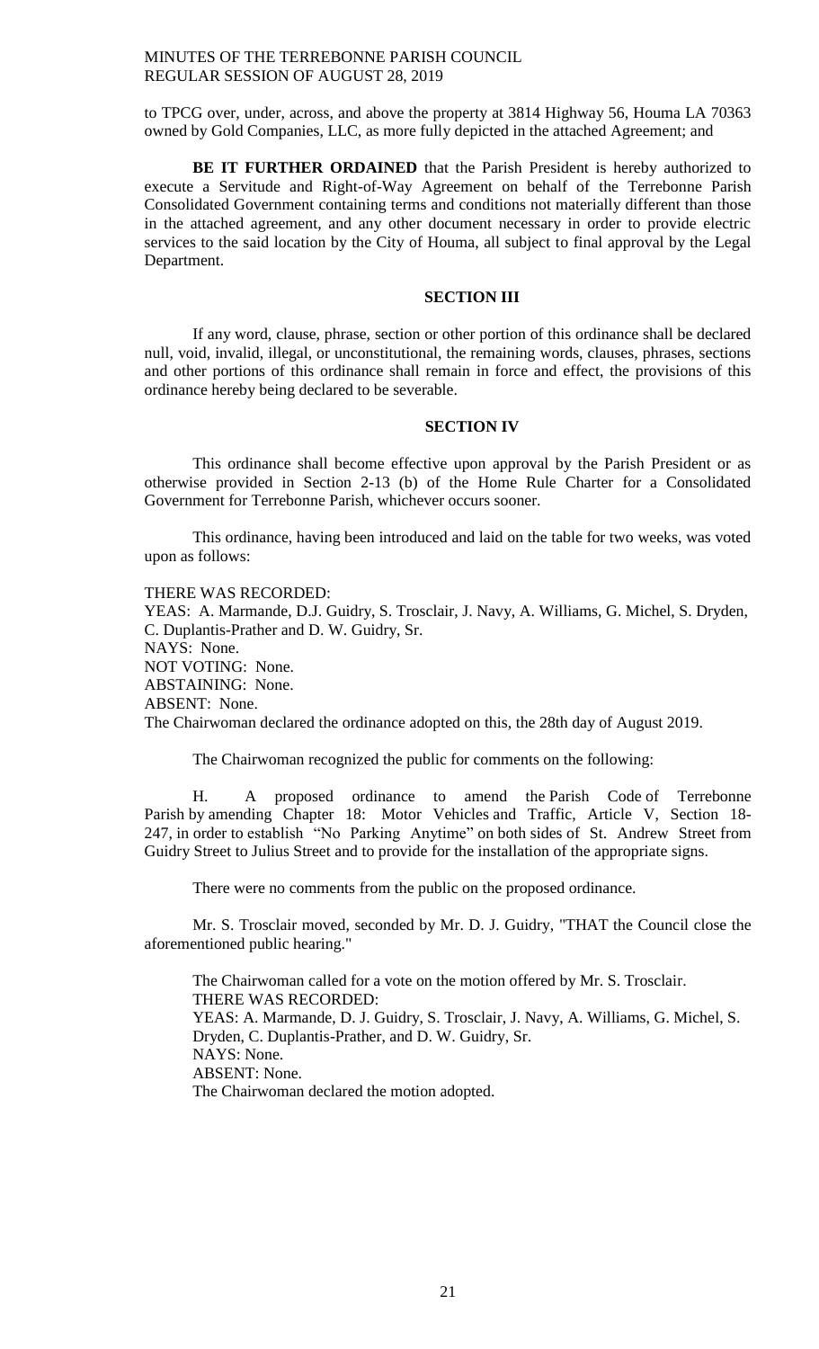to TPCG over, under, across, and above the property at 3814 Highway 56, Houma LA 70363 owned by Gold Companies, LLC, as more fully depicted in the attached Agreement; and

**BE IT FURTHER ORDAINED** that the Parish President is hereby authorized to execute a Servitude and Right-of-Way Agreement on behalf of the Terrebonne Parish Consolidated Government containing terms and conditions not materially different than those in the attached agreement, and any other document necessary in order to provide electric services to the said location by the City of Houma, all subject to final approval by the Legal Department.

### SECTION III

If any word, clause, phrase, section or other portion of this ordinance shall be declared null, void, invalid, illegal, or unconstitutional, the remaining words, clauses, phrases, sections and other portions of this ordinance shall remain in force and effect, the provisions of this ordinance hereby being declared to be severable.

### SECTION IV

This ordinance shall become effective upon approval by the Parish President or as otherwise provided in Section 2-13 (b) of the Home Rule Charter for a Consolidated Government for Terrebonne Parish, whichever occurs sooner.

This ordinance, having been introduced and laid on the table for two weeks, was voted upon as follows:

THERE WAS RECORDED:
YEAS: A. Marmande, D.J. Guidry, S. Trosclair, J. Navy, A. Williams, G. Michel, S. Dryden, C. Duplantis-Prather and D. W. Guidry, Sr.
NAYS: None.
NOT VOTING: None.
ABSTAINING: None.
ABSENT: None.
The Chairwoman declared the ordinance adopted on this, the 28th day of August 2019.

The Chairwoman recognized the public for comments on the following:

H. A proposed ordinance to amend the Parish Code of Terrebonne Parish by amending Chapter 18: Motor Vehicles and Traffic, Article V, Section 18-247, in order to establish "No Parking Anytime" on both sides of St. Andrew Street from Guidry Street to Julius Street and to provide for the installation of the appropriate signs.

There were no comments from the public on the proposed ordinance.

Mr. S. Trosclair moved, seconded by Mr. D. J. Guidry, "THAT the Council close the aforementioned public hearing."

The Chairwoman called for a vote on the motion offered by Mr. S. Trosclair.
THERE WAS RECORDED:
YEAS: A. Marmande, D. J. Guidry, S. Trosclair, J. Navy, A. Williams, G. Michel, S. Dryden, C. Duplantis-Prather, and D. W. Guidry, Sr.
NAYS: None.
ABSENT: None.
The Chairwoman declared the motion adopted.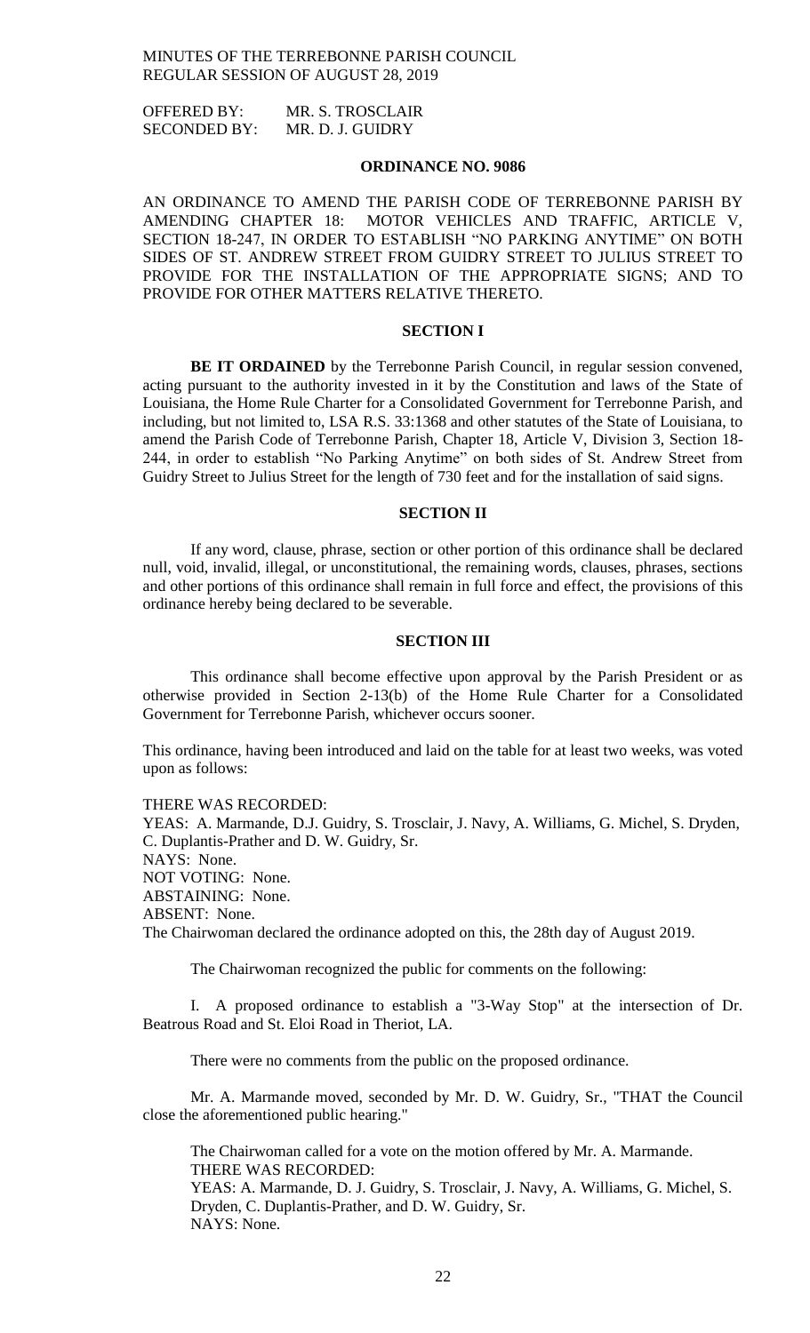OFFERED BY: MR. S. TROSCLAIR
SECONDED BY: MR. D. J. GUIDRY

**ORDINANCE NO. 9086**

AN ORDINANCE TO AMEND THE PARISH CODE OF TERREBONNE PARISH BY AMENDING CHAPTER 18: MOTOR VEHICLES AND TRAFFIC, ARTICLE V, SECTION 18-247, IN ORDER TO ESTABLISH "NO PARKING ANYTIME" ON BOTH SIDES OF ST. ANDREW STREET FROM GUIDRY STREET TO JULIUS STREET TO PROVIDE FOR THE INSTALLATION OF THE APPROPRIATE SIGNS; AND TO PROVIDE FOR OTHER MATTERS RELATIVE THERETO.

**SECTION I**

**BE IT ORDAINED** by the Terrebonne Parish Council, in regular session convened, acting pursuant to the authority invested in it by the Constitution and laws of the State of Louisiana, the Home Rule Charter for a Consolidated Government for Terrebonne Parish, and including, but not limited to, LSA R.S. 33:1368 and other statutes of the State of Louisiana, to amend the Parish Code of Terrebonne Parish, Chapter 18, Article V, Division 3, Section 18-244, in order to establish "No Parking Anytime" on both sides of St. Andrew Street from Guidry Street to Julius Street for the length of 730 feet and for the installation of said signs.

**SECTION II**

If any word, clause, phrase, section or other portion of this ordinance shall be declared null, void, invalid, illegal, or unconstitutional, the remaining words, clauses, phrases, sections and other portions of this ordinance shall remain in full force and effect, the provisions of this ordinance hereby being declared to be severable.

**SECTION III**

This ordinance shall become effective upon approval by the Parish President or as otherwise provided in Section 2-13(b) of the Home Rule Charter for a Consolidated Government for Terrebonne Parish, whichever occurs sooner.

This ordinance, having been introduced and laid on the table for at least two weeks, was voted upon as follows:

THERE WAS RECORDED:
YEAS: A. Marmande, D.J. Guidry, S. Trosclair, J. Navy, A. Williams, G. Michel, S. Dryden, C. Duplantis-Prather and D. W. Guidry, Sr.
NAYS: None.
NOT VOTING: None.
ABSTAINING: None.
ABSENT: None.
The Chairwoman declared the ordinance adopted on this, the 28th day of August 2019.

The Chairwoman recognized the public for comments on the following:

I. A proposed ordinance to establish a "3-Way Stop" at the intersection of Dr. Beatrous Road and St. Eloi Road in Theriot, LA.

There were no comments from the public on the proposed ordinance.

Mr. A. Marmande moved, seconded by Mr. D. W. Guidry, Sr., "THAT the Council close the aforementioned public hearing."

The Chairwoman called for a vote on the motion offered by Mr. A. Marmande.
THERE WAS RECORDED:
YEAS: A. Marmande, D. J. Guidry, S. Trosclair, J. Navy, A. Williams, G. Michel, S. Dryden, C. Duplantis-Prather, and D. W. Guidry, Sr.
NAYS: None.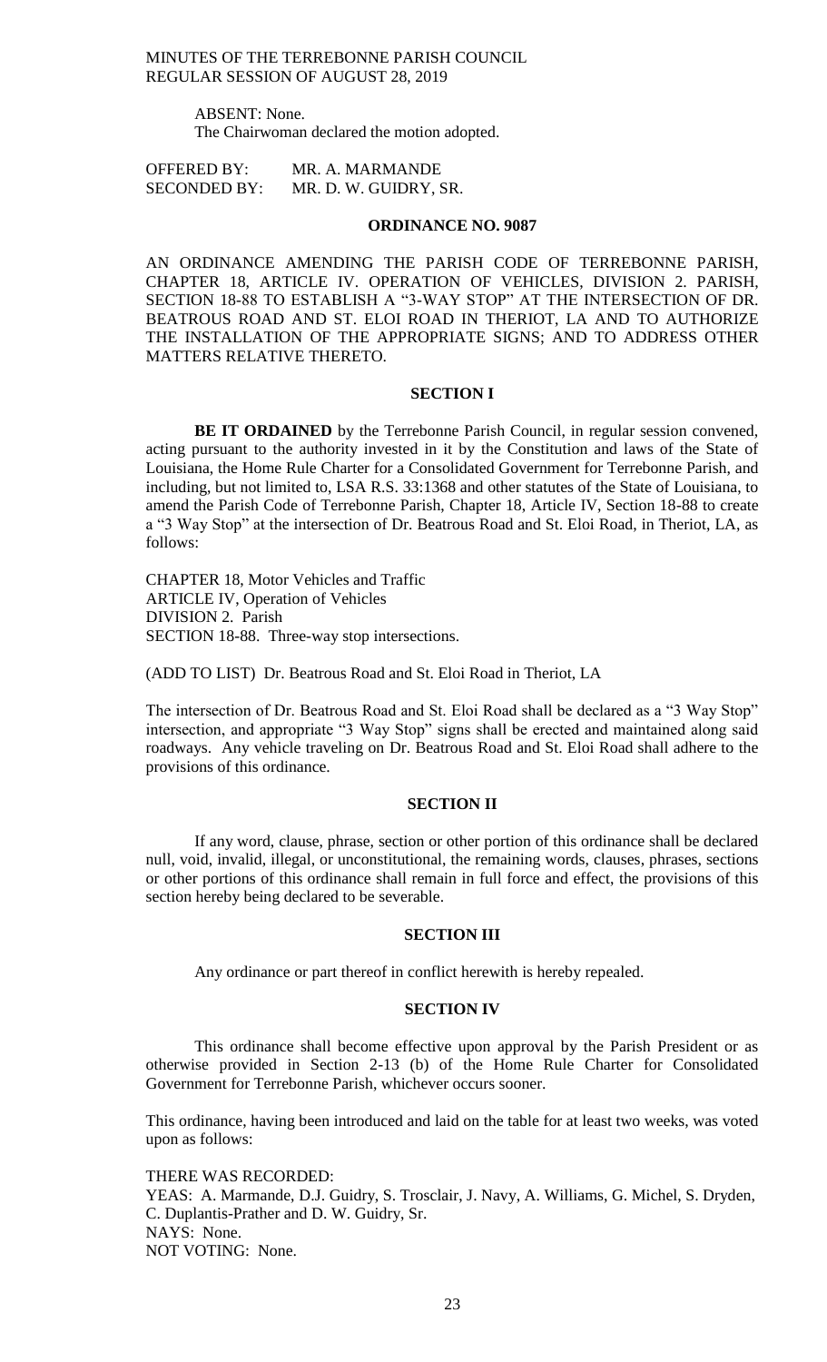ABSENT: None.
The Chairwoman declared the motion adopted.

OFFERED BY: MR. A. MARMANDE
SECONDED BY: MR. D. W. GUIDRY, SR.

**ORDINANCE NO. 9087**

AN ORDINANCE AMENDING THE PARISH CODE OF TERREBONNE PARISH, CHAPTER 18, ARTICLE IV. OPERATION OF VEHICLES, DIVISION 2. PARISH, SECTION 18-88 TO ESTABLISH A "3-WAY STOP" AT THE INTERSECTION OF DR. BEATROUS ROAD AND ST. ELOI ROAD IN THERIOT, LA AND TO AUTHORIZE THE INSTALLATION OF THE APPROPRIATE SIGNS; AND TO ADDRESS OTHER MATTERS RELATIVE THERETO.

**SECTION I**

**BE IT ORDAINED** by the Terrebonne Parish Council, in regular session convened, acting pursuant to the authority invested in it by the Constitution and laws of the State of Louisiana, the Home Rule Charter for a Consolidated Government for Terrebonne Parish, and including, but not limited to, LSA R.S. 33:1368 and other statutes of the State of Louisiana, to amend the Parish Code of Terrebonne Parish, Chapter 18, Article IV, Section 18-88 to create a "3 Way Stop" at the intersection of Dr. Beatrous Road and St. Eloi Road, in Theriot, LA, as follows:

CHAPTER 18, Motor Vehicles and Traffic
ARTICLE IV, Operation of Vehicles
DIVISION 2. Parish
SECTION 18-88. Three-way stop intersections.

(ADD TO LIST) Dr. Beatrous Road and St. Eloi Road in Theriot, LA

The intersection of Dr. Beatrous Road and St. Eloi Road shall be declared as a "3 Way Stop" intersection, and appropriate "3 Way Stop" signs shall be erected and maintained along said roadways. Any vehicle traveling on Dr. Beatrous Road and St. Eloi Road shall adhere to the provisions of this ordinance.

**SECTION II**

If any word, clause, phrase, section or other portion of this ordinance shall be declared null, void, invalid, illegal, or unconstitutional, the remaining words, clauses, phrases, sections or other portions of this ordinance shall remain in full force and effect, the provisions of this section hereby being declared to be severable.

**SECTION III**

Any ordinance or part thereof in conflict herewith is hereby repealed.

**SECTION IV**

This ordinance shall become effective upon approval by the Parish President or as otherwise provided in Section 2-13 (b) of the Home Rule Charter for Consolidated Government for Terrebonne Parish, whichever occurs sooner.

This ordinance, having been introduced and laid on the table for at least two weeks, was voted upon as follows:

THERE WAS RECORDED:
YEAS: A. Marmande, D.J. Guidry, S. Trosclair, J. Navy, A. Williams, G. Michel, S. Dryden, C. Duplantis-Prather and D. W. Guidry, Sr.
NAYS: None.
NOT VOTING: None.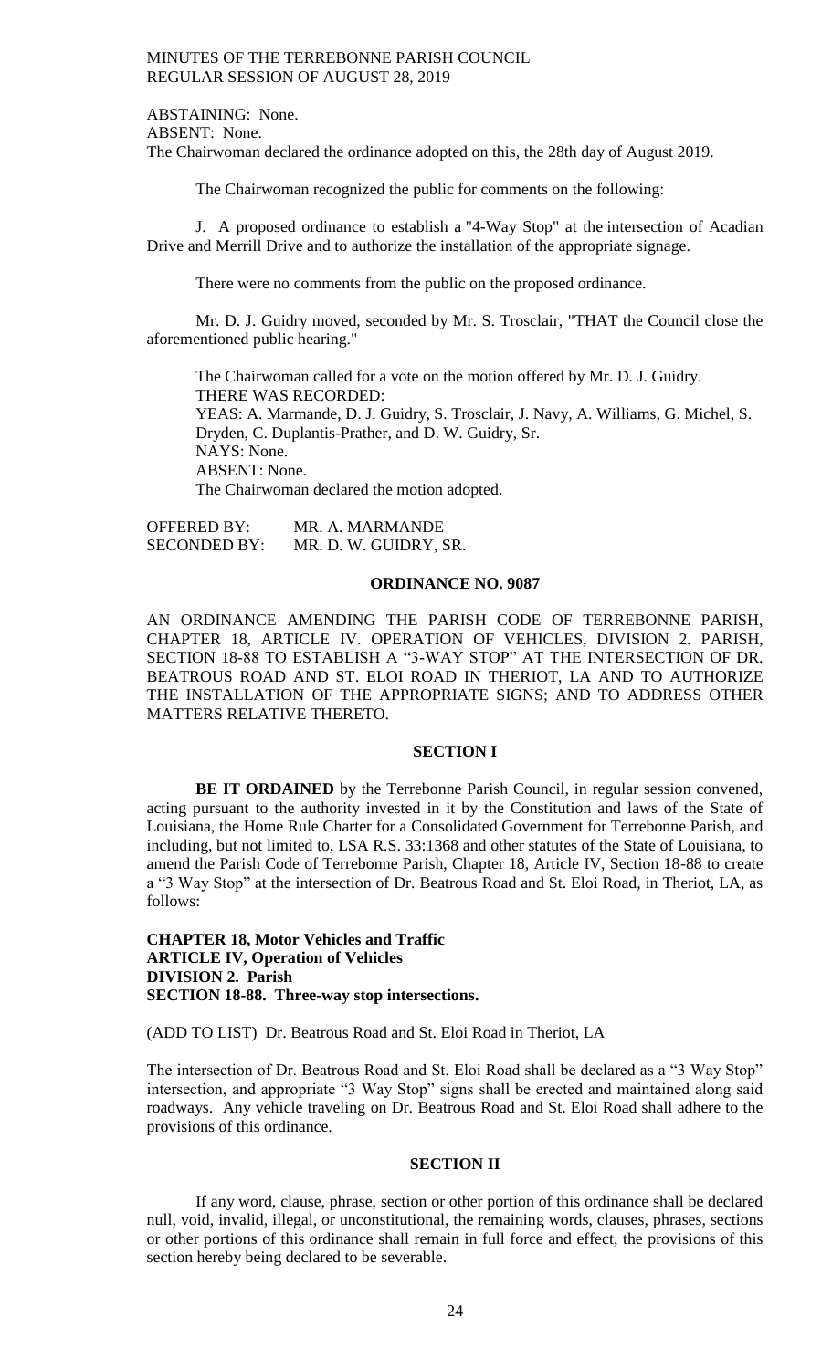ABSTAINING: None.
ABSENT: None.
The Chairwoman declared the ordinance adopted on this, the 28th day of August 2019.

The Chairwoman recognized the public for comments on the following:

J. A proposed ordinance to establish a "4-Way Stop" at the intersection of Acadian Drive and Merrill Drive and to authorize the installation of the appropriate signage.

There were no comments from the public on the proposed ordinance.

Mr. D. J. Guidry moved, seconded by Mr. S. Trosclair, "THAT the Council close the aforementioned public hearing."

The Chairwoman called for a vote on the motion offered by Mr. D. J. Guidry.
THERE WAS RECORDED:
YEAS: A. Marmande, D. J. Guidry, S. Trosclair, J. Navy, A. Williams, G. Michel, S. Dryden, C. Duplantis-Prather, and D. W. Guidry, Sr.
NAYS: None.
ABSENT: None.
The Chairwoman declared the motion adopted.

OFFERED BY: MR. A. MARMANDE
SECONDED BY: MR. D. W. GUIDRY, SR.

## ORDINANCE NO. 9087

AN ORDINANCE AMENDING THE PARISH CODE OF TERREBONNE PARISH, CHAPTER 18, ARTICLE IV. OPERATION OF VEHICLES, DIVISION 2. PARISH, SECTION 18-88 TO ESTABLISH A "3-WAY STOP" AT THE INTERSECTION OF DR. BEATROUS ROAD AND ST. ELOI ROAD IN THERIOT, LA AND TO AUTHORIZE THE INSTALLATION OF THE APPROPRIATE SIGNS; AND TO ADDRESS OTHER MATTERS RELATIVE THERETO.

### SECTION I

**BE IT ORDAINED** by the Terrebonne Parish Council, in regular session convened, acting pursuant to the authority invested in it by the Constitution and laws of the State of Louisiana, the Home Rule Charter for a Consolidated Government for Terrebonne Parish, and including, but not limited to, LSA R.S. 33:1368 and other statutes of the State of Louisiana, to amend the Parish Code of Terrebonne Parish, Chapter 18, Article IV, Section 18-88 to create a "3 Way Stop" at the intersection of Dr. Beatrous Road and St. Eloi Road, in Theriot, LA, as follows:

**CHAPTER 18, Motor Vehicles and Traffic**
**ARTICLE IV, Operation of Vehicles**
**DIVISION 2. Parish**
**SECTION 18-88. Three-way stop intersections.**

(ADD TO LIST) Dr. Beatrous Road and St. Eloi Road in Theriot, LA

The intersection of Dr. Beatrous Road and St. Eloi Road shall be declared as a "3 Way Stop" intersection, and appropriate "3 Way Stop" signs shall be erected and maintained along said roadways. Any vehicle traveling on Dr. Beatrous Road and St. Eloi Road shall adhere to the provisions of this ordinance.

### SECTION II

If any word, clause, phrase, section or other portion of this ordinance shall be declared null, void, invalid, illegal, or unconstitutional, the remaining words, clauses, phrases, sections or other portions of this ordinance shall remain in full force and effect, the provisions of this section hereby being declared to be severable.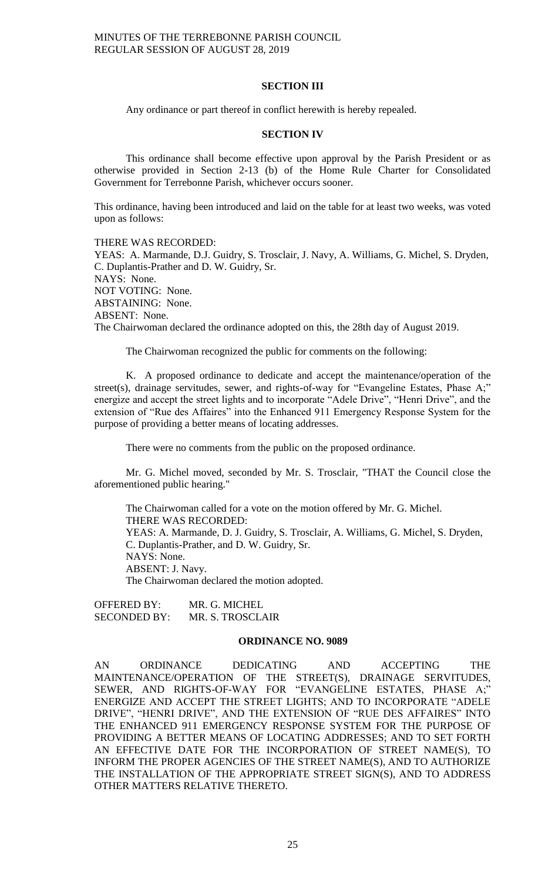## SECTION III

Any ordinance or part thereof in conflict herewith is hereby repealed.

## SECTION IV

This ordinance shall become effective upon approval by the Parish President or as otherwise provided in Section 2-13 (b) of the Home Rule Charter for Consolidated Government for Terrebonne Parish, whichever occurs sooner.

This ordinance, having been introduced and laid on the table for at least two weeks, was voted upon as follows:

THERE WAS RECORDED:
YEAS: A. Marmande, D.J. Guidry, S. Trosclair, J. Navy, A. Williams, G. Michel, S. Dryden, C. Duplantis-Prather and D. W. Guidry, Sr.
NAYS: None.
NOT VOTING: None.
ABSTAINING: None.
ABSENT: None.
The Chairwoman declared the ordinance adopted on this, the 28th day of August 2019.

The Chairwoman recognized the public for comments on the following:

K. A proposed ordinance to dedicate and accept the maintenance/operation of the street(s), drainage servitudes, sewer, and rights-of-way for "Evangeline Estates, Phase A;" energize and accept the street lights and to incorporate "Adele Drive", "Henri Drive", and the extension of "Rue des Affaires" into the Enhanced 911 Emergency Response System for the purpose of providing a better means of locating addresses.

There were no comments from the public on the proposed ordinance.

Mr. G. Michel moved, seconded by Mr. S. Trosclair, "THAT the Council close the aforementioned public hearing."

The Chairwoman called for a vote on the motion offered by Mr. G. Michel.
THERE WAS RECORDED:
YEAS: A. Marmande, D. J. Guidry, S. Trosclair, A. Williams, G. Michel, S. Dryden, C. Duplantis-Prather, and D. W. Guidry, Sr.
NAYS: None.
ABSENT: J. Navy.
The Chairwoman declared the motion adopted.

OFFERED BY: MR. G. MICHEL
SECONDED BY: MR. S. TROSCLAIR

## ORDINANCE NO. 9089

AN ORDINANCE DEDICATING AND ACCEPTING THE MAINTENANCE/OPERATION OF THE STREET(S), DRAINAGE SERVITUDES, SEWER, AND RIGHTS-OF-WAY FOR "EVANGELINE ESTATES, PHASE A;" ENERGIZE AND ACCEPT THE STREET LIGHTS; AND TO INCORPORATE "ADELE DRIVE", "HENRI DRIVE", AND THE EXTENSION OF "RUE DES AFFAIRES" INTO THE ENHANCED 911 EMERGENCY RESPONSE SYSTEM FOR THE PURPOSE OF PROVIDING A BETTER MEANS OF LOCATING ADDRESSES; AND TO SET FORTH AN EFFECTIVE DATE FOR THE INCORPORATION OF STREET NAME(S), TO INFORM THE PROPER AGENCIES OF THE STREET NAME(S), AND TO AUTHORIZE THE INSTALLATION OF THE APPROPRIATE STREET SIGN(S), AND TO ADDRESS OTHER MATTERS RELATIVE THERETO.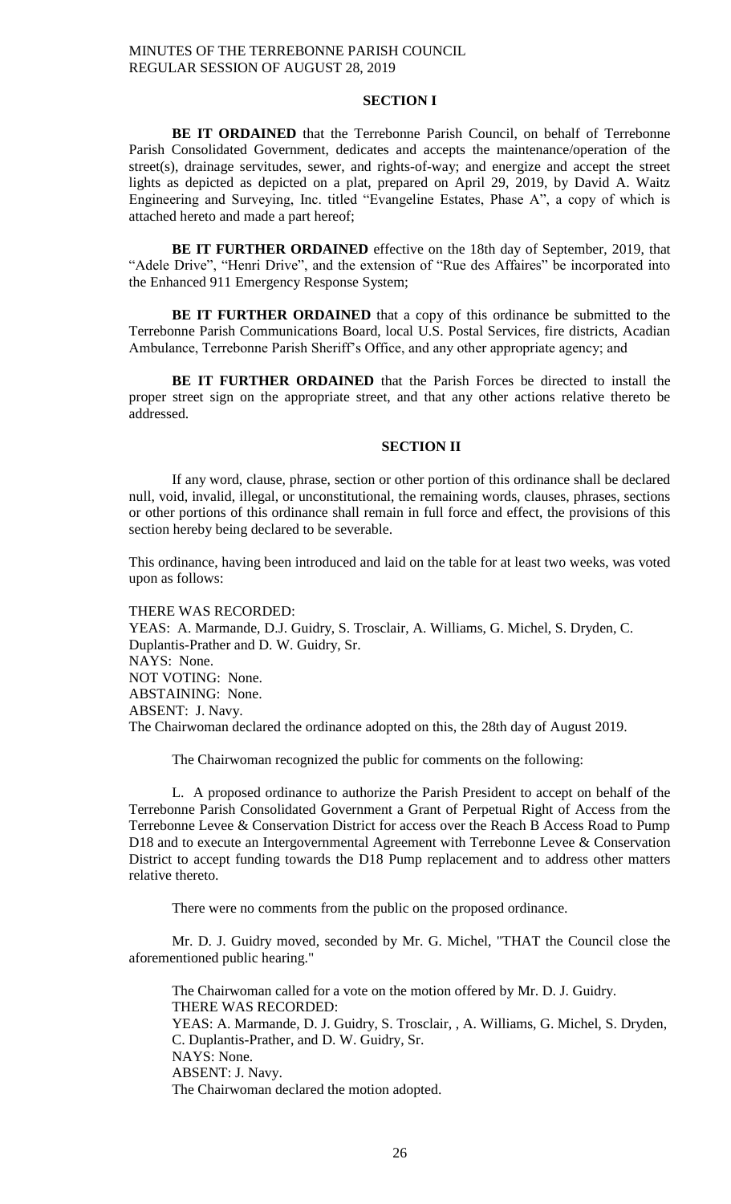**SECTION I**

**BE IT ORDAINED** that the Terrebonne Parish Council, on behalf of Terrebonne Parish Consolidated Government, dedicates and accepts the maintenance/operation of the street(s), drainage servitudes, sewer, and rights-of-way; and energize and accept the street lights as depicted as depicted on a plat, prepared on April 29, 2019, by David A. Waitz Engineering and Surveying, Inc. titled "Evangeline Estates, Phase A", a copy of which is attached hereto and made a part hereof;

**BE IT FURTHER ORDAINED** effective on the 18th day of September, 2019, that "Adele Drive", "Henri Drive", and the extension of "Rue des Affaires" be incorporated into the Enhanced 911 Emergency Response System;

**BE IT FURTHER ORDAINED** that a copy of this ordinance be submitted to the Terrebonne Parish Communications Board, local U.S. Postal Services, fire districts, Acadian Ambulance, Terrebonne Parish Sheriff's Office, and any other appropriate agency; and

**BE IT FURTHER ORDAINED** that the Parish Forces be directed to install the proper street sign on the appropriate street, and that any other actions relative thereto be addressed.

**SECTION II**

If any word, clause, phrase, section or other portion of this ordinance shall be declared null, void, invalid, illegal, or unconstitutional, the remaining words, clauses, phrases, sections or other portions of this ordinance shall remain in full force and effect, the provisions of this section hereby being declared to be severable.

This ordinance, having been introduced and laid on the table for at least two weeks, was voted upon as follows:

THERE WAS RECORDED:
YEAS: A. Marmande, D.J. Guidry, S. Trosclair, A. Williams, G. Michel, S. Dryden, C. Duplantis-Prather and D. W. Guidry, Sr.
NAYS: None.
NOT VOTING: None.
ABSTAINING: None.
ABSENT: J. Navy.
The Chairwoman declared the ordinance adopted on this, the 28th day of August 2019.

The Chairwoman recognized the public for comments on the following:

L. A proposed ordinance to authorize the Parish President to accept on behalf of the Terrebonne Parish Consolidated Government a Grant of Perpetual Right of Access from the Terrebonne Levee & Conservation District for access over the Reach B Access Road to Pump D18 and to execute an Intergovernmental Agreement with Terrebonne Levee & Conservation District to accept funding towards the D18 Pump replacement and to address other matters relative thereto.

There were no comments from the public on the proposed ordinance.

Mr. D. J. Guidry moved, seconded by Mr. G. Michel, "THAT the Council close the aforementioned public hearing."

The Chairwoman called for a vote on the motion offered by Mr. D. J. Guidry.
THERE WAS RECORDED:
YEAS: A. Marmande, D. J. Guidry, S. Trosclair, , A. Williams, G. Michel, S. Dryden, C. Duplantis-Prather, and D. W. Guidry, Sr.
NAYS: None.
ABSENT: J. Navy.
The Chairwoman declared the motion adopted.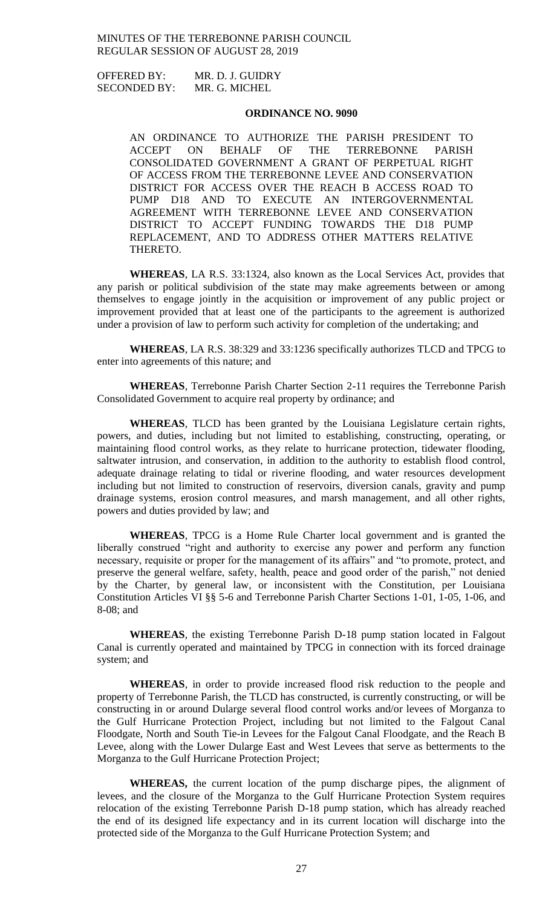OFFERED BY: MR. D. J. GUIDRY
SECONDED BY: MR. G. MICHEL

**ORDINANCE NO. 9090**

AN ORDINANCE TO AUTHORIZE THE PARISH PRESIDENT TO ACCEPT ON BEHALF OF THE TERREBONNE PARISH CONSOLIDATED GOVERNMENT A GRANT OF PERPETUAL RIGHT OF ACCESS FROM THE TERREBONNE LEVEE AND CONSERVATION DISTRICT FOR ACCESS OVER THE REACH B ACCESS ROAD TO PUMP D18 AND TO EXECUTE AN INTERGOVERNMENTAL AGREEMENT WITH TERREBONNE LEVEE AND CONSERVATION DISTRICT TO ACCEPT FUNDING TOWARDS THE D18 PUMP REPLACEMENT, AND TO ADDRESS OTHER MATTERS RELATIVE THERETO.

**WHEREAS**, LA R.S. 33:1324, also known as the Local Services Act, provides that any parish or political subdivision of the state may make agreements between or among themselves to engage jointly in the acquisition or improvement of any public project or improvement provided that at least one of the participants to the agreement is authorized under a provision of law to perform such activity for completion of the undertaking; and

**WHEREAS**, LA R.S. 38:329 and 33:1236 specifically authorizes TLCD and TPCG to enter into agreements of this nature; and

**WHEREAS**, Terrebonne Parish Charter Section 2-11 requires the Terrebonne Parish Consolidated Government to acquire real property by ordinance; and

**WHEREAS**, TLCD has been granted by the Louisiana Legislature certain rights, powers, and duties, including but not limited to establishing, constructing, operating, or maintaining flood control works, as they relate to hurricane protection, tidewater flooding, saltwater intrusion, and conservation, in addition to the authority to establish flood control, adequate drainage relating to tidal or riverine flooding, and water resources development including but not limited to construction of reservoirs, diversion canals, gravity and pump drainage systems, erosion control measures, and marsh management, and all other rights, powers and duties provided by law; and

**WHEREAS**, TPCG is a Home Rule Charter local government and is granted the liberally construed "right and authority to exercise any power and perform any function necessary, requisite or proper for the management of its affairs" and "to promote, protect, and preserve the general welfare, safety, health, peace and good order of the parish," not denied by the Charter, by general law, or inconsistent with the Constitution, per Louisiana Constitution Articles VI §§ 5-6 and Terrebonne Parish Charter Sections 1-01, 1-05, 1-06, and 8-08; and

**WHEREAS**, the existing Terrebonne Parish D-18 pump station located in Falgout Canal is currently operated and maintained by TPCG in connection with its forced drainage system; and

**WHEREAS**, in order to provide increased flood risk reduction to the people and property of Terrebonne Parish, the TLCD has constructed, is currently constructing, or will be constructing in or around Dularge several flood control works and/or levees of Morganza to the Gulf Hurricane Protection Project, including but not limited to the Falgout Canal Floodgate, North and South Tie-in Levees for the Falgout Canal Floodgate, and the Reach B Levee, along with the Lower Dularge East and West Levees that serve as betterments to the Morganza to the Gulf Hurricane Protection Project;

**WHEREAS,** the current location of the pump discharge pipes, the alignment of levees, and the closure of the Morganza to the Gulf Hurricane Protection System requires relocation of the existing Terrebonne Parish D-18 pump station, which has already reached the end of its designed life expectancy and in its current location will discharge into the protected side of the Morganza to the Gulf Hurricane Protection System; and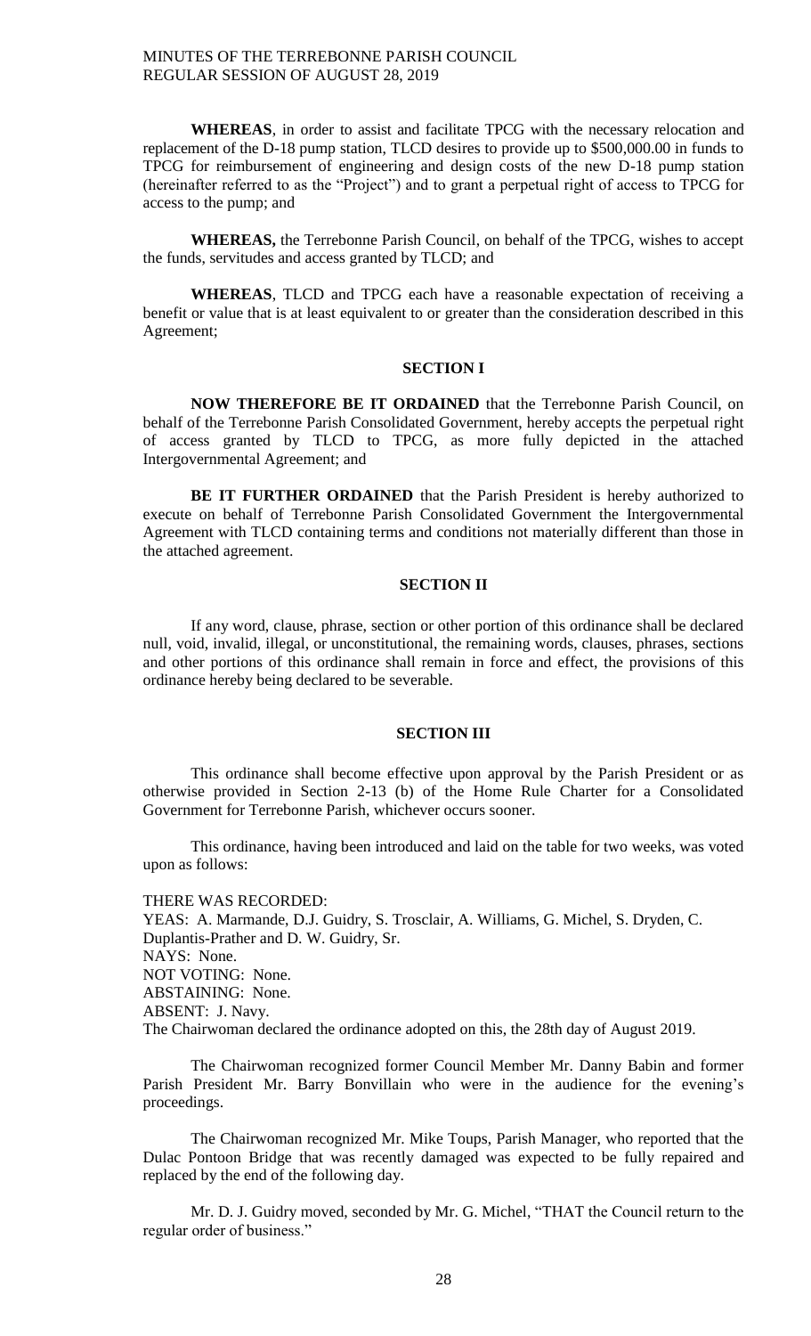**WHEREAS**, in order to assist and facilitate TPCG with the necessary relocation and replacement of the D-18 pump station, TLCD desires to provide up to $500,000.00 in funds to TPCG for reimbursement of engineering and design costs of the new D-18 pump station (hereinafter referred to as the "Project") and to grant a perpetual right of access to TPCG for access to the pump; and

**WHEREAS,** the Terrebonne Parish Council, on behalf of the TPCG, wishes to accept the funds, servitudes and access granted by TLCD; and

**WHEREAS**, TLCD and TPCG each have a reasonable expectation of receiving a benefit or value that is at least equivalent to or greater than the consideration described in this Agreement;

**SECTION I**

**NOW THEREFORE BE IT ORDAINED** that the Terrebonne Parish Council, on behalf of the Terrebonne Parish Consolidated Government, hereby accepts the perpetual right of access granted by TLCD to TPCG, as more fully depicted in the attached Intergovernmental Agreement; and

**BE IT FURTHER ORDAINED** that the Parish President is hereby authorized to execute on behalf of Terrebonne Parish Consolidated Government the Intergovernmental Agreement with TLCD containing terms and conditions not materially different than those in the attached agreement.

**SECTION II**

If any word, clause, phrase, section or other portion of this ordinance shall be declared null, void, invalid, illegal, or unconstitutional, the remaining words, clauses, phrases, sections and other portions of this ordinance shall remain in force and effect, the provisions of this ordinance hereby being declared to be severable.

**SECTION III**

This ordinance shall become effective upon approval by the Parish President or as otherwise provided in Section 2-13 (b) of the Home Rule Charter for a Consolidated Government for Terrebonne Parish, whichever occurs sooner.

This ordinance, having been introduced and laid on the table for two weeks, was voted upon as follows:

THERE WAS RECORDED:
YEAS: A. Marmande, D.J. Guidry, S. Trosclair, A. Williams, G. Michel, S. Dryden, C. Duplantis-Prather and D. W. Guidry, Sr.
NAYS: None.
NOT VOTING: None.
ABSTAINING: None.
ABSENT: J. Navy.
The Chairwoman declared the ordinance adopted on this, the 28th day of August 2019.

The Chairwoman recognized former Council Member Mr. Danny Babin and former Parish President Mr. Barry Bonvillain who were in the audience for the evening's proceedings.

The Chairwoman recognized Mr. Mike Toups, Parish Manager, who reported that the Dulac Pontoon Bridge that was recently damaged was expected to be fully repaired and replaced by the end of the following day.

Mr. D. J. Guidry moved, seconded by Mr. G. Michel, "THAT the Council return to the regular order of business."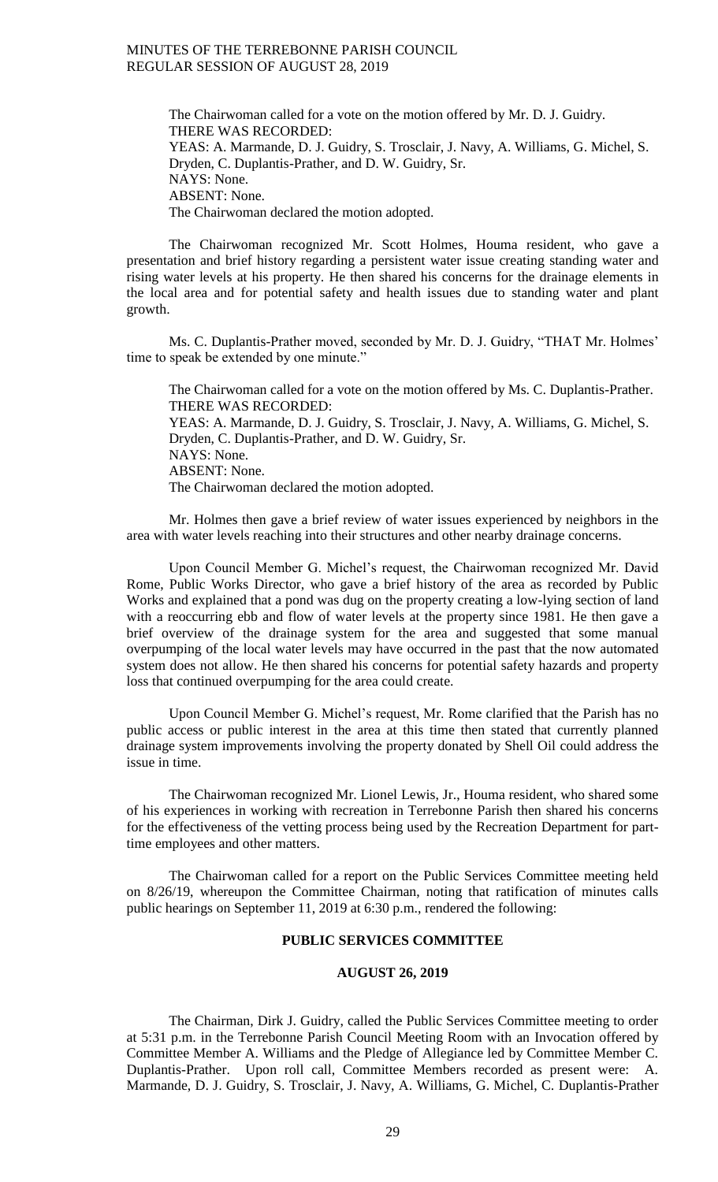The Chairwoman called for a vote on the motion offered by Mr. D. J. Guidry.
THERE WAS RECORDED:
YEAS: A. Marmande, D. J. Guidry, S. Trosclair, J. Navy, A. Williams, G. Michel, S. Dryden, C. Duplantis-Prather, and D. W. Guidry, Sr.
NAYS: None.
ABSENT: None.
The Chairwoman declared the motion adopted.

The Chairwoman recognized Mr. Scott Holmes, Houma resident, who gave a presentation and brief history regarding a persistent water issue creating standing water and rising water levels at his property. He then shared his concerns for the drainage elements in the local area and for potential safety and health issues due to standing water and plant growth.

Ms. C. Duplantis-Prather moved, seconded by Mr. D. J. Guidry, "THAT Mr. Holmes' time to speak be extended by one minute."

The Chairwoman called for a vote on the motion offered by Ms. C. Duplantis-Prather.
THERE WAS RECORDED:
YEAS: A. Marmande, D. J. Guidry, S. Trosclair, J. Navy, A. Williams, G. Michel, S. Dryden, C. Duplantis-Prather, and D. W. Guidry, Sr.
NAYS: None.
ABSENT: None.
The Chairwoman declared the motion adopted.

Mr. Holmes then gave a brief review of water issues experienced by neighbors in the area with water levels reaching into their structures and other nearby drainage concerns.

Upon Council Member G. Michel's request, the Chairwoman recognized Mr. David Rome, Public Works Director, who gave a brief history of the area as recorded by Public Works and explained that a pond was dug on the property creating a low-lying section of land with a reoccurring ebb and flow of water levels at the property since 1981. He then gave a brief overview of the drainage system for the area and suggested that some manual overpumping of the local water levels may have occurred in the past that the now automated system does not allow. He then shared his concerns for potential safety hazards and property loss that continued overpumping for the area could create.

Upon Council Member G. Michel's request, Mr. Rome clarified that the Parish has no public access or public interest in the area at this time then stated that currently planned drainage system improvements involving the property donated by Shell Oil could address the issue in time.

The Chairwoman recognized Mr. Lionel Lewis, Jr., Houma resident, who shared some of his experiences in working with recreation in Terrebonne Parish then shared his concerns for the effectiveness of the vetting process being used by the Recreation Department for part-time employees and other matters.

The Chairwoman called for a report on the Public Services Committee meeting held on 8/26/19, whereupon the Committee Chairman, noting that ratification of minutes calls public hearings on September 11, 2019 at 6:30 p.m., rendered the following:

## PUBLIC SERVICES COMMITTEE

### AUGUST 26, 2019

The Chairman, Dirk J. Guidry, called the Public Services Committee meeting to order at 5:31 p.m. in the Terrebonne Parish Council Meeting Room with an Invocation offered by Committee Member A. Williams and the Pledge of Allegiance led by Committee Member C. Duplantis-Prather. Upon roll call, Committee Members recorded as present were: A. Marmande, D. J. Guidry, S. Trosclair, J. Navy, A. Williams, G. Michel, C. Duplantis-Prather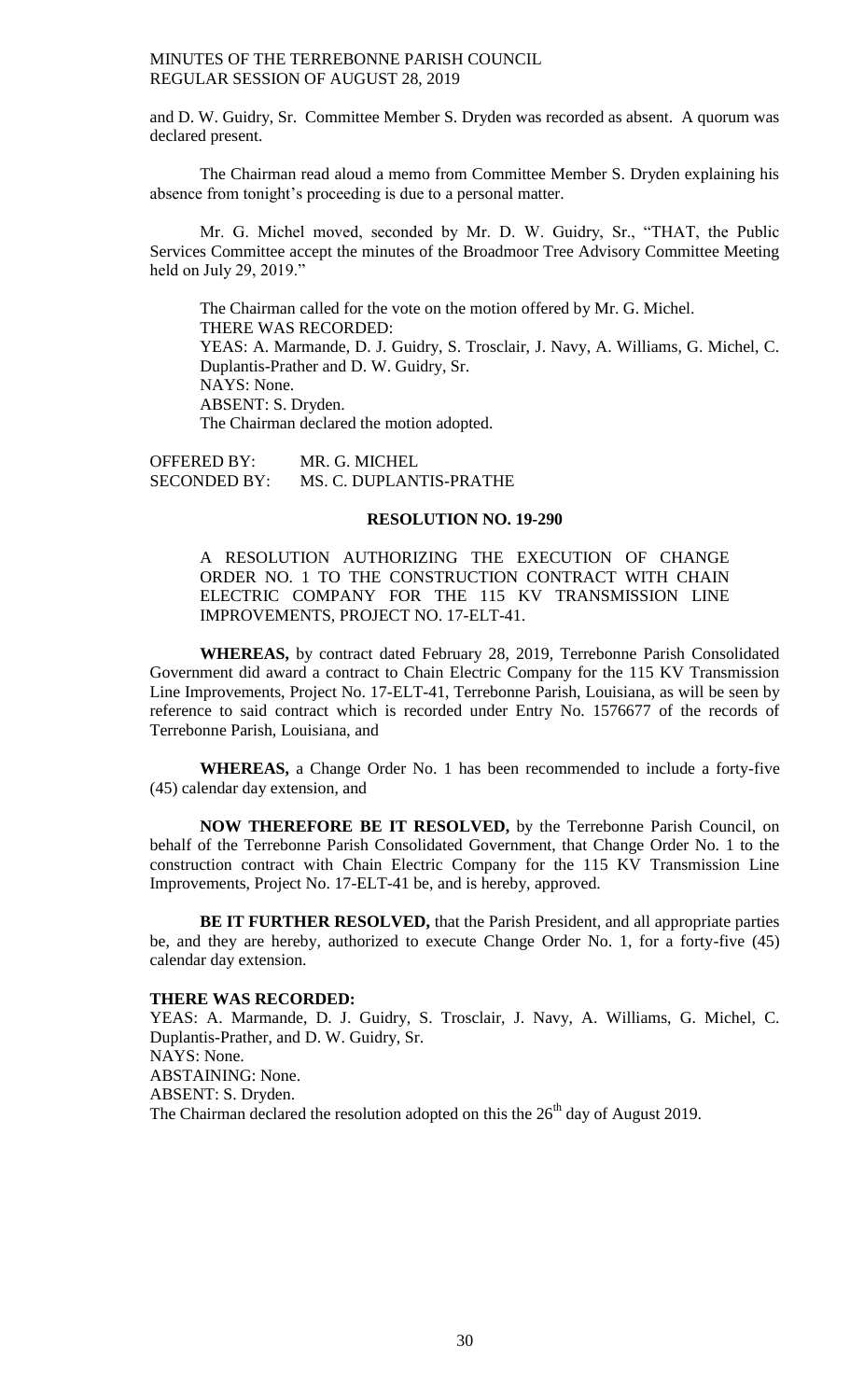and D. W. Guidry, Sr. Committee Member S. Dryden was recorded as absent. A quorum was declared present.

The Chairman read aloud a memo from Committee Member S. Dryden explaining his absence from tonight's proceeding is due to a personal matter.

Mr. G. Michel moved, seconded by Mr. D. W. Guidry, Sr., "THAT, the Public Services Committee accept the minutes of the Broadmoor Tree Advisory Committee Meeting held on July 29, 2019."

The Chairman called for the vote on the motion offered by Mr. G. Michel.
THERE WAS RECORDED:
YEAS: A. Marmande, D. J. Guidry, S. Trosclair, J. Navy, A. Williams, G. Michel, C. Duplantis-Prather and D. W. Guidry, Sr.
NAYS: None.
ABSENT: S. Dryden.
The Chairman declared the motion adopted.

OFFERED BY: MR. G. MICHEL
SECONDED BY: MS. C. DUPLANTIS-PRATHE

## RESOLUTION NO. 19-290

A RESOLUTION AUTHORIZING THE EXECUTION OF CHANGE ORDER NO. 1 TO THE CONSTRUCTION CONTRACT WITH CHAIN ELECTRIC COMPANY FOR THE 115 KV TRANSMISSION LINE IMPROVEMENTS, PROJECT NO. 17-ELT-41.

**WHEREAS,** by contract dated February 28, 2019, Terrebonne Parish Consolidated Government did award a contract to Chain Electric Company for the 115 KV Transmission Line Improvements, Project No. 17-ELT-41, Terrebonne Parish, Louisiana, as will be seen by reference to said contract which is recorded under Entry No. 1576677 of the records of Terrebonne Parish, Louisiana, and

**WHEREAS,** a Change Order No. 1 has been recommended to include a forty-five (45) calendar day extension, and

**NOW THEREFORE BE IT RESOLVED,** by the Terrebonne Parish Council, on behalf of the Terrebonne Parish Consolidated Government, that Change Order No. 1 to the construction contract with Chain Electric Company for the 115 KV Transmission Line Improvements, Project No. 17-ELT-41 be, and is hereby, approved.

**BE IT FURTHER RESOLVED,** that the Parish President, and all appropriate parties be, and they are hereby, authorized to execute Change Order No. 1, for a forty-five (45) calendar day extension.

**THERE WAS RECORDED:**
YEAS: A. Marmande, D. J. Guidry, S. Trosclair, J. Navy, A. Williams, G. Michel, C. Duplantis-Prather, and D. W. Guidry, Sr.
NAYS: None.
ABSTAINING: None.
ABSENT: S. Dryden.
The Chairman declared the resolution adopted on this the 26th day of August 2019.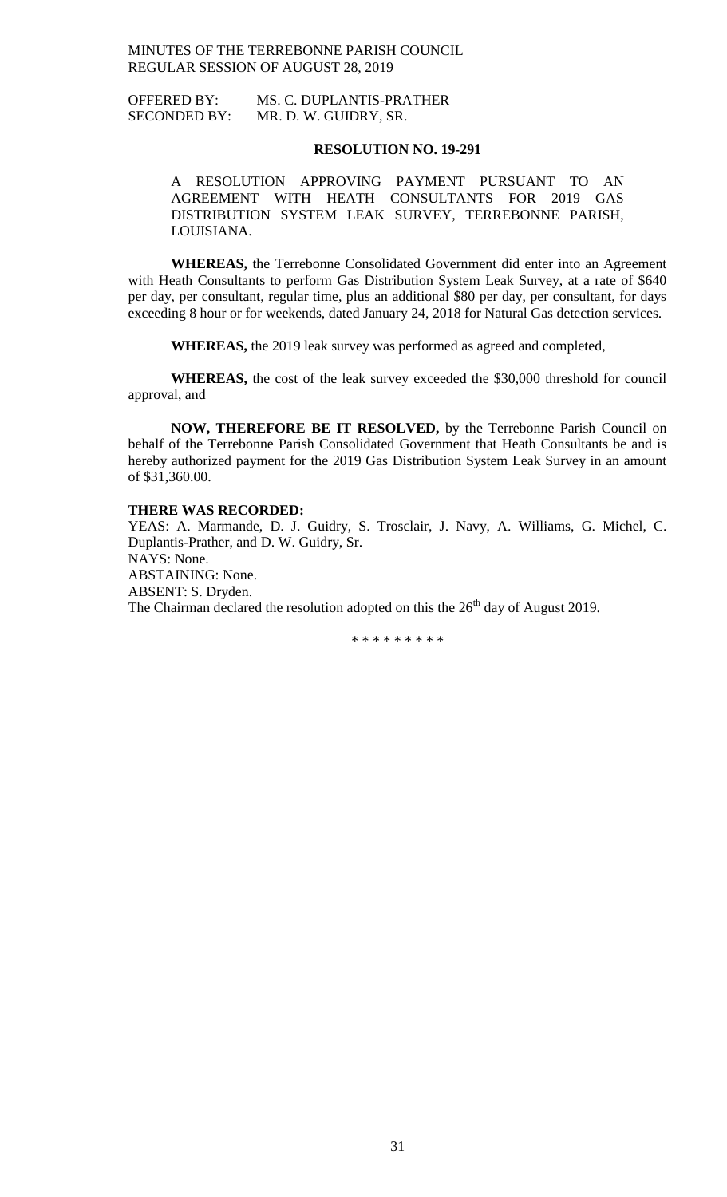MINUTES OF THE TERREBONNE PARISH COUNCIL
REGULAR SESSION OF AUGUST 28, 2019

OFFERED BY: MS. C. DUPLANTIS-PRATHER
SECONDED BY: MR. D. W. GUIDRY, SR.

**RESOLUTION NO. 19-291**

A RESOLUTION APPROVING PAYMENT PURSUANT TO AN AGREEMENT WITH HEATH CONSULTANTS FOR 2019 GAS DISTRIBUTION SYSTEM LEAK SURVEY, TERREBONNE PARISH, LOUISIANA.

**WHEREAS,** the Terrebonne Consolidated Government did enter into an Agreement with Heath Consultants to perform Gas Distribution System Leak Survey, at a rate of $640 per day, per consultant, regular time, plus an additional $80 per day, per consultant, for days exceeding 8 hour or for weekends, dated January 24, 2018 for Natural Gas detection services.

**WHEREAS,** the 2019 leak survey was performed as agreed and completed,

**WHEREAS,** the cost of the leak survey exceeded the $30,000 threshold for council approval, and

**NOW, THEREFORE BE IT RESOLVED,** by the Terrebonne Parish Council on behalf of the Terrebonne Parish Consolidated Government that Heath Consultants be and is hereby authorized payment for the 2019 Gas Distribution System Leak Survey in an amount of $31,360.00.

**THERE WAS RECORDED:**
YEAS: A. Marmande, D. J. Guidry, S. Trosclair, J. Navy, A. Williams, G. Michel, C. Duplantis-Prather, and D. W. Guidry, Sr.
NAYS: None.
ABSTAINING: None.
ABSENT: S. Dryden.
The Chairman declared the resolution adopted on this the 26th day of August 2019.

\* \* \* \* \* \* \* \* \*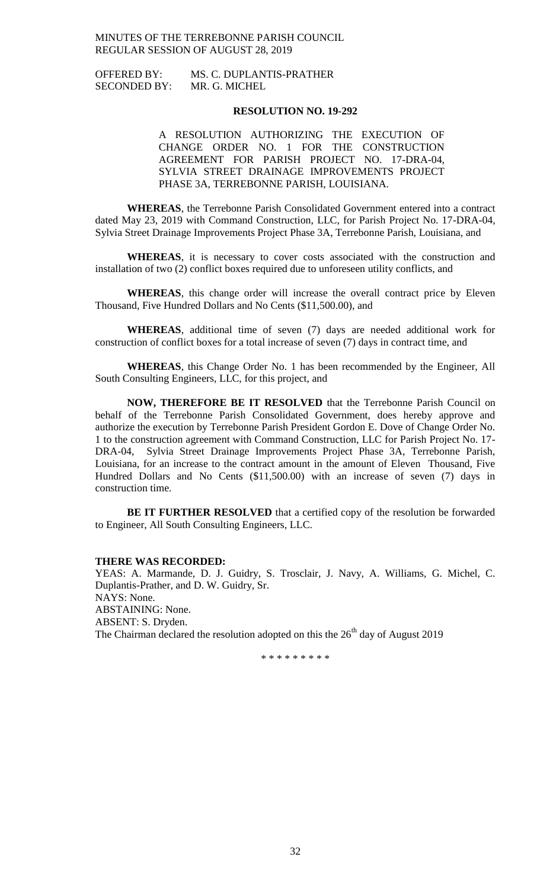OFFERED BY: MS. C. DUPLANTIS-PRATHER
SECONDED BY: MR. G. MICHEL

**RESOLUTION NO. 19-292**

A RESOLUTION AUTHORIZING THE EXECUTION OF CHANGE ORDER NO. 1 FOR THE CONSTRUCTION AGREEMENT FOR PARISH PROJECT NO. 17-DRA-04, SYLVIA STREET DRAINAGE IMPROVEMENTS PROJECT PHASE 3A, TERREBONNE PARISH, LOUISIANA.

**WHEREAS**, the Terrebonne Parish Consolidated Government entered into a contract dated May 23, 2019 with Command Construction, LLC, for Parish Project No. 17-DRA-04, Sylvia Street Drainage Improvements Project Phase 3A, Terrebonne Parish, Louisiana, and

**WHEREAS**, it is necessary to cover costs associated with the construction and installation of two (2) conflict boxes required due to unforeseen utility conflicts, and

**WHEREAS**, this change order will increase the overall contract price by Eleven Thousand, Five Hundred Dollars and No Cents ($11,500.00), and

**WHEREAS**, additional time of seven (7) days are needed additional work for construction of conflict boxes for a total increase of seven (7) days in contract time, and

**WHEREAS**, this Change Order No. 1 has been recommended by the Engineer, All South Consulting Engineers, LLC, for this project, and

**NOW, THEREFORE BE IT RESOLVED** that the Terrebonne Parish Council on behalf of the Terrebonne Parish Consolidated Government, does hereby approve and authorize the execution by Terrebonne Parish President Gordon E. Dove of Change Order No. 1 to the construction agreement with Command Construction, LLC for Parish Project No. 17-DRA-04, Sylvia Street Drainage Improvements Project Phase 3A, Terrebonne Parish, Louisiana, for an increase to the contract amount in the amount of Eleven Thousand, Five Hundred Dollars and No Cents ($11,500.00) with an increase of seven (7) days in construction time.

**BE IT FURTHER RESOLVED** that a certified copy of the resolution be forwarded to Engineer, All South Consulting Engineers, LLC.

**THERE WAS RECORDED:**

YEAS: A. Marmande, D. J. Guidry, S. Trosclair, J. Navy, A. Williams, G. Michel, C. Duplantis-Prather, and D. W. Guidry, Sr.

NAYS: None.

ABSTAINING: None.

ABSENT: S. Dryden.

The Chairman declared the resolution adopted on this the 26th day of August 2019

\* \* \* \* \* \* \* \* \*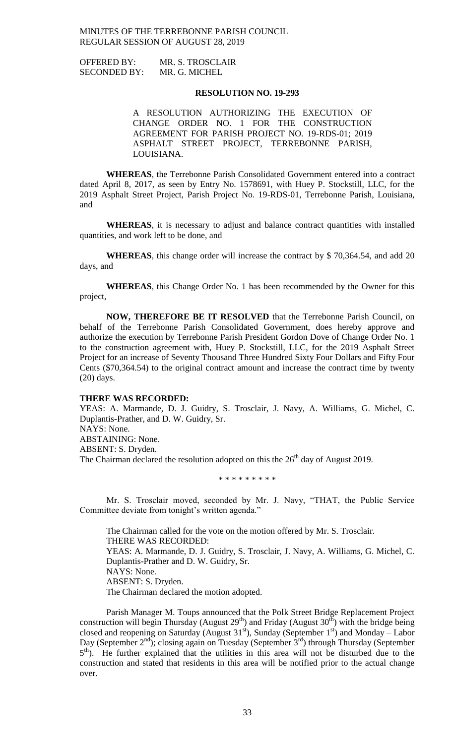MINUTES OF THE TERREBONNE PARISH COUNCIL
REGULAR SESSION OF AUGUST 28, 2019

OFFERED BY: MR. S. TROSCLAIR
SECONDED BY: MR. G. MICHEL

**RESOLUTION NO. 19-293**

A RESOLUTION AUTHORIZING THE EXECUTION OF CHANGE ORDER NO. 1 FOR THE CONSTRUCTION AGREEMENT FOR PARISH PROJECT NO. 19-RDS-01; 2019 ASPHALT STREET PROJECT, TERREBONNE PARISH, LOUISIANA.

**WHEREAS**, the Terrebonne Parish Consolidated Government entered into a contract dated April 8, 2017, as seen by Entry No. 1578691, with Huey P. Stockstill, LLC, for the 2019 Asphalt Street Project, Parish Project No. 19-RDS-01, Terrebonne Parish, Louisiana, and

**WHEREAS**, it is necessary to adjust and balance contract quantities with installed quantities, and work left to be done, and

**WHEREAS**, this change order will increase the contract by $ 70,364.54, and add 20 days, and

**WHEREAS**, this Change Order No. 1 has been recommended by the Owner for this project,

**NOW, THEREFORE BE IT RESOLVED** that the Terrebonne Parish Council, on behalf of the Terrebonne Parish Consolidated Government, does hereby approve and authorize the execution by Terrebonne Parish President Gordon Dove of Change Order No. 1 to the construction agreement with, Huey P. Stockstill, LLC, for the 2019 Asphalt Street Project for an increase of Seventy Thousand Three Hundred Sixty Four Dollars and Fifty Four Cents ($70,364.54) to the original contract amount and increase the contract time by twenty (20) days.

**THERE WAS RECORDED:**
YEAS: A. Marmande, D. J. Guidry, S. Trosclair, J. Navy, A. Williams, G. Michel, C. Duplantis-Prather, and D. W. Guidry, Sr.
NAYS: None.
ABSTAINING: None.
ABSENT: S. Dryden.
The Chairman declared the resolution adopted on this the 26th day of August 2019.

\* \* \* \* \* \* \* \* \*

Mr. S. Trosclair moved, seconded by Mr. J. Navy, "THAT, the Public Service Committee deviate from tonight's written agenda."

The Chairman called for the vote on the motion offered by Mr. S. Trosclair.
THERE WAS RECORDED:
YEAS: A. Marmande, D. J. Guidry, S. Trosclair, J. Navy, A. Williams, G. Michel, C. Duplantis-Prather and D. W. Guidry, Sr.
NAYS: None.
ABSENT: S. Dryden.
The Chairman declared the motion adopted.

Parish Manager M. Toups announced that the Polk Street Bridge Replacement Project construction will begin Thursday (August 29th) and Friday (August 30th) with the bridge being closed and reopening on Saturday (August 31st), Sunday (September 1st) and Monday – Labor Day (September 2nd); closing again on Tuesday (September 3rd) through Thursday (September 5th). He further explained that the utilities in this area will not be disturbed due to the construction and stated that residents in this area will be notified prior to the actual change over.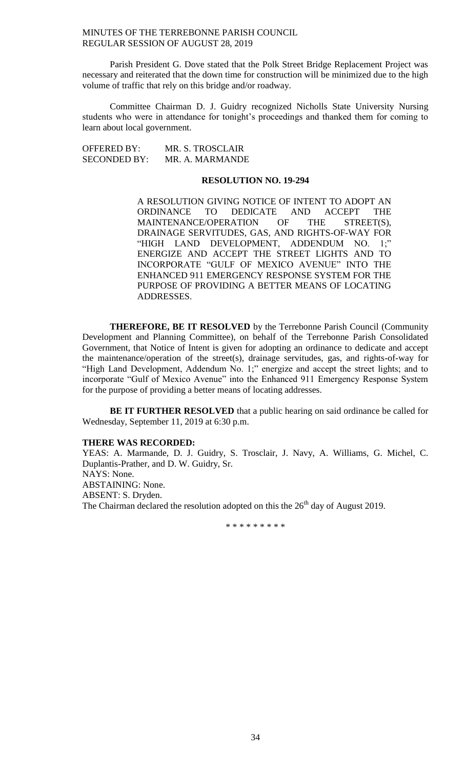Parish President G. Dove stated that the Polk Street Bridge Replacement Project was necessary and reiterated that the down time for construction will be minimized due to the high volume of traffic that rely on this bridge and/or roadway.

Committee Chairman D. J. Guidry recognized Nicholls State University Nursing students who were in attendance for tonight's proceedings and thanked them for coming to learn about local government.

OFFERED BY: MR. S. TROSCLAIR
SECONDED BY: MR. A. MARMANDE

**RESOLUTION NO. 19-294**

A RESOLUTION GIVING NOTICE OF INTENT TO ADOPT AN ORDINANCE TO DEDICATE AND ACCEPT THE MAINTENANCE/OPERATION OF THE STREET(S), DRAINAGE SERVITUDES, GAS, AND RIGHTS-OF-WAY FOR "HIGH LAND DEVELOPMENT, ADDENDUM NO. 1;" ENERGIZE AND ACCEPT THE STREET LIGHTS AND TO INCORPORATE "GULF OF MEXICO AVENUE" INTO THE ENHANCED 911 EMERGENCY RESPONSE SYSTEM FOR THE PURPOSE OF PROVIDING A BETTER MEANS OF LOCATING ADDRESSES.

**THEREFORE, BE IT RESOLVED** by the Terrebonne Parish Council (Community Development and Planning Committee), on behalf of the Terrebonne Parish Consolidated Government, that Notice of Intent is given for adopting an ordinance to dedicate and accept the maintenance/operation of the street(s), drainage servitudes, gas, and rights-of-way for "High Land Development, Addendum No. 1;" energize and accept the street lights; and to incorporate "Gulf of Mexico Avenue" into the Enhanced 911 Emergency Response System for the purpose of providing a better means of locating addresses.

**BE IT FURTHER RESOLVED** that a public hearing on said ordinance be called for Wednesday, September 11, 2019 at 6:30 p.m.

**THERE WAS RECORDED:**
YEAS: A. Marmande, D. J. Guidry, S. Trosclair, J. Navy, A. Williams, G. Michel, C. Duplantis-Prather, and D. W. Guidry, Sr.
NAYS: None.
ABSTAINING: None.
ABSENT: S. Dryden.
The Chairman declared the resolution adopted on this the 26th day of August 2019.

\* \* \* \* \* \* \* \* \*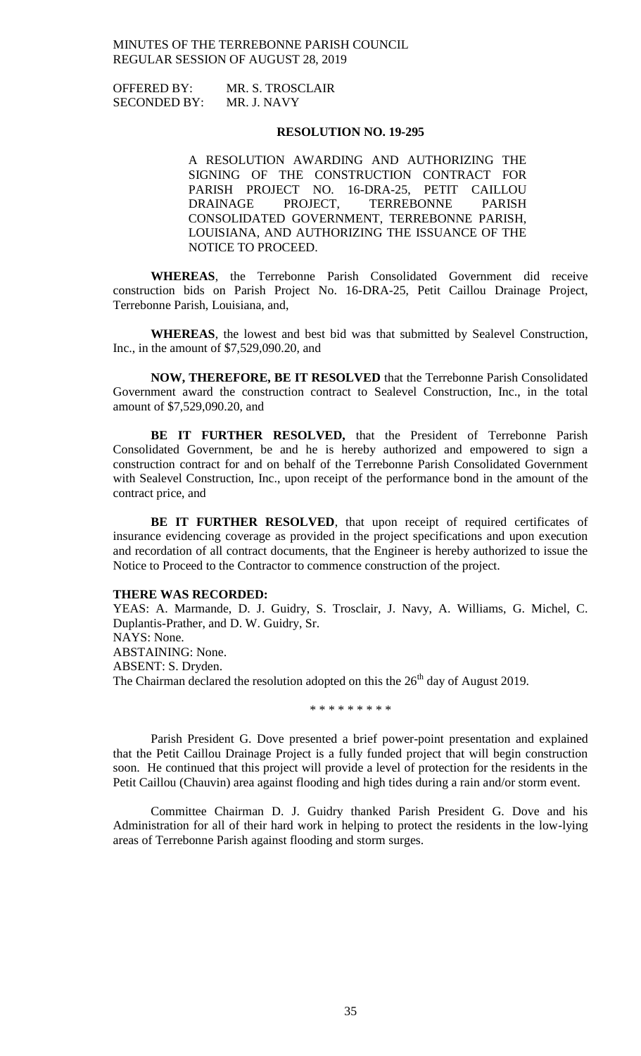OFFERED BY: MR. S. TROSCLAIR
SECONDED BY: MR. J. NAVY

**RESOLUTION NO. 19-295**

A RESOLUTION AWARDING AND AUTHORIZING THE SIGNING OF THE CONSTRUCTION CONTRACT FOR PARISH PROJECT NO. 16-DRA-25, PETIT CAILLOU DRAINAGE PROJECT, TERREBONNE PARISH CONSOLIDATED GOVERNMENT, TERREBONNE PARISH, LOUISIANA, AND AUTHORIZING THE ISSUANCE OF THE NOTICE TO PROCEED.

**WHEREAS**, the Terrebonne Parish Consolidated Government did receive construction bids on Parish Project No. 16-DRA-25, Petit Caillou Drainage Project, Terrebonne Parish, Louisiana, and,

**WHEREAS**, the lowest and best bid was that submitted by Sealevel Construction, Inc., in the amount of $7,529,090.20, and

**NOW, THEREFORE, BE IT RESOLVED** that the Terrebonne Parish Consolidated Government award the construction contract to Sealevel Construction, Inc., in the total amount of $7,529,090.20, and

**BE IT FURTHER RESOLVED,** that the President of Terrebonne Parish Consolidated Government, be and he is hereby authorized and empowered to sign a construction contract for and on behalf of the Terrebonne Parish Consolidated Government with Sealevel Construction, Inc., upon receipt of the performance bond in the amount of the contract price, and

**BE IT FURTHER RESOLVED**, that upon receipt of required certificates of insurance evidencing coverage as provided in the project specifications and upon execution and recordation of all contract documents, that the Engineer is hereby authorized to issue the Notice to Proceed to the Contractor to commence construction of the project.

**THERE WAS RECORDED:**
YEAS: A. Marmande, D. J. Guidry, S. Trosclair, J. Navy, A. Williams, G. Michel, C. Duplantis-Prather, and D. W. Guidry, Sr.
NAYS: None.
ABSTAINING: None.
ABSENT: S. Dryden.
The Chairman declared the resolution adopted on this the 26th day of August 2019.

\* \* \* \* \* \* \* \* \*

Parish President G. Dove presented a brief power-point presentation and explained that the Petit Caillou Drainage Project is a fully funded project that will begin construction soon. He continued that this project will provide a level of protection for the residents in the Petit Caillou (Chauvin) area against flooding and high tides during a rain and/or storm event.

Committee Chairman D. J. Guidry thanked Parish President G. Dove and his Administration for all of their hard work in helping to protect the residents in the low-lying areas of Terrebonne Parish against flooding and storm surges.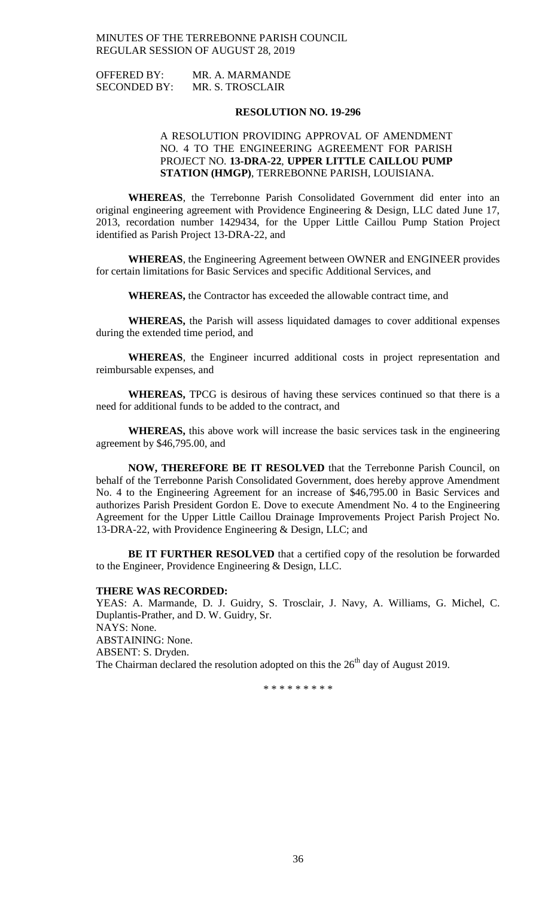OFFERED BY: MR. A. MARMANDE
SECONDED BY: MR. S. TROSCLAIR

**RESOLUTION NO. 19-296**

A RESOLUTION PROVIDING APPROVAL OF AMENDMENT NO. 4 TO THE ENGINEERING AGREEMENT FOR PARISH PROJECT NO. **13-DRA-22**, **UPPER LITTLE CAILLOU PUMP STATION (HMGP)**, TERREBONNE PARISH, LOUISIANA.

**WHEREAS**, the Terrebonne Parish Consolidated Government did enter into an original engineering agreement with Providence Engineering & Design, LLC dated June 17, 2013, recordation number 1429434, for the Upper Little Caillou Pump Station Project identified as Parish Project 13-DRA-22, and

**WHEREAS**, the Engineering Agreement between OWNER and ENGINEER provides for certain limitations for Basic Services and specific Additional Services, and

**WHEREAS,** the Contractor has exceeded the allowable contract time, and

**WHEREAS,** the Parish will assess liquidated damages to cover additional expenses during the extended time period, and

**WHEREAS**, the Engineer incurred additional costs in project representation and reimbursable expenses, and

**WHEREAS,** TPCG is desirous of having these services continued so that there is a need for additional funds to be added to the contract, and

**WHEREAS,** this above work will increase the basic services task in the engineering agreement by $46,795.00, and

**NOW, THEREFORE BE IT RESOLVED** that the Terrebonne Parish Council, on behalf of the Terrebonne Parish Consolidated Government, does hereby approve Amendment No. 4 to the Engineering Agreement for an increase of $46,795.00 in Basic Services and authorizes Parish President Gordon E. Dove to execute Amendment No. 4 to the Engineering Agreement for the Upper Little Caillou Drainage Improvements Project Parish Project No. 13-DRA-22, with Providence Engineering & Design, LLC; and

**BE IT FURTHER RESOLVED** that a certified copy of the resolution be forwarded to the Engineer, Providence Engineering & Design, LLC.

**THERE WAS RECORDED:**
YEAS: A. Marmande, D. J. Guidry, S. Trosclair, J. Navy, A. Williams, G. Michel, C. Duplantis-Prather, and D. W. Guidry, Sr.
NAYS: None.
ABSTAINING: None.
ABSENT: S. Dryden.
The Chairman declared the resolution adopted on this the 26th day of August 2019.

\* \* \* \* \* \* \* \* \*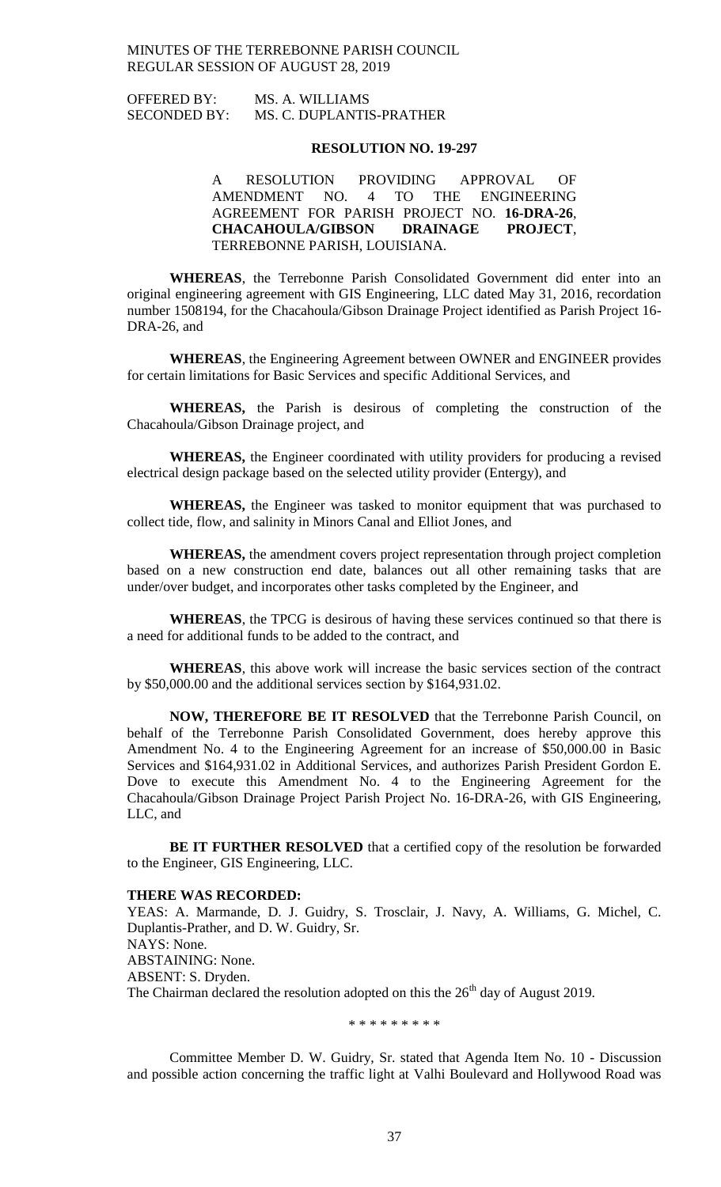OFFERED BY: MS. A. WILLIAMS
SECONDED BY: MS. C. DUPLANTIS-PRATHER

**RESOLUTION NO. 19-297**

A RESOLUTION PROVIDING APPROVAL OF AMENDMENT NO. 4 TO THE ENGINEERING AGREEMENT FOR PARISH PROJECT NO. **16-DRA-26**, **CHACAHOULA/GIBSON DRAINAGE PROJECT**, TERREBONNE PARISH, LOUISIANA.

**WHEREAS**, the Terrebonne Parish Consolidated Government did enter into an original engineering agreement with GIS Engineering, LLC dated May 31, 2016, recordation number 1508194, for the Chacahoula/Gibson Drainage Project identified as Parish Project 16-DRA-26, and

**WHEREAS**, the Engineering Agreement between OWNER and ENGINEER provides for certain limitations for Basic Services and specific Additional Services, and

**WHEREAS,** the Parish is desirous of completing the construction of the Chacahoula/Gibson Drainage project, and

**WHEREAS,** the Engineer coordinated with utility providers for producing a revised electrical design package based on the selected utility provider (Entergy), and

**WHEREAS,** the Engineer was tasked to monitor equipment that was purchased to collect tide, flow, and salinity in Minors Canal and Elliot Jones, and

**WHEREAS,** the amendment covers project representation through project completion based on a new construction end date, balances out all other remaining tasks that are under/over budget, and incorporates other tasks completed by the Engineer, and

**WHEREAS**, the TPCG is desirous of having these services continued so that there is a need for additional funds to be added to the contract, and

**WHEREAS**, this above work will increase the basic services section of the contract by $50,000.00 and the additional services section by $164,931.02.

**NOW, THEREFORE BE IT RESOLVED** that the Terrebonne Parish Council, on behalf of the Terrebonne Parish Consolidated Government, does hereby approve this Amendment No. 4 to the Engineering Agreement for an increase of $50,000.00 in Basic Services and $164,931.02 in Additional Services, and authorizes Parish President Gordon E. Dove to execute this Amendment No. 4 to the Engineering Agreement for the Chacahoula/Gibson Drainage Project Parish Project No. 16-DRA-26, with GIS Engineering, LLC, and

**BE IT FURTHER RESOLVED** that a certified copy of the resolution be forwarded to the Engineer, GIS Engineering, LLC.

**THERE WAS RECORDED:**
YEAS: A. Marmande, D. J. Guidry, S. Trosclair, J. Navy, A. Williams, G. Michel, C. Duplantis-Prather, and D. W. Guidry, Sr.
NAYS: None.
ABSTAINING: None.
ABSENT: S. Dryden.
The Chairman declared the resolution adopted on this the 26th day of August 2019.

\* \* \* \* \* \* \* \* \*

Committee Member D. W. Guidry, Sr. stated that Agenda Item No. 10 - Discussion and possible action concerning the traffic light at Valhi Boulevard and Hollywood Road was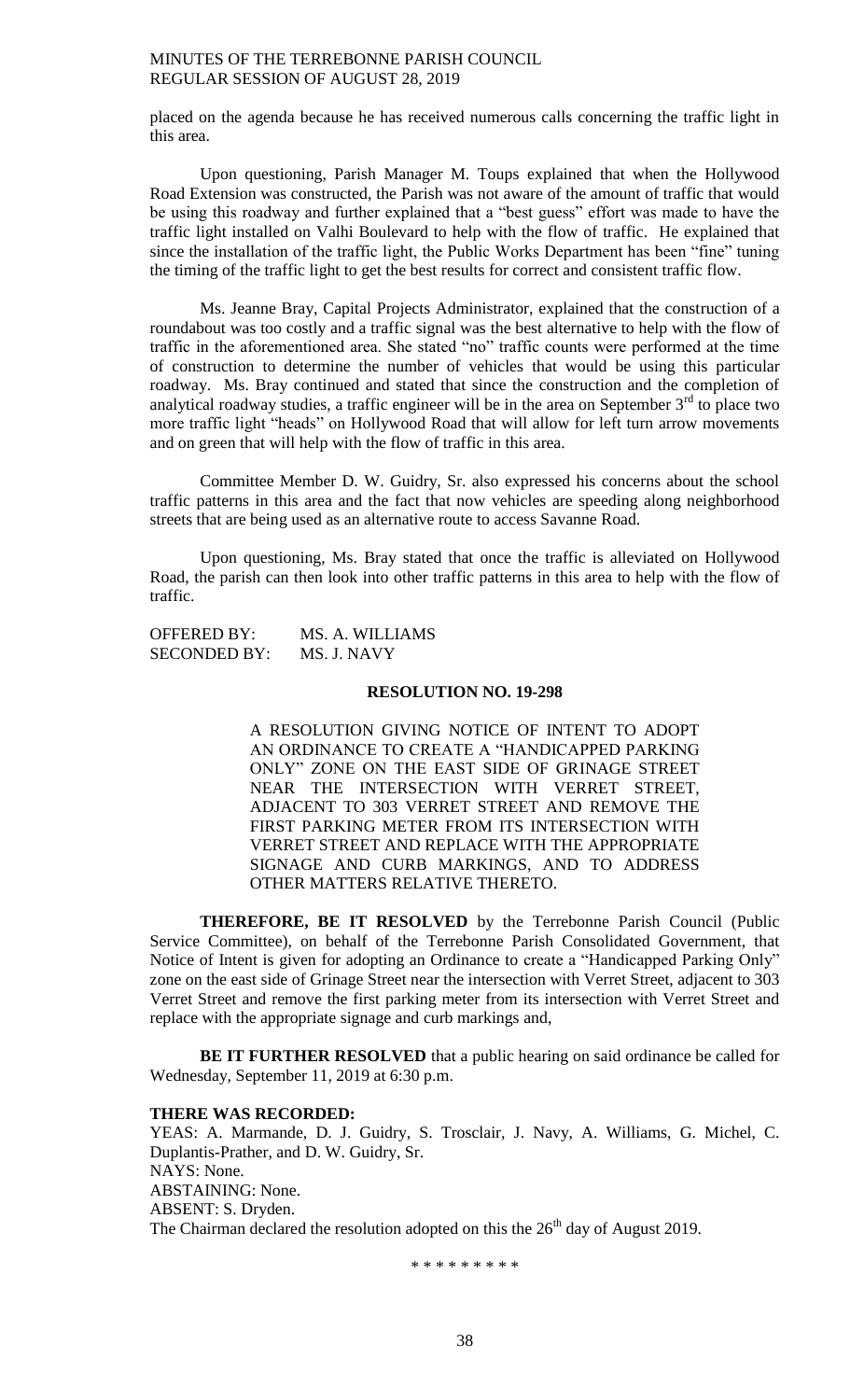placed on the agenda because he has received numerous calls concerning the traffic light in this area.

Upon questioning, Parish Manager M. Toups explained that when the Hollywood Road Extension was constructed, the Parish was not aware of the amount of traffic that would be using this roadway and further explained that a "best guess" effort was made to have the traffic light installed on Valhi Boulevard to help with the flow of traffic. He explained that since the installation of the traffic light, the Public Works Department has been "fine" tuning the timing of the traffic light to get the best results for correct and consistent traffic flow.

Ms. Jeanne Bray, Capital Projects Administrator, explained that the construction of a roundabout was too costly and a traffic signal was the best alternative to help with the flow of traffic in the aforementioned area. She stated "no" traffic counts were performed at the time of construction to determine the number of vehicles that would be using this particular roadway. Ms. Bray continued and stated that since the construction and the completion of analytical roadway studies, a traffic engineer will be in the area on September 3rd to place two more traffic light "heads" on Hollywood Road that will allow for left turn arrow movements and on green that will help with the flow of traffic in this area.

Committee Member D. W. Guidry, Sr. also expressed his concerns about the school traffic patterns in this area and the fact that now vehicles are speeding along neighborhood streets that are being used as an alternative route to access Savanne Road.

Upon questioning, Ms. Bray stated that once the traffic is alleviated on Hollywood Road, the parish can then look into other traffic patterns in this area to help with the flow of traffic.

OFFERED BY: MS. A. WILLIAMS
SECONDED BY: MS. J. NAVY

**RESOLUTION NO. 19-298**

A RESOLUTION GIVING NOTICE OF INTENT TO ADOPT AN ORDINANCE TO CREATE A "HANDICAPPED PARKING ONLY" ZONE ON THE EAST SIDE OF GRINAGE STREET NEAR THE INTERSECTION WITH VERRET STREET, ADJACENT TO 303 VERRET STREET AND REMOVE THE FIRST PARKING METER FROM ITS INTERSECTION WITH VERRET STREET AND REPLACE WITH THE APPROPRIATE SIGNAGE AND CURB MARKINGS, AND TO ADDRESS OTHER MATTERS RELATIVE THERETO.

**THEREFORE, BE IT RESOLVED** by the Terrebonne Parish Council (Public Service Committee), on behalf of the Terrebonne Parish Consolidated Government, that Notice of Intent is given for adopting an Ordinance to create a "Handicapped Parking Only" zone on the east side of Grinage Street near the intersection with Verret Street, adjacent to 303 Verret Street and remove the first parking meter from its intersection with Verret Street and replace with the appropriate signage and curb markings and,

**BE IT FURTHER RESOLVED** that a public hearing on said ordinance be called for Wednesday, September 11, 2019 at 6:30 p.m.

**THERE WAS RECORDED:**
YEAS: A. Marmande, D. J. Guidry, S. Trosclair, J. Navy, A. Williams, G. Michel, C. Duplantis-Prather, and D. W. Guidry, Sr.
NAYS: None.
ABSTAINING: None.
ABSENT: S. Dryden.
The Chairman declared the resolution adopted on this the 26th day of August 2019.

\* \* \* \* \* \* \* \* \*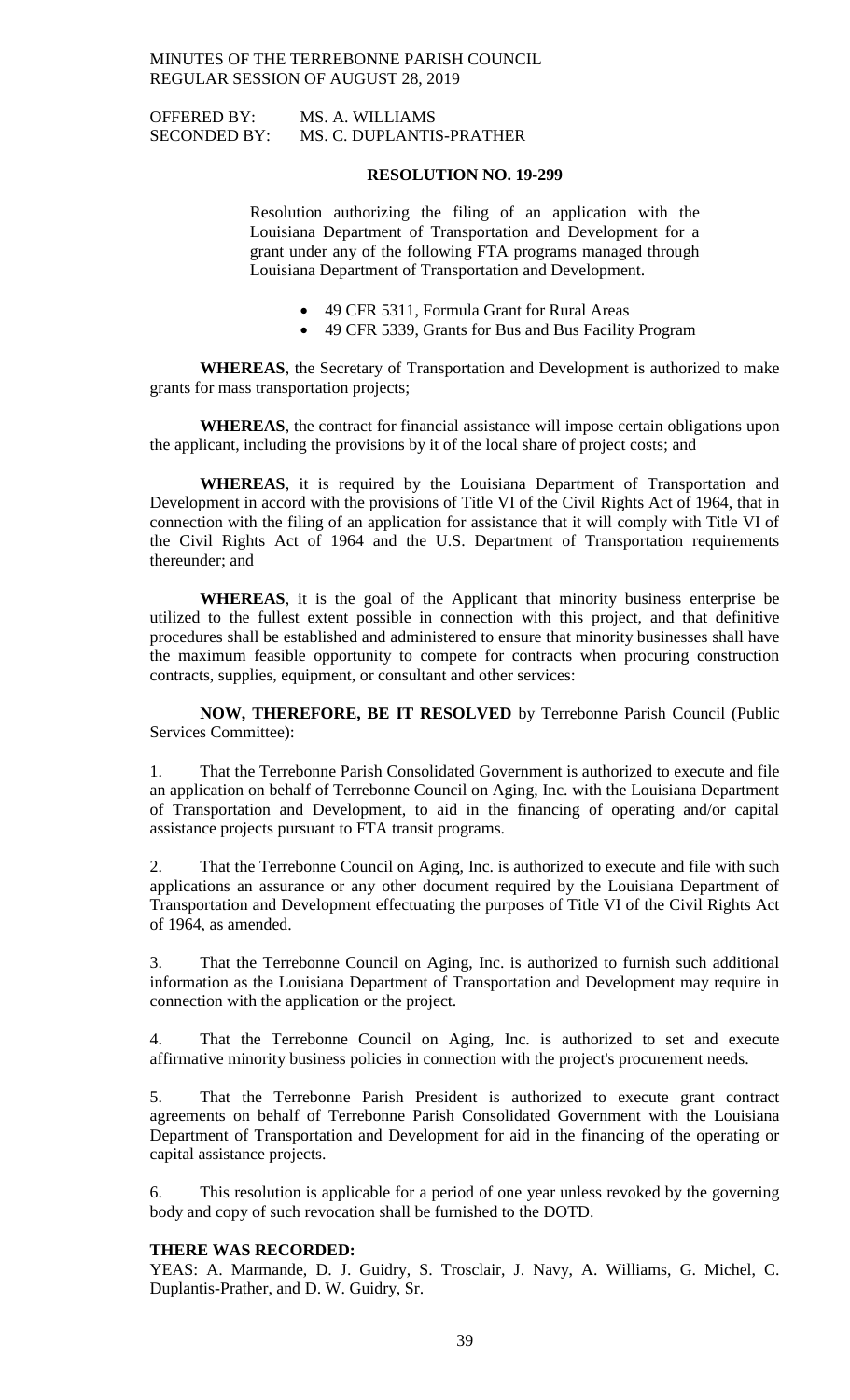OFFERED BY: MS. A. WILLIAMS
SECONDED BY: MS. C. DUPLANTIS-PRATHER

**RESOLUTION NO. 19-299**

Resolution authorizing the filing of an application with the Louisiana Department of Transportation and Development for a grant under any of the following FTA programs managed through Louisiana Department of Transportation and Development.

- 49 CFR 5311, Formula Grant for Rural Areas
- 49 CFR 5339, Grants for Bus and Bus Facility Program

**WHEREAS**, the Secretary of Transportation and Development is authorized to make grants for mass transportation projects;

**WHEREAS**, the contract for financial assistance will impose certain obligations upon the applicant, including the provisions by it of the local share of project costs; and

**WHEREAS**, it is required by the Louisiana Department of Transportation and Development in accord with the provisions of Title VI of the Civil Rights Act of 1964, that in connection with the filing of an application for assistance that it will comply with Title VI of the Civil Rights Act of 1964 and the U.S. Department of Transportation requirements thereunder; and

**WHEREAS**, it is the goal of the Applicant that minority business enterprise be utilized to the fullest extent possible in connection with this project, and that definitive procedures shall be established and administered to ensure that minority businesses shall have the maximum feasible opportunity to compete for contracts when procuring construction contracts, supplies, equipment, or consultant and other services:

**NOW, THEREFORE, BE IT RESOLVED** by Terrebonne Parish Council (Public Services Committee):

1. That the Terrebonne Parish Consolidated Government is authorized to execute and file an application on behalf of Terrebonne Council on Aging, Inc. with the Louisiana Department of Transportation and Development, to aid in the financing of operating and/or capital assistance projects pursuant to FTA transit programs.

2. That the Terrebonne Council on Aging, Inc. is authorized to execute and file with such applications an assurance or any other document required by the Louisiana Department of Transportation and Development effectuating the purposes of Title VI of the Civil Rights Act of 1964, as amended.

3. That the Terrebonne Council on Aging, Inc. is authorized to furnish such additional information as the Louisiana Department of Transportation and Development may require in connection with the application or the project.

4. That the Terrebonne Council on Aging, Inc. is authorized to set and execute affirmative minority business policies in connection with the project's procurement needs.

5. That the Terrebonne Parish President is authorized to execute grant contract agreements on behalf of Terrebonne Parish Consolidated Government with the Louisiana Department of Transportation and Development for aid in the financing of the operating or capital assistance projects.

6. This resolution is applicable for a period of one year unless revoked by the governing body and copy of such revocation shall be furnished to the DOTD.

**THERE WAS RECORDED:**
YEAS: A. Marmande, D. J. Guidry, S. Trosclair, J. Navy, A. Williams, G. Michel, C. Duplantis-Prather, and D. W. Guidry, Sr.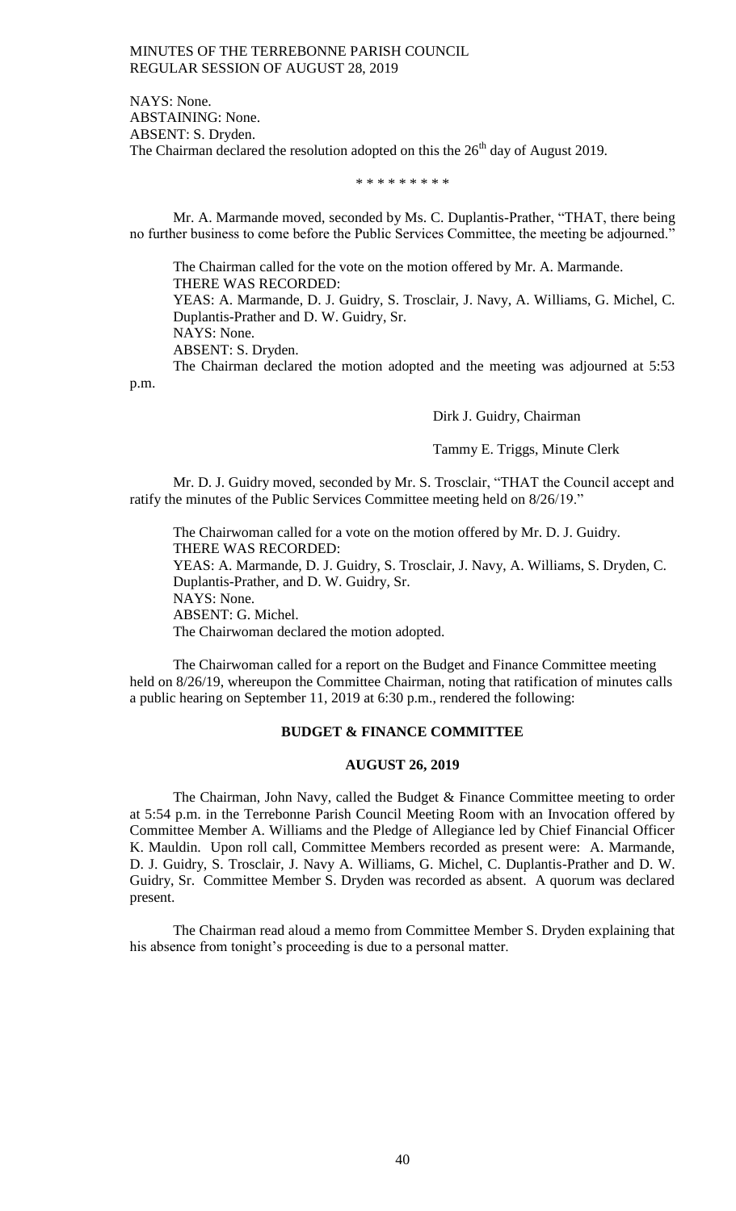NAYS: None.
ABSTAINING: None.
ABSENT: S. Dryden.
The Chairman declared the resolution adopted on this the 26th day of August 2019.

\* \* \* \* \* \* \* \* \*

Mr. A. Marmande moved, seconded by Ms. C. Duplantis-Prather, "THAT, there being no further business to come before the Public Services Committee, the meeting be adjourned."

The Chairman called for the vote on the motion offered by Mr. A. Marmande.
THERE WAS RECORDED:
YEAS: A. Marmande, D. J. Guidry, S. Trosclair, J. Navy, A. Williams, G. Michel, C. Duplantis-Prather and D. W. Guidry, Sr.
NAYS: None.
ABSENT: S. Dryden.
The Chairman declared the motion adopted and the meeting was adjourned at 5:53 p.m.

Dirk J. Guidry, Chairman

Tammy E. Triggs, Minute Clerk

Mr. D. J. Guidry moved, seconded by Mr. S. Trosclair, "THAT the Council accept and ratify the minutes of the Public Services Committee meeting held on 8/26/19."

The Chairwoman called for a vote on the motion offered by Mr. D. J. Guidry.
THERE WAS RECORDED:
YEAS: A. Marmande, D. J. Guidry, S. Trosclair, J. Navy, A. Williams, S. Dryden, C. Duplantis-Prather, and D. W. Guidry, Sr.
NAYS: None.
ABSENT: G. Michel.
The Chairwoman declared the motion adopted.

The Chairwoman called for a report on the Budget and Finance Committee meeting held on 8/26/19, whereupon the Committee Chairman, noting that ratification of minutes calls a public hearing on September 11, 2019 at 6:30 p.m., rendered the following:

## BUDGET & FINANCE COMMITTEE

### AUGUST 26, 2019

The Chairman, John Navy, called the Budget & Finance Committee meeting to order at 5:54 p.m. in the Terrebonne Parish Council Meeting Room with an Invocation offered by Committee Member A. Williams and the Pledge of Allegiance led by Chief Financial Officer K. Mauldin. Upon roll call, Committee Members recorded as present were: A. Marmande, D. J. Guidry, S. Trosclair, J. Navy A. Williams, G. Michel, C. Duplantis-Prather and D. W. Guidry, Sr. Committee Member S. Dryden was recorded as absent. A quorum was declared present.

The Chairman read aloud a memo from Committee Member S. Dryden explaining that his absence from tonight's proceeding is due to a personal matter.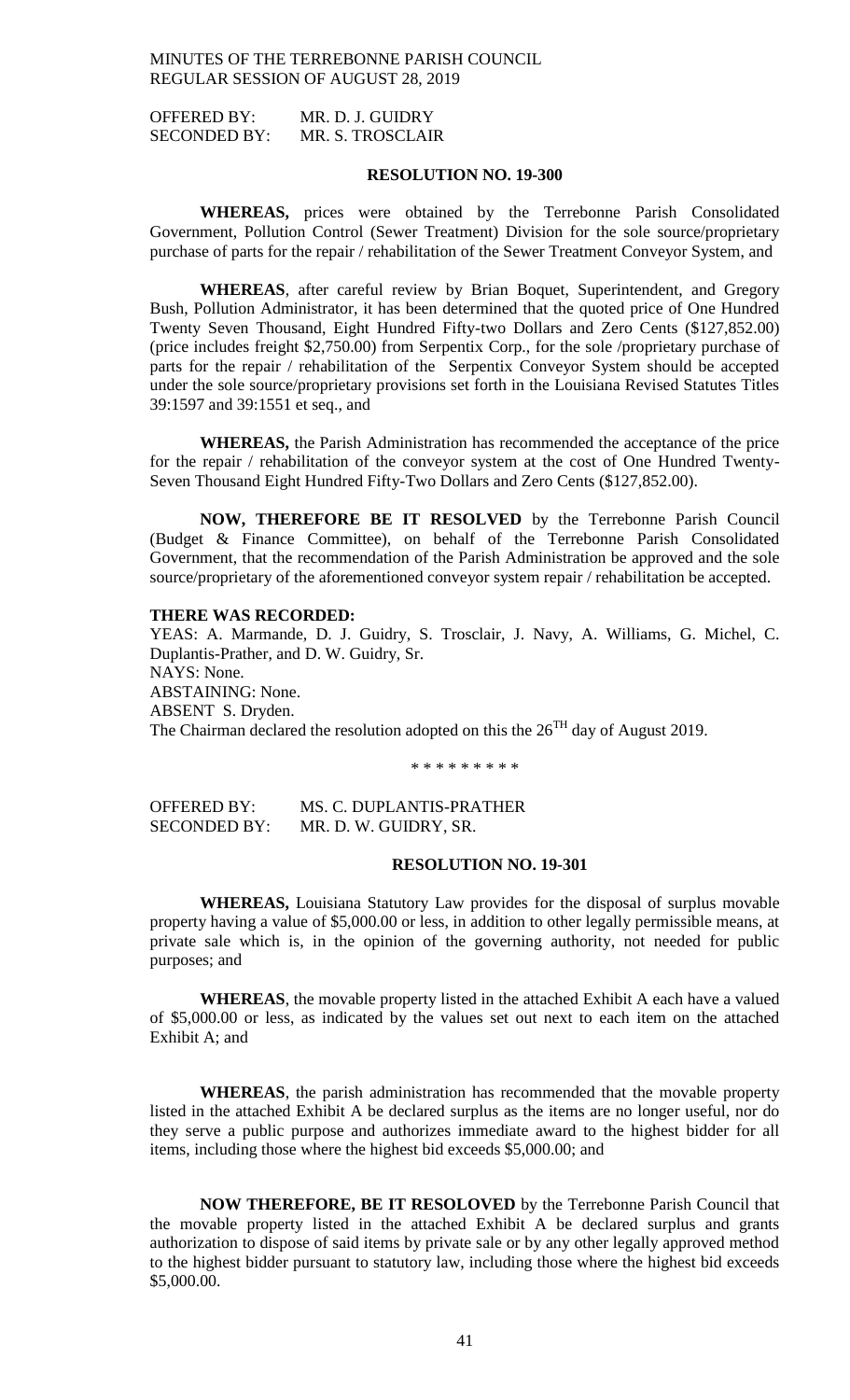OFFERED BY: MR. D. J. GUIDRY
SECONDED BY: MR. S. TROSCLAIR

**RESOLUTION NO. 19-300**

**WHEREAS,** prices were obtained by the Terrebonne Parish Consolidated Government, Pollution Control (Sewer Treatment) Division for the sole source/proprietary purchase of parts for the repair / rehabilitation of the Sewer Treatment Conveyor System, and

**WHEREAS**, after careful review by Brian Boquet, Superintendent, and Gregory Bush, Pollution Administrator, it has been determined that the quoted price of One Hundred Twenty Seven Thousand, Eight Hundred Fifty-two Dollars and Zero Cents ($127,852.00) (price includes freight $2,750.00) from Serpentix Corp., for the sole /proprietary purchase of parts for the repair / rehabilitation of the Serpentix Conveyor System should be accepted under the sole source/proprietary provisions set forth in the Louisiana Revised Statutes Titles 39:1597 and 39:1551 et seq., and

**WHEREAS,** the Parish Administration has recommended the acceptance of the price for the repair / rehabilitation of the conveyor system at the cost of One Hundred Twenty-Seven Thousand Eight Hundred Fifty-Two Dollars and Zero Cents ($127,852.00).

**NOW, THEREFORE BE IT RESOLVED** by the Terrebonne Parish Council (Budget & Finance Committee), on behalf of the Terrebonne Parish Consolidated Government, that the recommendation of the Parish Administration be approved and the sole source/proprietary of the aforementioned conveyor system repair / rehabilitation be accepted.

**THERE WAS RECORDED:**

YEAS: A. Marmande, D. J. Guidry, S. Trosclair, J. Navy, A. Williams, G. Michel, C. Duplantis-Prather, and D. W. Guidry, Sr.
NAYS: None.
ABSTAINING: None.
ABSENT S. Dryden.
The Chairman declared the resolution adopted on this the 26TH day of August 2019.

\* \* \* \* \* \* \* \* \*

OFFERED BY: MS. C. DUPLANTIS-PRATHER
SECONDED BY: MR. D. W. GUIDRY, SR.

**RESOLUTION NO. 19-301**

**WHEREAS,** Louisiana Statutory Law provides for the disposal of surplus movable property having a value of $5,000.00 or less, in addition to other legally permissible means, at private sale which is, in the opinion of the governing authority, not needed for public purposes; and

**WHEREAS**, the movable property listed in the attached Exhibit A each have a valued of $5,000.00 or less, as indicated by the values set out next to each item on the attached Exhibit A; and

**WHEREAS**, the parish administration has recommended that the movable property listed in the attached Exhibit A be declared surplus as the items are no longer useful, nor do they serve a public purpose and authorizes immediate award to the highest bidder for all items, including those where the highest bid exceeds $5,000.00; and

**NOW THEREFORE, BE IT RESOLOVED** by the Terrebonne Parish Council that the movable property listed in the attached Exhibit A be declared surplus and grants authorization to dispose of said items by private sale or by any other legally approved method to the highest bidder pursuant to statutory law, including those where the highest bid exceeds $5,000.00.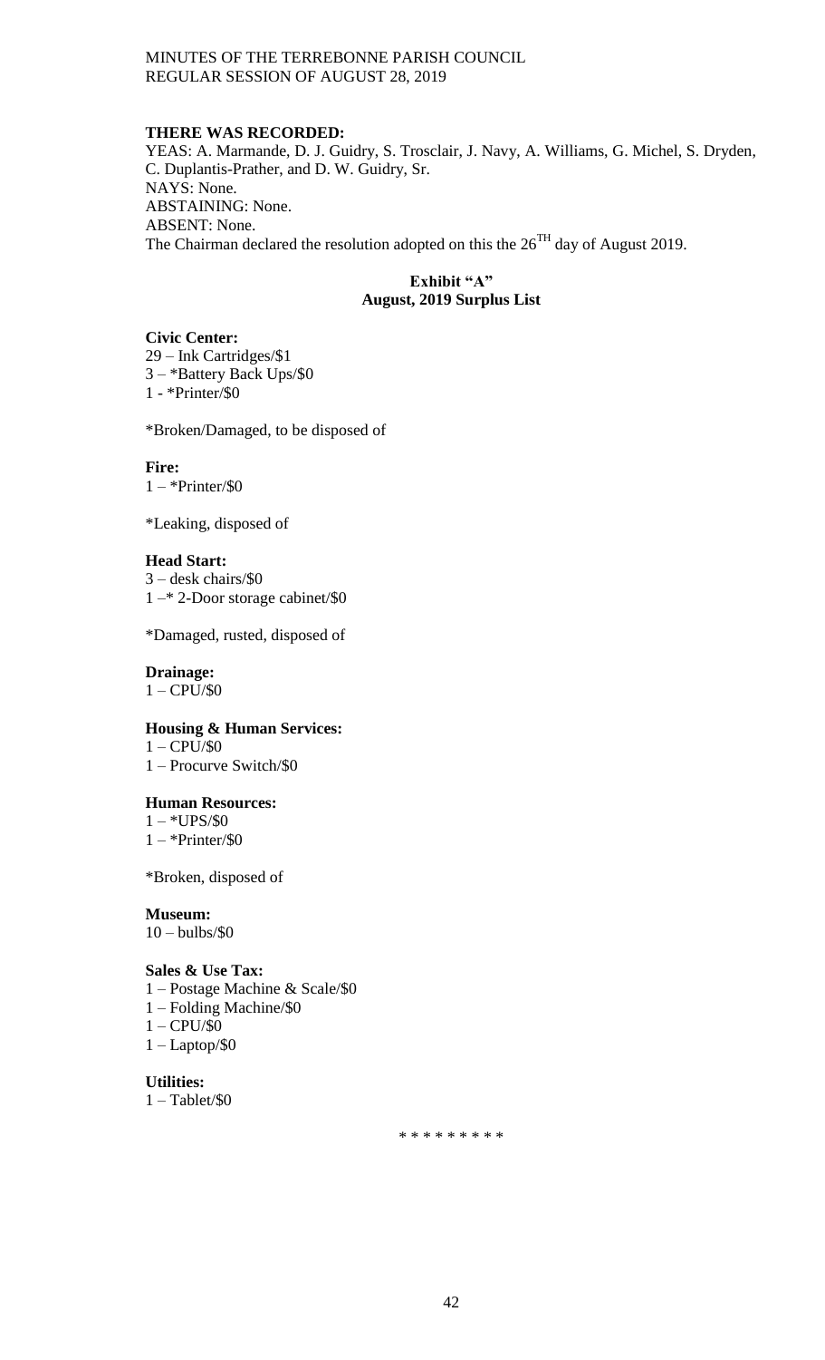**THERE WAS RECORDED:**

YEAS: A. Marmande, D. J. Guidry, S. Trosclair, J. Navy, A. Williams, G. Michel, S. Dryden, C. Duplantis-Prather, and D. W. Guidry, Sr.

NAYS: None.

ABSTAINING: None.

ABSENT: None.

The Chairman declared the resolution adopted on this the 26TH day of August 2019.

**Exhibit "A"**
**August, 2019 Surplus List**

**Civic Center:**

29 – Ink Cartridges/$1
3 – *Battery Back Ups/$0
1 - *Printer/$0

*Broken/Damaged, to be disposed of

**Fire:**

1 – *Printer/$0

*Leaking, disposed of

**Head Start:**

3 – desk chairs/$0
1 –* 2-Door storage cabinet/$0

*Damaged, rusted, disposed of

**Drainage:**

1 – CPU/$0

**Housing & Human Services:**

1 – CPU/$0
1 – Procurve Switch/$0

**Human Resources:**

1 – *UPS/$0
1 – *Printer/$0

*Broken, disposed of

**Museum:**

10 – bulbs/$0

**Sales & Use Tax:**

1 – Postage Machine & Scale/$0
1 – Folding Machine/$0
1 – CPU/$0
1 – Laptop/$0

**Utilities:**

1 – Tablet/$0

\* \* \* \* \* \* \* \* \*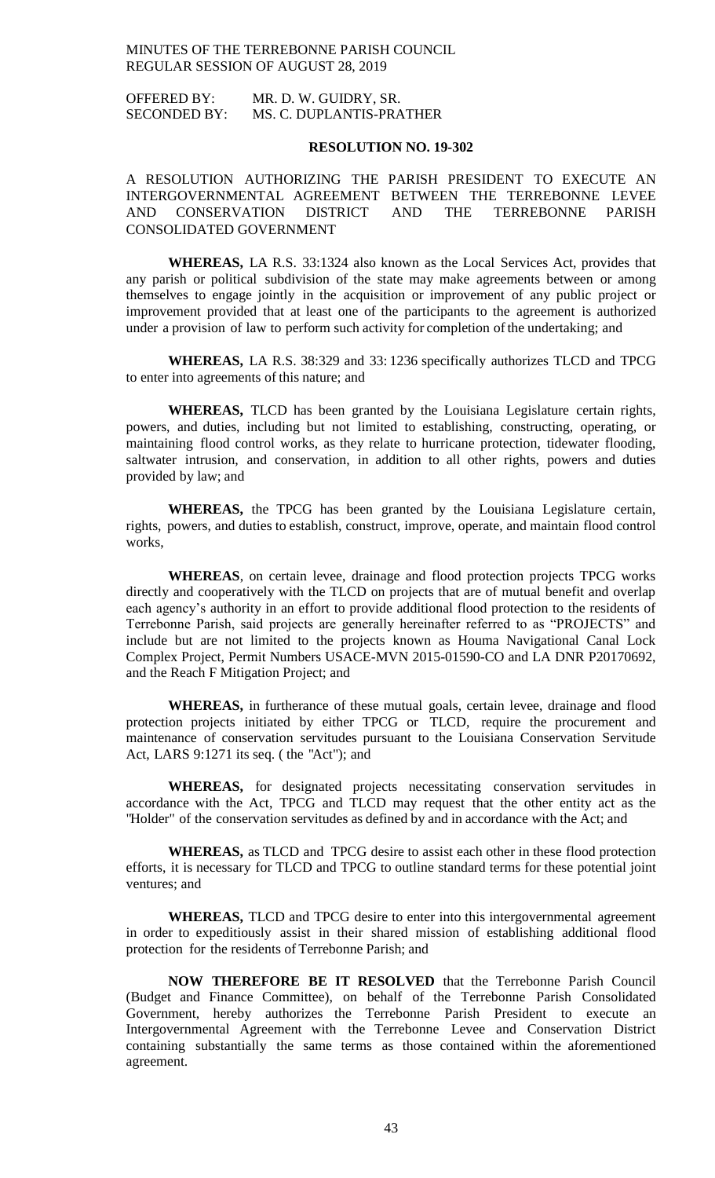OFFERED BY: MR. D. W. GUIDRY, SR.
SECONDED BY: MS. C. DUPLANTIS-PRATHER

**RESOLUTION NO. 19-302**

A RESOLUTION AUTHORIZING THE PARISH PRESIDENT TO EXECUTE AN INTERGOVERNMENTAL AGREEMENT BETWEEN THE TERREBONNE LEVEE AND CONSERVATION DISTRICT AND THE TERREBONNE PARISH CONSOLIDATED GOVERNMENT

**WHEREAS,** LA R.S. 33:1324 also known as the Local Services Act, provides that any parish or political subdivision of the state may make agreements between or among themselves to engage jointly in the acquisition or improvement of any public project or improvement provided that at least one of the participants to the agreement is authorized under a provision of law to perform such activity for completion of the undertaking; and

**WHEREAS,** LA R.S. 38:329 and 33: 1236 specifically authorizes TLCD and TPCG to enter into agreements of this nature; and

**WHEREAS,** TLCD has been granted by the Louisiana Legislature certain rights, powers, and duties, including but not limited to establishing, constructing, operating, or maintaining flood control works, as they relate to hurricane protection, tidewater flooding, saltwater intrusion, and conservation, in addition to all other rights, powers and duties provided by law; and

**WHEREAS,** the TPCG has been granted by the Louisiana Legislature certain, rights, powers, and duties to establish, construct, improve, operate, and maintain flood control works,

**WHEREAS**, on certain levee, drainage and flood protection projects TPCG works directly and cooperatively with the TLCD on projects that are of mutual benefit and overlap each agency's authority in an effort to provide additional flood protection to the residents of Terrebonne Parish, said projects are generally hereinafter referred to as "PROJECTS" and include but are not limited to the projects known as Houma Navigational Canal Lock Complex Project, Permit Numbers USACE-MVN 2015-01590-CO and LA DNR P20170692, and the Reach F Mitigation Project; and

**WHEREAS,** in furtherance of these mutual goals, certain levee, drainage and flood protection projects initiated by either TPCG or TLCD, require the procurement and maintenance of conservation servitudes pursuant to the Louisiana Conservation Servitude Act, LARS 9:1271 its seq. ( the "Act"); and

**WHEREAS,** for designated projects necessitating conservation servitudes in accordance with the Act, TPCG and TLCD may request that the other entity act as the "Holder" of the conservation servitudes as defined by and in accordance with the Act; and

**WHEREAS,** as TLCD and TPCG desire to assist each other in these flood protection efforts, it is necessary for TLCD and TPCG to outline standard terms for these potential joint ventures; and

**WHEREAS,** TLCD and TPCG desire to enter into this intergovernmental agreement in order to expeditiously assist in their shared mission of establishing additional flood protection for the residents of Terrebonne Parish; and

**NOW THEREFORE BE IT RESOLVED** that the Terrebonne Parish Council (Budget and Finance Committee), on behalf of the Terrebonne Parish Consolidated Government, hereby authorizes the Terrebonne Parish President to execute an Intergovernmental Agreement with the Terrebonne Levee and Conservation District containing substantially the same terms as those contained within the aforementioned agreement.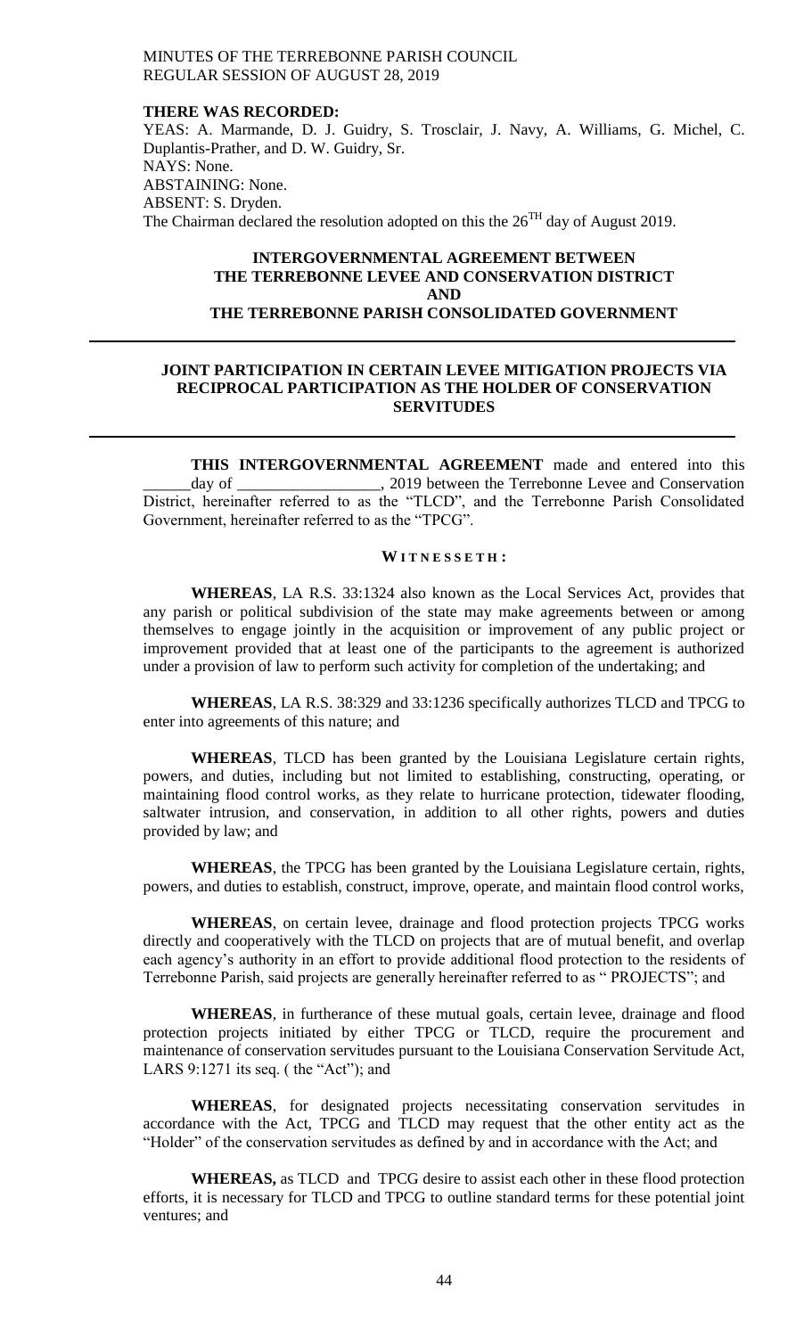**THERE WAS RECORDED:**

YEAS: A. Marmande, D. J. Guidry, S. Trosclair, J. Navy, A. Williams, G. Michel, C. Duplantis-Prather, and D. W. Guidry, Sr.

NAYS: None.

ABSTAINING: None.

ABSENT: S. Dryden.

The Chairman declared the resolution adopted on this the $26^{TH}$ day of August 2019.

**INTERGOVERNMENTAL AGREEMENT BETWEEN THE TERREBONNE LEVEE AND CONSERVATION DISTRICT AND THE TERREBONNE PARISH CONSOLIDATED GOVERNMENT**

---

**JOINT PARTICIPATION IN CERTAIN LEVEE MITIGATION PROJECTS VIA RECIPROCAL PARTICIPATION AS THE HOLDER OF CONSERVATION SERVITUDES**

---

**THIS INTERGOVERNMENTAL AGREEMENT** made and entered into this ______day of __________________, 2019 between the Terrebonne Levee and Conservation District, hereinafter referred to as the "TLCD", and the Terrebonne Parish Consolidated Government, hereinafter referred to as the "TPCG".

**W I T N E S S E T H :**

**WHEREAS**, LA R.S. 33:1324 also known as the Local Services Act, provides that any parish or political subdivision of the state may make agreements between or among themselves to engage jointly in the acquisition or improvement of any public project or improvement provided that at least one of the participants to the agreement is authorized under a provision of law to perform such activity for completion of the undertaking; and

**WHEREAS**, LA R.S. 38:329 and 33:1236 specifically authorizes TLCD and TPCG to enter into agreements of this nature; and

**WHEREAS**, TLCD has been granted by the Louisiana Legislature certain rights, powers, and duties, including but not limited to establishing, constructing, operating, or maintaining flood control works, as they relate to hurricane protection, tidewater flooding, saltwater intrusion, and conservation, in addition to all other rights, powers and duties provided by law; and

**WHEREAS**, the TPCG has been granted by the Louisiana Legislature certain, rights, powers, and duties to establish, construct, improve, operate, and maintain flood control works,

**WHEREAS**, on certain levee, drainage and flood protection projects TPCG works directly and cooperatively with the TLCD on projects that are of mutual benefit, and overlap each agency's authority in an effort to provide additional flood protection to the residents of Terrebonne Parish, said projects are generally hereinafter referred to as " PROJECTS"; and

**WHEREAS**, in furtherance of these mutual goals, certain levee, drainage and flood protection projects initiated by either TPCG or TLCD, require the procurement and maintenance of conservation servitudes pursuant to the Louisiana Conservation Servitude Act, LARS 9:1271 its seq. ( the "Act"); and

**WHEREAS**, for designated projects necessitating conservation servitudes in accordance with the Act, TPCG and TLCD may request that the other entity act as the "Holder" of the conservation servitudes as defined by and in accordance with the Act; and

**WHEREAS,** as TLCD and TPCG desire to assist each other in these flood protection efforts, it is necessary for TLCD and TPCG to outline standard terms for these potential joint ventures; and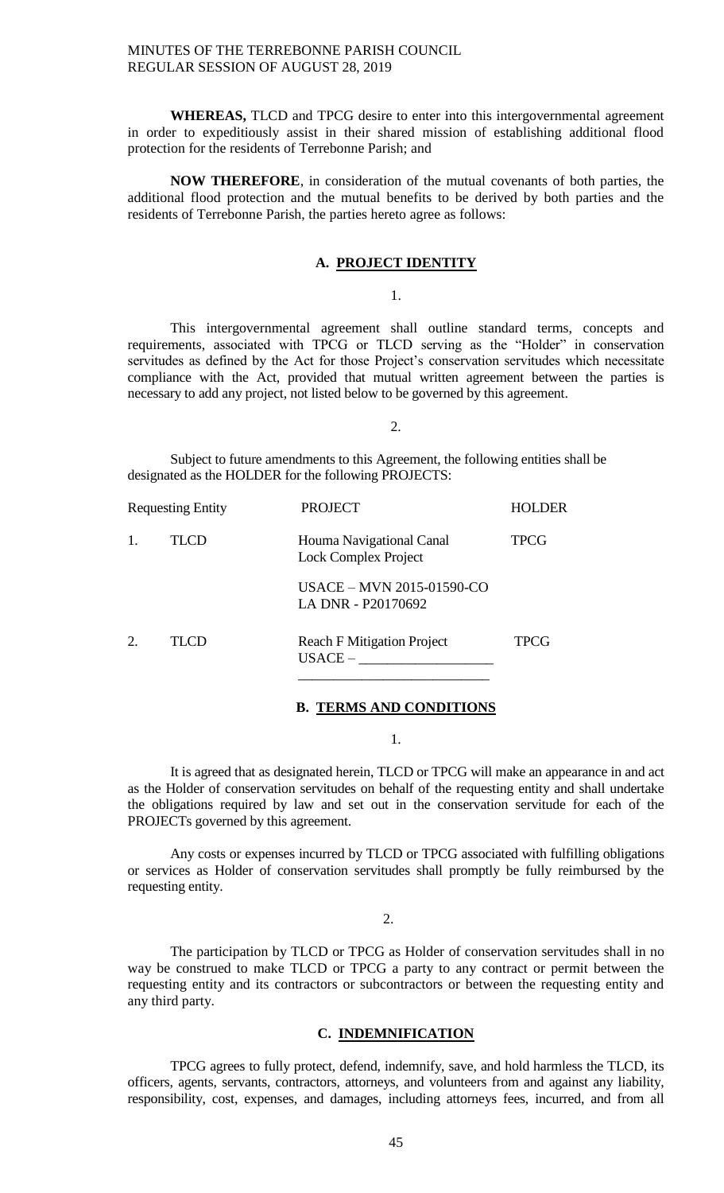**WHEREAS,** TLCD and TPCG desire to enter into this intergovernmental agreement in order to expeditiously assist in their shared mission of establishing additional flood protection for the residents of Terrebonne Parish; and

**NOW THEREFORE**, in consideration of the mutual covenants of both parties, the additional flood protection and the mutual benefits to be derived by both parties and the residents of Terrebonne Parish, the parties hereto agree as follows:

**A. PROJECT IDENTITY**

1.

This intergovernmental agreement shall outline standard terms, concepts and requirements, associated with TPCG or TLCD serving as the "Holder" in conservation servitudes as defined by the Act for those Project's conservation servitudes which necessitate compliance with the Act, provided that mutual written agreement between the parties is necessary to add any project, not listed below to be governed by this agreement.

2.

Subject to future amendments to this Agreement, the following entities shall be designated as the HOLDER for the following PROJECTS:

| | Requesting Entity | PROJECT | HOLDER |
|---|---|---|---|
| 1. | TLCD | Houma Navigational Canal Lock Complex Project<br><br>USACE – MVN 2015-01590-CO<br>LA DNR - P20170692 | TPCG |
| 2. | TLCD | Reach F Mitigation Project<br>USACE – ___________________<br>___________________________ | TPCG |

**B. TERMS AND CONDITIONS**

1.

It is agreed that as designated herein, TLCD or TPCG will make an appearance in and act as the Holder of conservation servitudes on behalf of the requesting entity and shall undertake the obligations required by law and set out in the conservation servitude for each of the PROJECTs governed by this agreement.

Any costs or expenses incurred by TLCD or TPCG associated with fulfilling obligations or services as Holder of conservation servitudes shall promptly be fully reimbursed by the requesting entity.

2.

The participation by TLCD or TPCG as Holder of conservation servitudes shall in no way be construed to make TLCD or TPCG a party to any contract or permit between the requesting entity and its contractors or subcontractors or between the requesting entity and any third party.

**C. INDEMNIFICATION**

TPCG agrees to fully protect, defend, indemnify, save, and hold harmless the TLCD, its officers, agents, servants, contractors, attorneys, and volunteers from and against any liability, responsibility, cost, expenses, and damages, including attorneys fees, incurred, and from all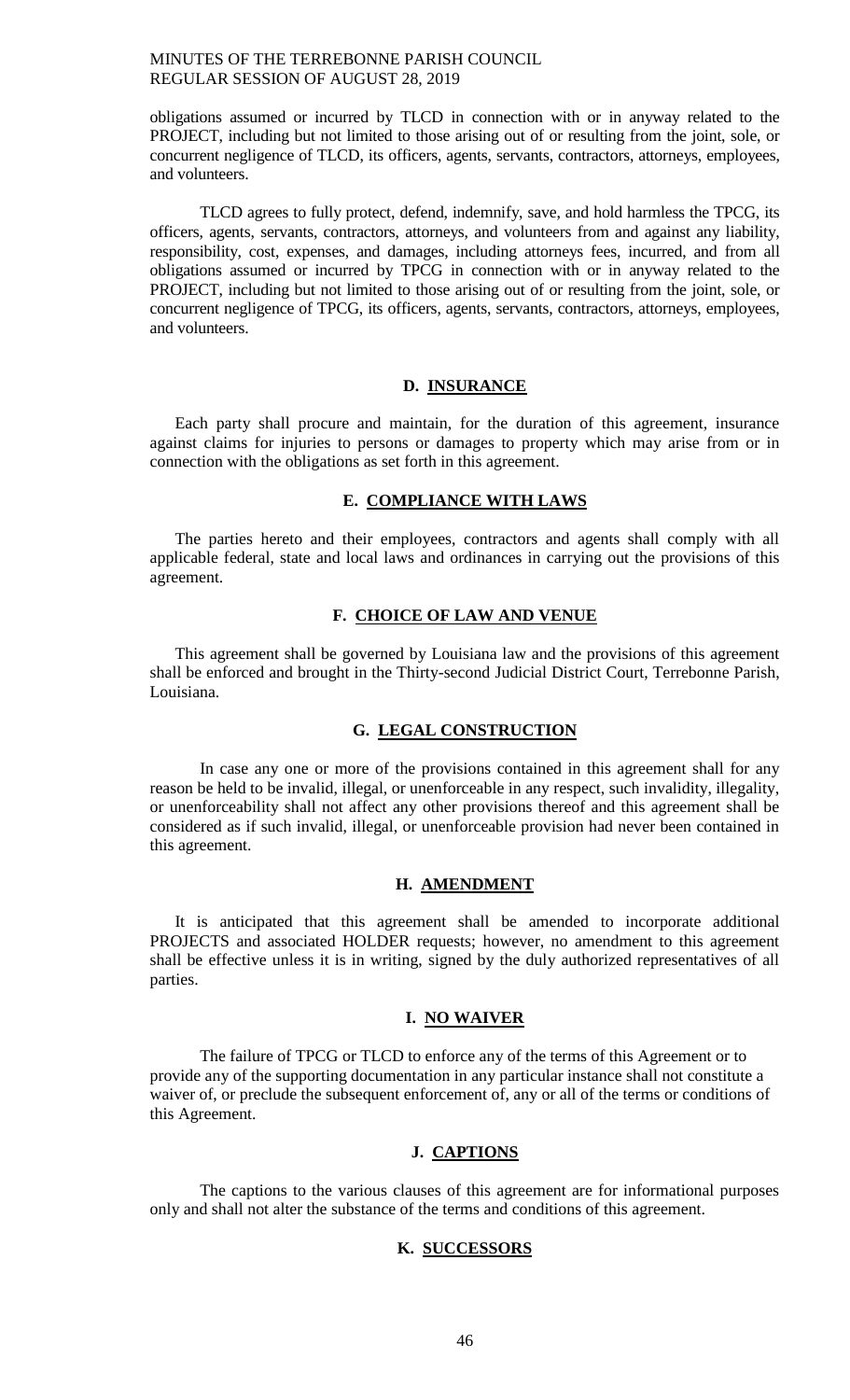obligations assumed or incurred by TLCD in connection with or in anyway related to the PROJECT, including but not limited to those arising out of or resulting from the joint, sole, or concurrent negligence of TLCD, its officers, agents, servants, contractors, attorneys, employees, and volunteers.

TLCD agrees to fully protect, defend, indemnify, save, and hold harmless the TPCG, its officers, agents, servants, contractors, attorneys, and volunteers from and against any liability, responsibility, cost, expenses, and damages, including attorneys fees, incurred, and from all obligations assumed or incurred by TPCG in connection with or in anyway related to the PROJECT, including but not limited to those arising out of or resulting from the joint, sole, or concurrent negligence of TPCG, its officers, agents, servants, contractors, attorneys, employees, and volunteers.

**D. INSURANCE**

Each party shall procure and maintain, for the duration of this agreement, insurance against claims for injuries to persons or damages to property which may arise from or in connection with the obligations as set forth in this agreement.

**E. COMPLIANCE WITH LAWS**

The parties hereto and their employees, contractors and agents shall comply with all applicable federal, state and local laws and ordinances in carrying out the provisions of this agreement.

**F. CHOICE OF LAW AND VENUE**

This agreement shall be governed by Louisiana law and the provisions of this agreement shall be enforced and brought in the Thirty-second Judicial District Court, Terrebonne Parish, Louisiana.

**G. LEGAL CONSTRUCTION**

In case any one or more of the provisions contained in this agreement shall for any reason be held to be invalid, illegal, or unenforceable in any respect, such invalidity, illegality, or unenforceability shall not affect any other provisions thereof and this agreement shall be considered as if such invalid, illegal, or unenforceable provision had never been contained in this agreement.

**H. AMENDMENT**

It is anticipated that this agreement shall be amended to incorporate additional PROJECTS and associated HOLDER requests; however, no amendment to this agreement shall be effective unless it is in writing, signed by the duly authorized representatives of all parties.

**I. NO WAIVER**

The failure of TPCG or TLCD to enforce any of the terms of this Agreement or to provide any of the supporting documentation in any particular instance shall not constitute a waiver of, or preclude the subsequent enforcement of, any or all of the terms or conditions of this Agreement.

**J. CAPTIONS**

The captions to the various clauses of this agreement are for informational purposes only and shall not alter the substance of the terms and conditions of this agreement.

**K. SUCCESSORS**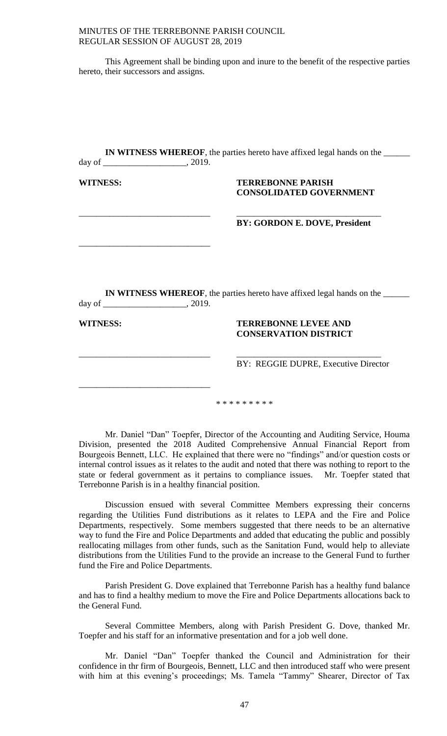This Agreement shall be binding upon and inure to the benefit of the respective parties hereto, their successors and assigns.

**IN WITNESS WHEREOF**, the parties hereto have affixed legal hands on the ______ day of ___________________, 2019.

**WITNESS:** **TERREBONNE PARISH CONSOLIDATED GOVERNMENT**

______________________________ ________________________________

**BY: GORDON E. DOVE, President**

______________________________

**IN WITNESS WHEREOF**, the parties hereto have affixed legal hands on the ______ day of ___________________, 2019.

**WITNESS:** **TERREBONNE LEVEE AND CONSERVATION DISTRICT**

______________________________ ________________________________

BY: REGGIE DUPRE, Executive Director

______________________________

\* \* \* \* \* \* \* \* \*

Mr. Daniel "Dan" Toepfer, Director of the Accounting and Auditing Service, Houma Division, presented the 2018 Audited Comprehensive Annual Financial Report from Bourgeois Bennett, LLC. He explained that there were no "findings" and/or question costs or internal control issues as it relates to the audit and noted that there was nothing to report to the state or federal government as it pertains to compliance issues. Mr. Toepfer stated that Terrebonne Parish is in a healthy financial position.

Discussion ensued with several Committee Members expressing their concerns regarding the Utilities Fund distributions as it relates to LEPA and the Fire and Police Departments, respectively. Some members suggested that there needs to be an alternative way to fund the Fire and Police Departments and added that educating the public and possibly reallocating millages from other funds, such as the Sanitation Fund, would help to alleviate distributions from the Utilities Fund to the provide an increase to the General Fund to further fund the Fire and Police Departments.

Parish President G. Dove explained that Terrebonne Parish has a healthy fund balance and has to find a healthy medium to move the Fire and Police Departments allocations back to the General Fund.

Several Committee Members, along with Parish President G. Dove, thanked Mr. Toepfer and his staff for an informative presentation and for a job well done.

Mr. Daniel "Dan" Toepfer thanked the Council and Administration for their confidence in thr firm of Bourgeois, Bennett, LLC and then introduced staff who were present with him at this evening's proceedings; Ms. Tamela "Tammy" Shearer, Director of Tax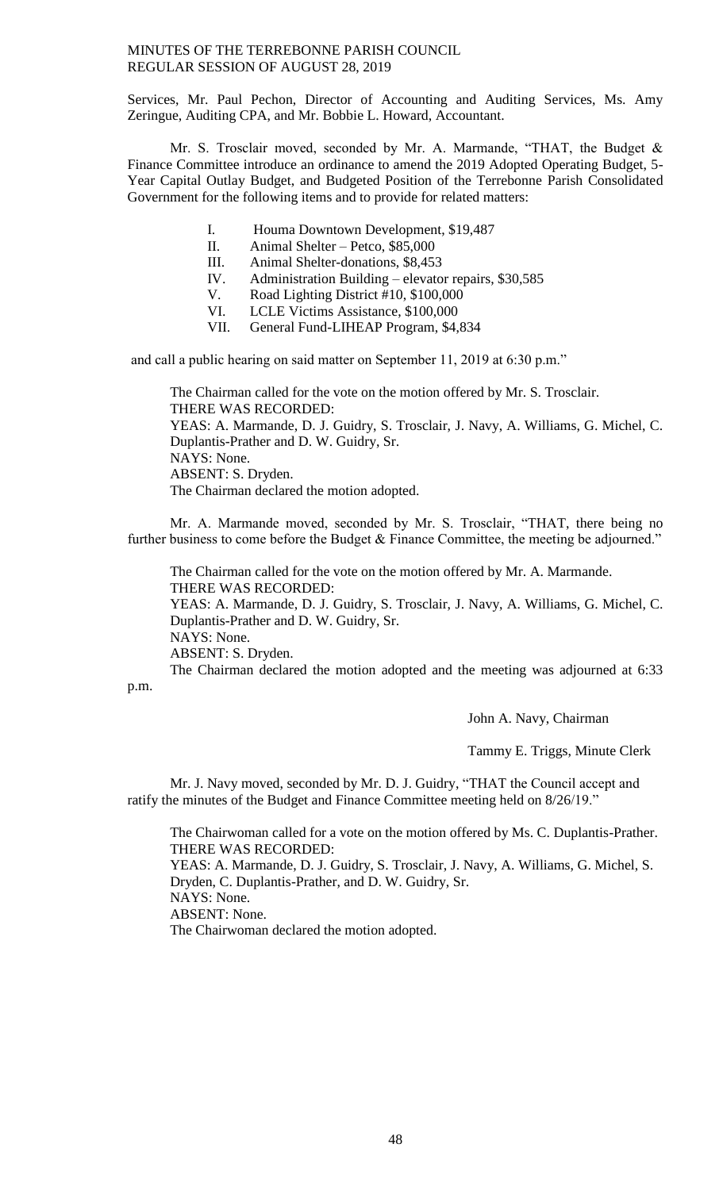Services, Mr. Paul Pechon, Director of Accounting and Auditing Services, Ms. Amy Zeringue, Auditing CPA, and Mr. Bobbie L. Howard, Accountant.

Mr. S. Trosclair moved, seconded by Mr. A. Marmande, "THAT, the Budget & Finance Committee introduce an ordinance to amend the 2019 Adopted Operating Budget, 5-Year Capital Outlay Budget, and Budgeted Position of the Terrebonne Parish Consolidated Government for the following items and to provide for related matters:

- I. Houma Downtown Development, $19,487
- II. Animal Shelter – Petco, $85,000
- III. Animal Shelter-donations, $8,453
- IV. Administration Building – elevator repairs, $30,585
- V. Road Lighting District #10, $100,000
- VI. LCLE Victims Assistance, $100,000
- VII. General Fund-LIHEAP Program, $4,834

and call a public hearing on said matter on September 11, 2019 at 6:30 p.m."

The Chairman called for the vote on the motion offered by Mr. S. Trosclair.
THERE WAS RECORDED:
YEAS: A. Marmande, D. J. Guidry, S. Trosclair, J. Navy, A. Williams, G. Michel, C. Duplantis-Prather and D. W. Guidry, Sr.
NAYS: None.
ABSENT: S. Dryden.
The Chairman declared the motion adopted.

Mr. A. Marmande moved, seconded by Mr. S. Trosclair, "THAT, there being no further business to come before the Budget & Finance Committee, the meeting be adjourned."

The Chairman called for the vote on the motion offered by Mr. A. Marmande.
THERE WAS RECORDED:
YEAS: A. Marmande, D. J. Guidry, S. Trosclair, J. Navy, A. Williams, G. Michel, C. Duplantis-Prather and D. W. Guidry, Sr.
NAYS: None.
ABSENT: S. Dryden.
The Chairman declared the motion adopted and the meeting was adjourned at 6:33 p.m.

John A. Navy, Chairman

Tammy E. Triggs, Minute Clerk

Mr. J. Navy moved, seconded by Mr. D. J. Guidry, "THAT the Council accept and ratify the minutes of the Budget and Finance Committee meeting held on 8/26/19."

The Chairwoman called for a vote on the motion offered by Ms. C. Duplantis-Prather.
THERE WAS RECORDED:
YEAS: A. Marmande, D. J. Guidry, S. Trosclair, J. Navy, A. Williams, G. Michel, S. Dryden, C. Duplantis-Prather, and D. W. Guidry, Sr.
NAYS: None.
ABSENT: None.
The Chairwoman declared the motion adopted.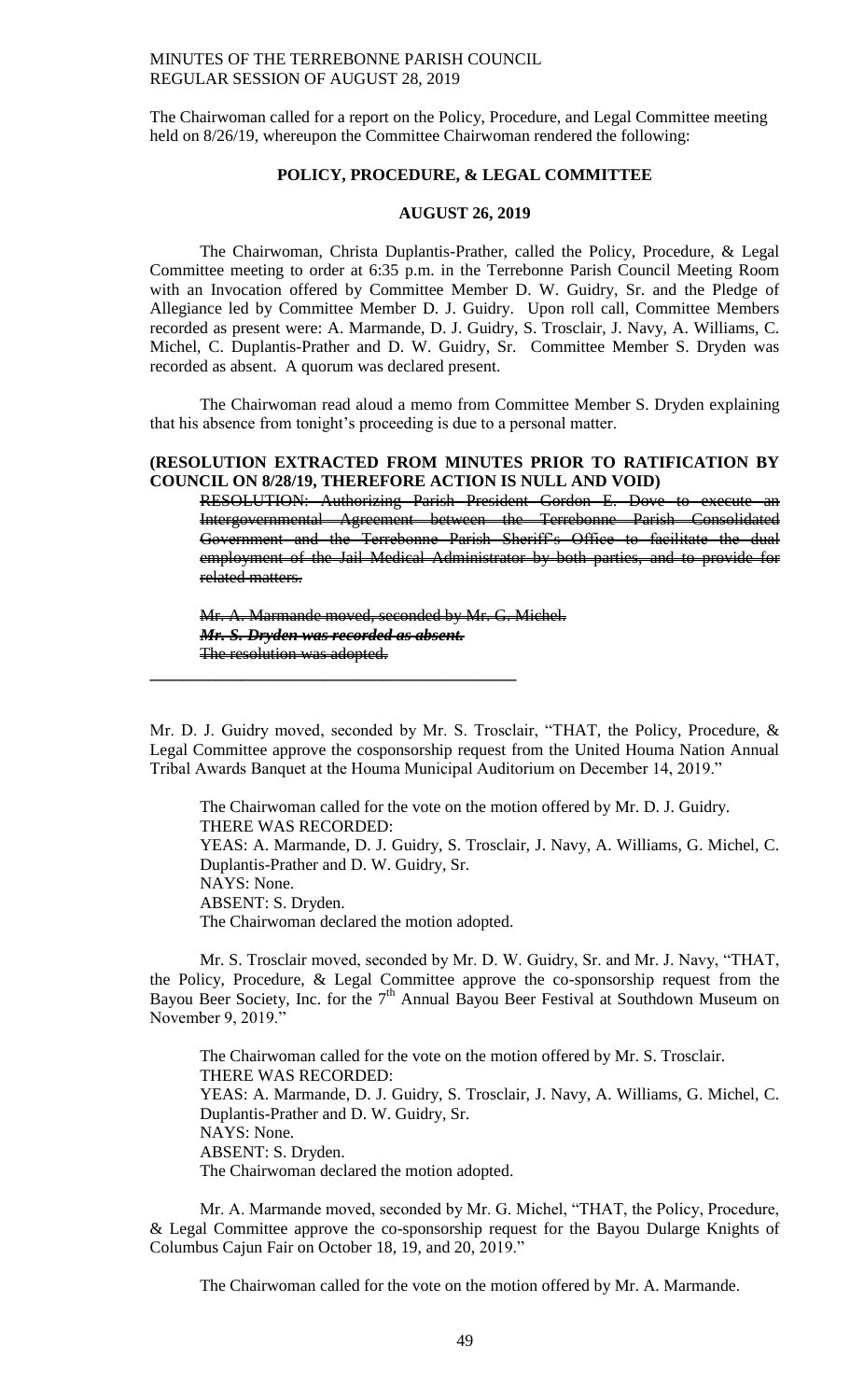The Chairwoman called for a report on the Policy, Procedure, and Legal Committee meeting held on 8/26/19, whereupon the Committee Chairwoman rendered the following:

## POLICY, PROCEDURE, & LEGAL COMMITTEE

### AUGUST 26, 2019

The Chairwoman, Christa Duplantis-Prather, called the Policy, Procedure, & Legal Committee meeting to order at 6:35 p.m. in the Terrebonne Parish Council Meeting Room with an Invocation offered by Committee Member D. W. Guidry, Sr. and the Pledge of Allegiance led by Committee Member D. J. Guidry. Upon roll call, Committee Members recorded as present were: A. Marmande, D. J. Guidry, S. Trosclair, J. Navy, A. Williams, C. Michel, C. Duplantis-Prather and D. W. Guidry, Sr. Committee Member S. Dryden was recorded as absent. A quorum was declared present.

The Chairwoman read aloud a memo from Committee Member S. Dryden explaining that his absence from tonight's proceeding is due to a personal matter.

**(RESOLUTION EXTRACTED FROM MINUTES PRIOR TO RATIFICATION BY COUNCIL ON 8/28/19, THEREFORE ACTION IS NULL AND VOID)**

~~RESOLUTION: Authorizing Parish President Gordon E. Dove to execute an Intergovernmental Agreement between the Terrebonne Parish Consolidated Government and the Terrebonne Parish Sheriff's Office to facilitate the dual employment of the Jail Medical Administrator by both parties, and to provide for related matters.~~

~~Mr. A. Marmande moved, seconded by Mr. G. Michel.~~
~~***Mr. S. Dryden was recorded as absent.***~~
~~The resolution was adopted.~~

---

Mr. D. J. Guidry moved, seconded by Mr. S. Trosclair, "THAT, the Policy, Procedure, & Legal Committee approve the cosponsorship request from the United Houma Nation Annual Tribal Awards Banquet at the Houma Municipal Auditorium on December 14, 2019."

The Chairwoman called for the vote on the motion offered by Mr. D. J. Guidry.
THERE WAS RECORDED:
YEAS: A. Marmande, D. J. Guidry, S. Trosclair, J. Navy, A. Williams, G. Michel, C. Duplantis-Prather and D. W. Guidry, Sr.
NAYS: None.
ABSENT: S. Dryden.
The Chairwoman declared the motion adopted.

Mr. S. Trosclair moved, seconded by Mr. D. W. Guidry, Sr. and Mr. J. Navy, "THAT, the Policy, Procedure, & Legal Committee approve the co-sponsorship request from the Bayou Beer Society, Inc. for the 7th Annual Bayou Beer Festival at Southdown Museum on November 9, 2019."

The Chairwoman called for the vote on the motion offered by Mr. S. Trosclair.
THERE WAS RECORDED:
YEAS: A. Marmande, D. J. Guidry, S. Trosclair, J. Navy, A. Williams, G. Michel, C. Duplantis-Prather and D. W. Guidry, Sr.
NAYS: None.
ABSENT: S. Dryden.
The Chairwoman declared the motion adopted.

Mr. A. Marmande moved, seconded by Mr. G. Michel, "THAT, the Policy, Procedure, & Legal Committee approve the co-sponsorship request for the Bayou Dularge Knights of Columbus Cajun Fair on October 18, 19, and 20, 2019."

The Chairwoman called for the vote on the motion offered by Mr. A. Marmande.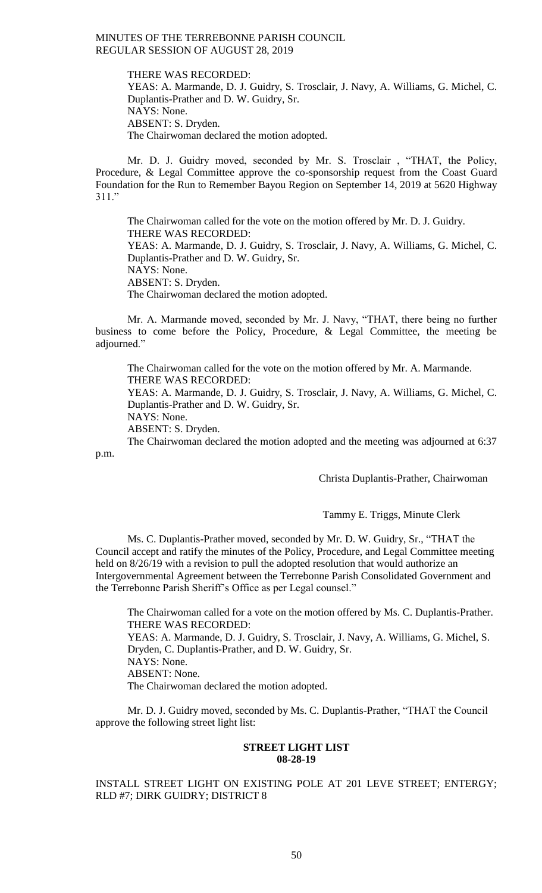THERE WAS RECORDED:
YEAS: A. Marmande, D. J. Guidry, S. Trosclair, J. Navy, A. Williams, G. Michel, C. Duplantis-Prather and D. W. Guidry, Sr.
NAYS: None.
ABSENT: S. Dryden.
The Chairwoman declared the motion adopted.

Mr. D. J. Guidry moved, seconded by Mr. S. Trosclair , "THAT, the Policy, Procedure, & Legal Committee approve the co-sponsorship request from the Coast Guard Foundation for the Run to Remember Bayou Region on September 14, 2019 at 5620 Highway 311."

The Chairwoman called for the vote on the motion offered by Mr. D. J. Guidry.
THERE WAS RECORDED:
YEAS: A. Marmande, D. J. Guidry, S. Trosclair, J. Navy, A. Williams, G. Michel, C. Duplantis-Prather and D. W. Guidry, Sr.
NAYS: None.
ABSENT: S. Dryden.
The Chairwoman declared the motion adopted.

Mr. A. Marmande moved, seconded by Mr. J. Navy, "THAT, there being no further business to come before the Policy, Procedure, & Legal Committee, the meeting be adjourned."

The Chairwoman called for the vote on the motion offered by Mr. A. Marmande.
THERE WAS RECORDED:
YEAS: A. Marmande, D. J. Guidry, S. Trosclair, J. Navy, A. Williams, G. Michel, C. Duplantis-Prather and D. W. Guidry, Sr.
NAYS: None.
ABSENT: S. Dryden.
The Chairwoman declared the motion adopted and the meeting was adjourned at 6:37 p.m.

Christa Duplantis-Prather, Chairwoman

Tammy E. Triggs, Minute Clerk

Ms. C. Duplantis-Prather moved, seconded by Mr. D. W. Guidry, Sr., "THAT the Council accept and ratify the minutes of the Policy, Procedure, and Legal Committee meeting held on 8/26/19 with a revision to pull the adopted resolution that would authorize an Intergovernmental Agreement between the Terrebonne Parish Consolidated Government and the Terrebonne Parish Sheriff's Office as per Legal counsel."

The Chairwoman called for a vote on the motion offered by Ms. C. Duplantis-Prather.
THERE WAS RECORDED:
YEAS: A. Marmande, D. J. Guidry, S. Trosclair, J. Navy, A. Williams, G. Michel, S. Dryden, C. Duplantis-Prather, and D. W. Guidry, Sr.
NAYS: None.
ABSENT: None.
The Chairwoman declared the motion adopted.

Mr. D. J. Guidry moved, seconded by Ms. C. Duplantis-Prather, "THAT the Council approve the following street light list:

**STREET LIGHT LIST**
**08-28-19**

INSTALL STREET LIGHT ON EXISTING POLE AT 201 LEVE STREET; ENTERGY; RLD #7; DIRK GUIDRY; DISTRICT 8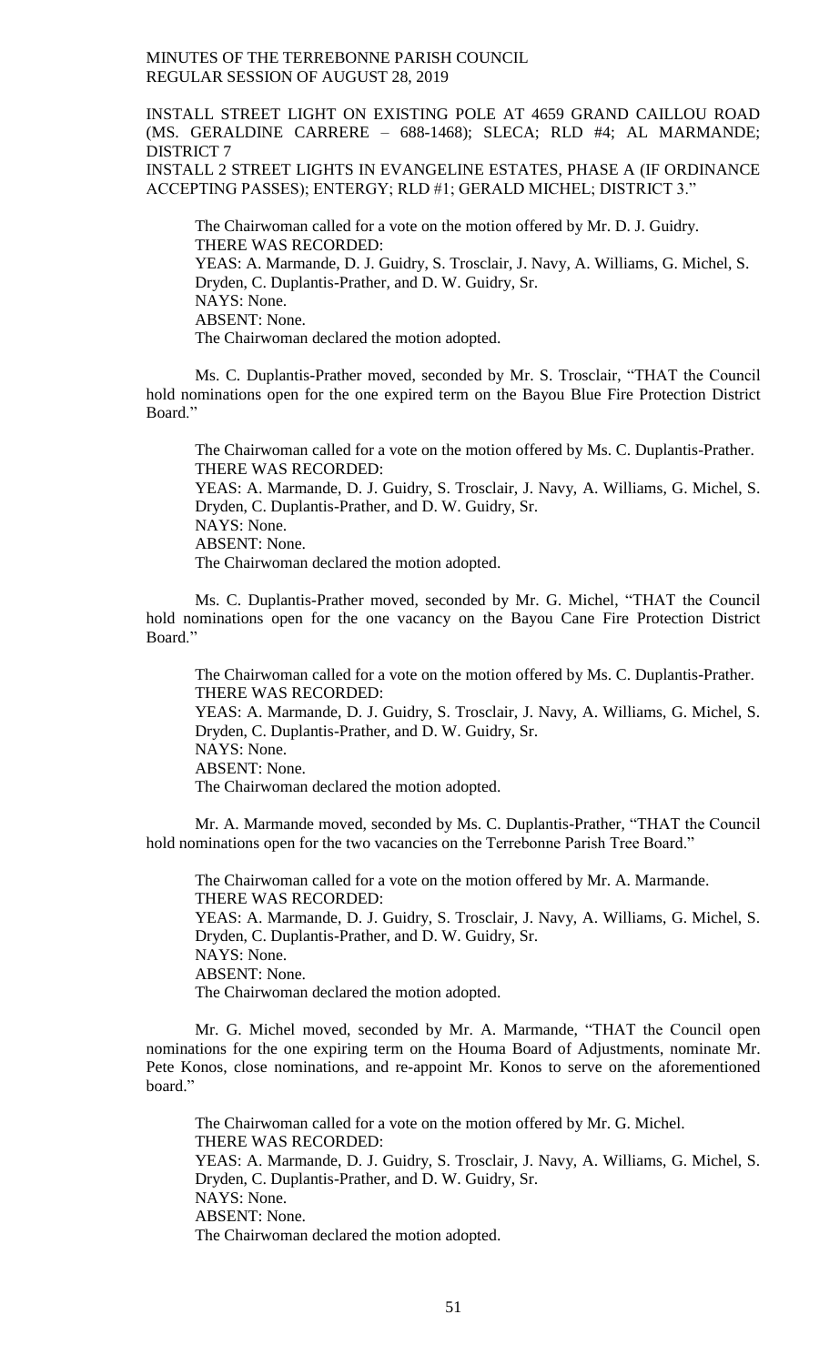INSTALL STREET LIGHT ON EXISTING POLE AT 4659 GRAND CAILLOU ROAD (MS. GERALDINE CARRERE – 688-1468); SLECA; RLD #4; AL MARMANDE; DISTRICT 7

INSTALL 2 STREET LIGHTS IN EVANGELINE ESTATES, PHASE A (IF ORDINANCE ACCEPTING PASSES); ENTERGY; RLD #1; GERALD MICHEL; DISTRICT 3."

The Chairwoman called for a vote on the motion offered by Mr. D. J. Guidry.
THERE WAS RECORDED:
YEAS: A. Marmande, D. J. Guidry, S. Trosclair, J. Navy, A. Williams, G. Michel, S. Dryden, C. Duplantis-Prather, and D. W. Guidry, Sr.
NAYS: None.
ABSENT: None.
The Chairwoman declared the motion adopted.

Ms. C. Duplantis-Prather moved, seconded by Mr. S. Trosclair, "THAT the Council hold nominations open for the one expired term on the Bayou Blue Fire Protection District Board."

The Chairwoman called for a vote on the motion offered by Ms. C. Duplantis-Prather.
THERE WAS RECORDED:
YEAS: A. Marmande, D. J. Guidry, S. Trosclair, J. Navy, A. Williams, G. Michel, S. Dryden, C. Duplantis-Prather, and D. W. Guidry, Sr.
NAYS: None.
ABSENT: None.
The Chairwoman declared the motion adopted.

Ms. C. Duplantis-Prather moved, seconded by Mr. G. Michel, "THAT the Council hold nominations open for the one vacancy on the Bayou Cane Fire Protection District Board."

The Chairwoman called for a vote on the motion offered by Ms. C. Duplantis-Prather.
THERE WAS RECORDED:
YEAS: A. Marmande, D. J. Guidry, S. Trosclair, J. Navy, A. Williams, G. Michel, S. Dryden, C. Duplantis-Prather, and D. W. Guidry, Sr.
NAYS: None.
ABSENT: None.
The Chairwoman declared the motion adopted.

Mr. A. Marmande moved, seconded by Ms. C. Duplantis-Prather, "THAT the Council hold nominations open for the two vacancies on the Terrebonne Parish Tree Board."

The Chairwoman called for a vote on the motion offered by Mr. A. Marmande.
THERE WAS RECORDED:
YEAS: A. Marmande, D. J. Guidry, S. Trosclair, J. Navy, A. Williams, G. Michel, S. Dryden, C. Duplantis-Prather, and D. W. Guidry, Sr.
NAYS: None.
ABSENT: None.
The Chairwoman declared the motion adopted.

Mr. G. Michel moved, seconded by Mr. A. Marmande, "THAT the Council open nominations for the one expiring term on the Houma Board of Adjustments, nominate Mr. Pete Konos, close nominations, and re-appoint Mr. Konos to serve on the aforementioned board."

The Chairwoman called for a vote on the motion offered by Mr. G. Michel.
THERE WAS RECORDED:
YEAS: A. Marmande, D. J. Guidry, S. Trosclair, J. Navy, A. Williams, G. Michel, S. Dryden, C. Duplantis-Prather, and D. W. Guidry, Sr.
NAYS: None.
ABSENT: None.
The Chairwoman declared the motion adopted.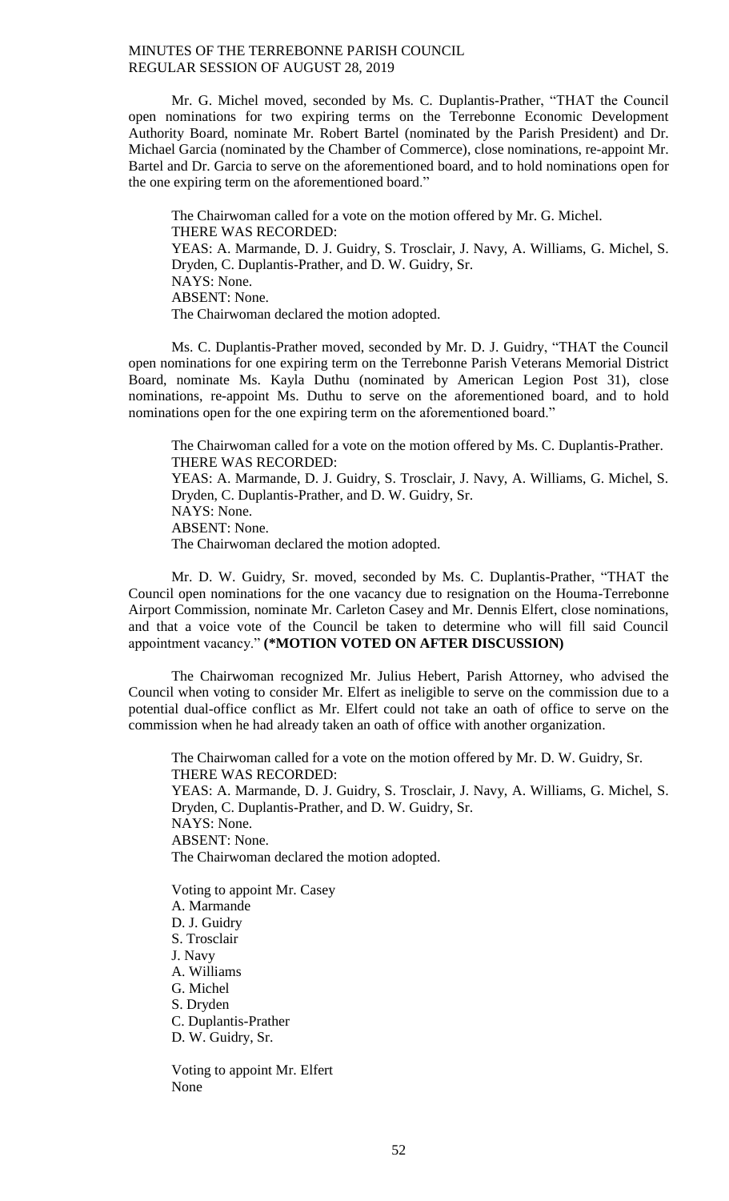Mr. G. Michel moved, seconded by Ms. C. Duplantis-Prather, "THAT the Council open nominations for two expiring terms on the Terrebonne Economic Development Authority Board, nominate Mr. Robert Bartel (nominated by the Parish President) and Dr. Michael Garcia (nominated by the Chamber of Commerce), close nominations, re-appoint Mr. Bartel and Dr. Garcia to serve on the aforementioned board, and to hold nominations open for the one expiring term on the aforementioned board."

The Chairwoman called for a vote on the motion offered by Mr. G. Michel.
THERE WAS RECORDED:
YEAS: A. Marmande, D. J. Guidry, S. Trosclair, J. Navy, A. Williams, G. Michel, S. Dryden, C. Duplantis-Prather, and D. W. Guidry, Sr.
NAYS: None.
ABSENT: None.
The Chairwoman declared the motion adopted.

Ms. C. Duplantis-Prather moved, seconded by Mr. D. J. Guidry, "THAT the Council open nominations for one expiring term on the Terrebonne Parish Veterans Memorial District Board, nominate Ms. Kayla Duthu (nominated by American Legion Post 31), close nominations, re-appoint Ms. Duthu to serve on the aforementioned board, and to hold nominations open for the one expiring term on the aforementioned board."

The Chairwoman called for a vote on the motion offered by Ms. C. Duplantis-Prather.
THERE WAS RECORDED:
YEAS: A. Marmande, D. J. Guidry, S. Trosclair, J. Navy, A. Williams, G. Michel, S. Dryden, C. Duplantis-Prather, and D. W. Guidry, Sr.
NAYS: None.
ABSENT: None.
The Chairwoman declared the motion adopted.

Mr. D. W. Guidry, Sr. moved, seconded by Ms. C. Duplantis-Prather, "THAT the Council open nominations for the one vacancy due to resignation on the Houma-Terrebonne Airport Commission, nominate Mr. Carleton Casey and Mr. Dennis Elfert, close nominations, and that a voice vote of the Council be taken to determine who will fill said Council appointment vacancy." **(\*MOTION VOTED ON AFTER DISCUSSION)**

The Chairwoman recognized Mr. Julius Hebert, Parish Attorney, who advised the Council when voting to consider Mr. Elfert as ineligible to serve on the commission due to a potential dual-office conflict as Mr. Elfert could not take an oath of office to serve on the commission when he had already taken an oath of office with another organization.

The Chairwoman called for a vote on the motion offered by Mr. D. W. Guidry, Sr.
THERE WAS RECORDED:
YEAS: A. Marmande, D. J. Guidry, S. Trosclair, J. Navy, A. Williams, G. Michel, S. Dryden, C. Duplantis-Prather, and D. W. Guidry, Sr.
NAYS: None.
ABSENT: None.
The Chairwoman declared the motion adopted.

Voting to appoint Mr. Casey
A. Marmande
D. J. Guidry
S. Trosclair
J. Navy
A. Williams
G. Michel
S. Dryden
C. Duplantis-Prather
D. W. Guidry, Sr.

Voting to appoint Mr. Elfert
None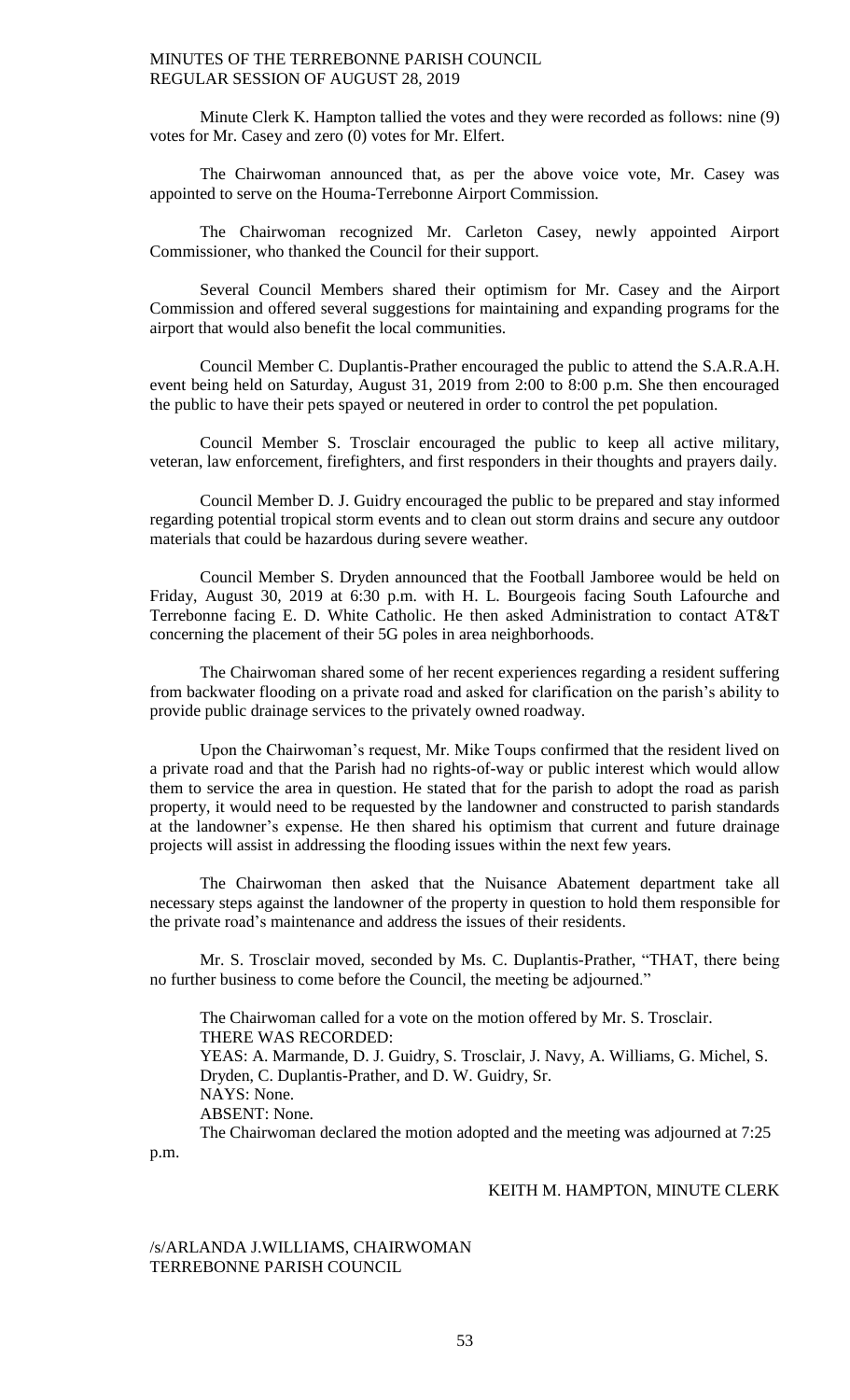Minute Clerk K. Hampton tallied the votes and they were recorded as follows: nine (9) votes for Mr. Casey and zero (0) votes for Mr. Elfert.

The Chairwoman announced that, as per the above voice vote, Mr. Casey was appointed to serve on the Houma-Terrebonne Airport Commission.

The Chairwoman recognized Mr. Carleton Casey, newly appointed Airport Commissioner, who thanked the Council for their support.

Several Council Members shared their optimism for Mr. Casey and the Airport Commission and offered several suggestions for maintaining and expanding programs for the airport that would also benefit the local communities.

Council Member C. Duplantis-Prather encouraged the public to attend the S.A.R.A.H. event being held on Saturday, August 31, 2019 from 2:00 to 8:00 p.m. She then encouraged the public to have their pets spayed or neutered in order to control the pet population.

Council Member S. Trosclair encouraged the public to keep all active military, veteran, law enforcement, firefighters, and first responders in their thoughts and prayers daily.

Council Member D. J. Guidry encouraged the public to be prepared and stay informed regarding potential tropical storm events and to clean out storm drains and secure any outdoor materials that could be hazardous during severe weather.

Council Member S. Dryden announced that the Football Jamboree would be held on Friday, August 30, 2019 at 6:30 p.m. with H. L. Bourgeois facing South Lafourche and Terrebonne facing E. D. White Catholic. He then asked Administration to contact AT&T concerning the placement of their 5G poles in area neighborhoods.

The Chairwoman shared some of her recent experiences regarding a resident suffering from backwater flooding on a private road and asked for clarification on the parish's ability to provide public drainage services to the privately owned roadway.

Upon the Chairwoman's request, Mr. Mike Toups confirmed that the resident lived on a private road and that the Parish had no rights-of-way or public interest which would allow them to service the area in question. He stated that for the parish to adopt the road as parish property, it would need to be requested by the landowner and constructed to parish standards at the landowner's expense. He then shared his optimism that current and future drainage projects will assist in addressing the flooding issues within the next few years.

The Chairwoman then asked that the Nuisance Abatement department take all necessary steps against the landowner of the property in question to hold them responsible for the private road's maintenance and address the issues of their residents.

Mr. S. Trosclair moved, seconded by Ms. C. Duplantis-Prather, "THAT, there being no further business to come before the Council, the meeting be adjourned."

The Chairwoman called for a vote on the motion offered by Mr. S. Trosclair.
THERE WAS RECORDED:
YEAS: A. Marmande, D. J. Guidry, S. Trosclair, J. Navy, A. Williams, G. Michel, S. Dryden, C. Duplantis-Prather, and D. W. Guidry, Sr.
NAYS: None.
ABSENT: None.
The Chairwoman declared the motion adopted and the meeting was adjourned at 7:25 p.m.

KEITH M. HAMPTON, MINUTE CLERK

/s/ARLANDA J.WILLIAMS, CHAIRWOMAN
TERREBONNE PARISH COUNCIL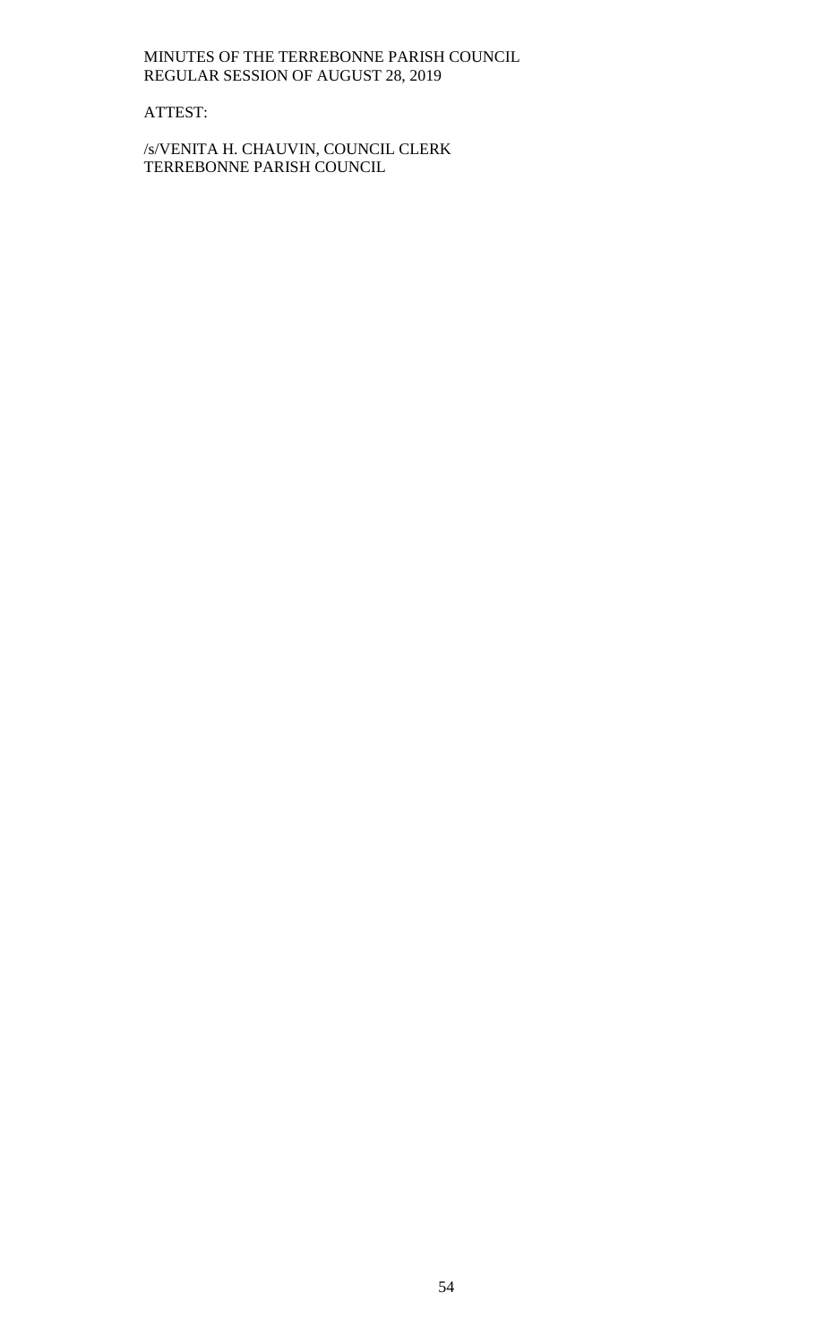ATTEST:

/s/VENITA H. CHAUVIN, COUNCIL CLERK
TERREBONNE PARISH COUNCIL